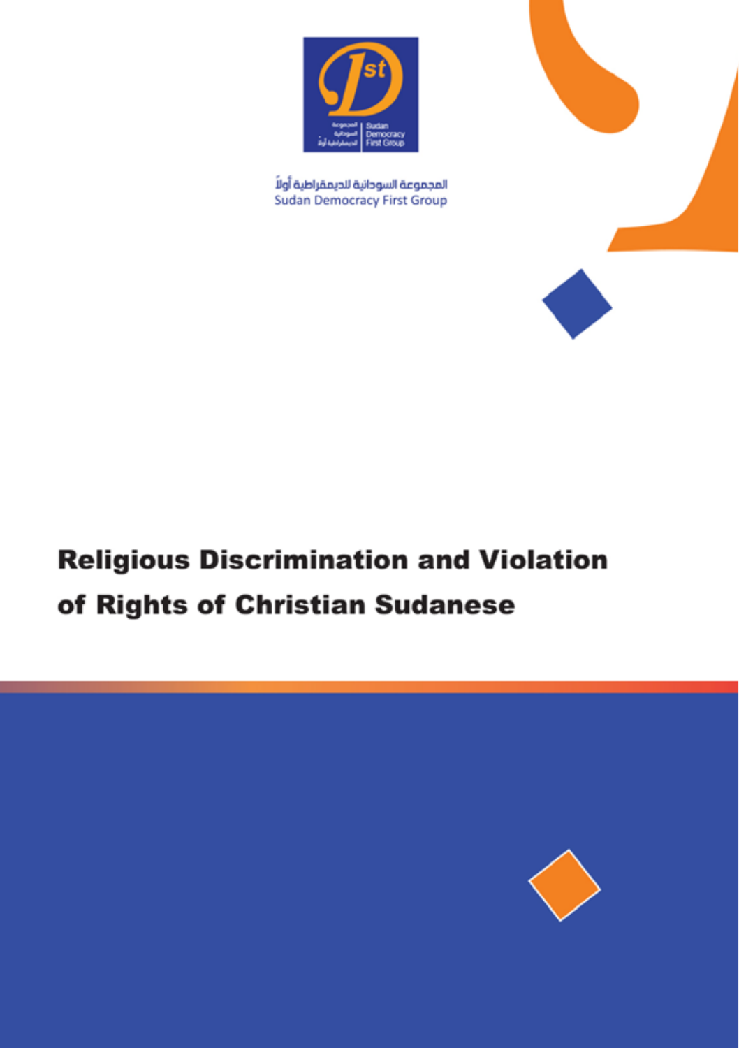المجموعة السودانية للديمقراطية أولاً
Sudan Democracy First Group

# Religious Discrimination and Violation of Rights of Christian Sudanese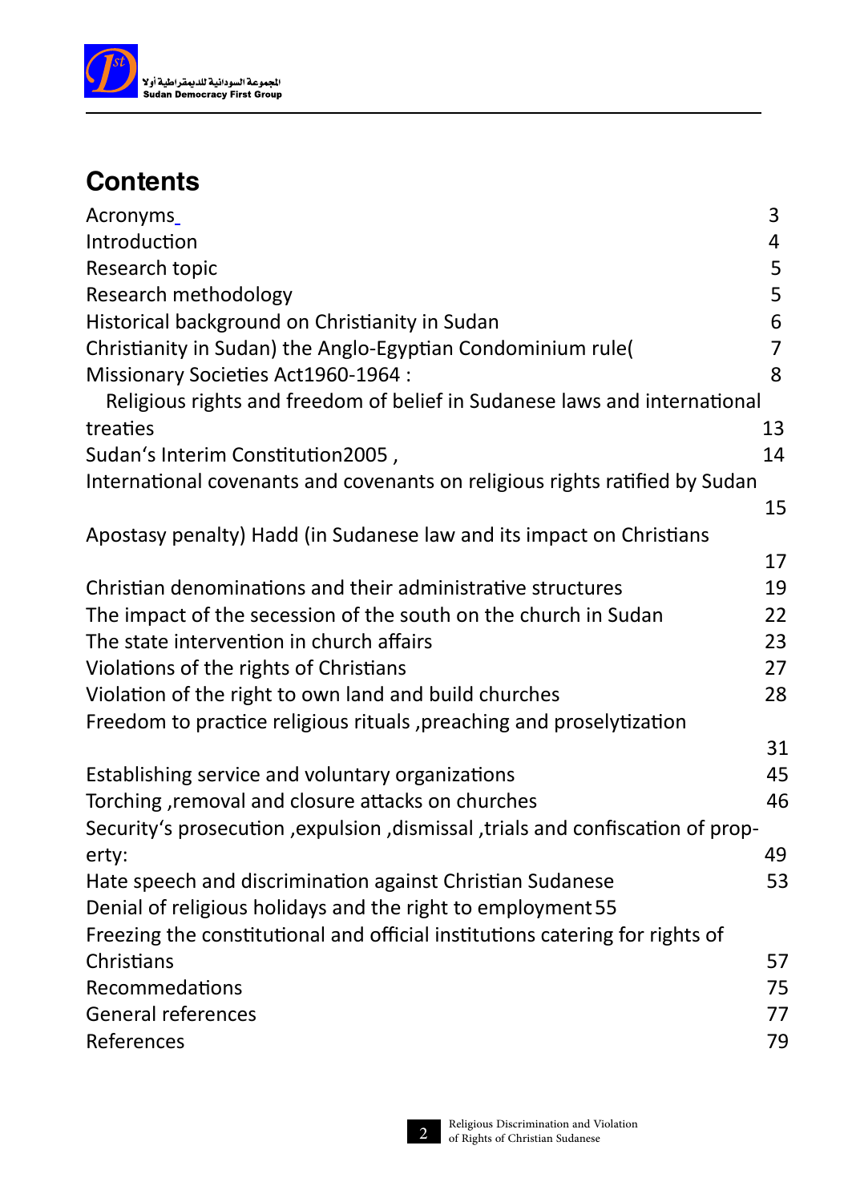## Contents

| | |
|---|---|
| Acronyms | 3 |
| Introduction | 4 |
| Research topic | 5 |
| Research methodology | 5 |
| Historical background on Christianity in Sudan | 6 |
| Christianity in Sudan) the Anglo-Egyptian Condominium rule( | 7 |
| Missionary Societies Act1960-1964 : | 8 |
| Religious rights and freedom of belief in Sudanese laws and international treaties | 13 |
| Sudan's Interim Constitution2005 , | 14 |
| International covenants and covenants on religious rights ratified by Sudan | 15 |
| Apostasy penalty) Hadd (in Sudanese law and its impact on Christians | 17 |
| Christian denominations and their administrative structures | 19 |
| The impact of the secession of the south on the church in Sudan | 22 |
| The state intervention in church affairs | 23 |
| Violations of the rights of Christians | 27 |
| Violation of the right to own land and build churches | 28 |
| Freedom to practice religious rituals ,preaching and proselytization | 31 |
| Establishing service and voluntary organizations | 45 |
| Torching ,removal and closure attacks on churches | 46 |
| Security's prosecution ,expulsion ,dismissal ,trials and confiscation of property: | 49 |
| Hate speech and discrimination against Christian Sudanese | 53 |
| Denial of religious holidays and the right to employment | 55 |
| Freezing the constitutional and official institutions catering for rights of Christians | 57 |
| Recommedations | 75 |
| General references | 77 |
| References | 79 |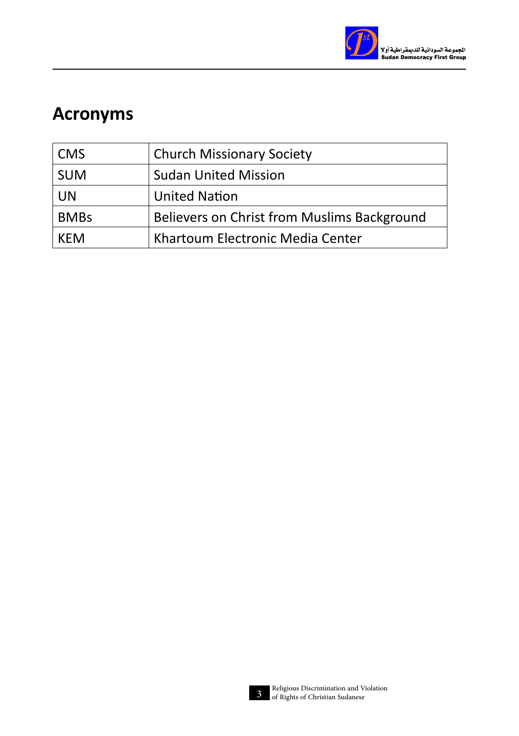## Acronyms

| | |
|---|---|
| CMS | Church Missionary Society |
| SUM | Sudan United Mission |
| UN | United Nation |
| BMBs | Believers on Christ from Muslims Background |
| KEM | Khartoum Electronic Media Center |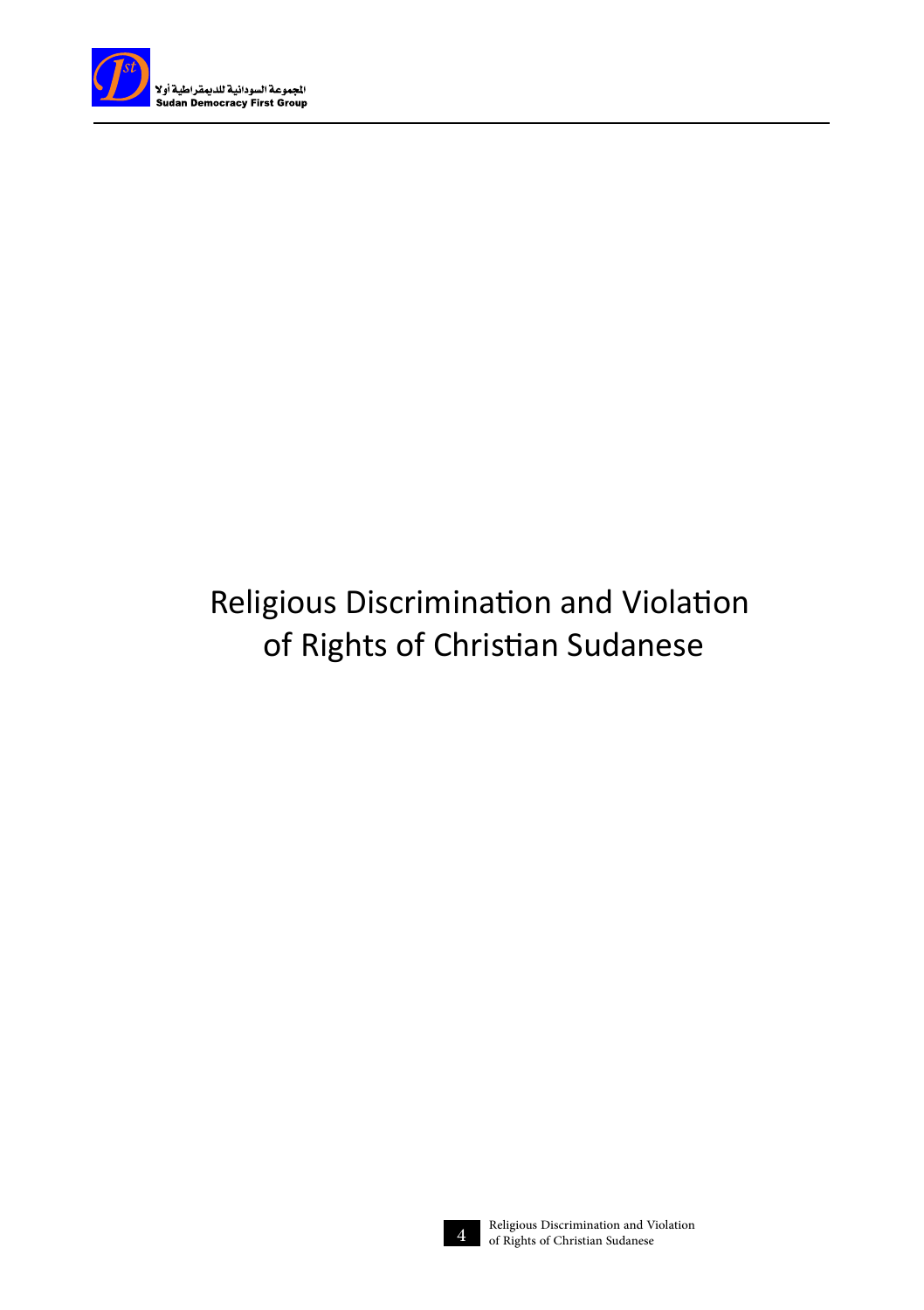# Religious Discrimination and Violation of Rights of Christian Sudanese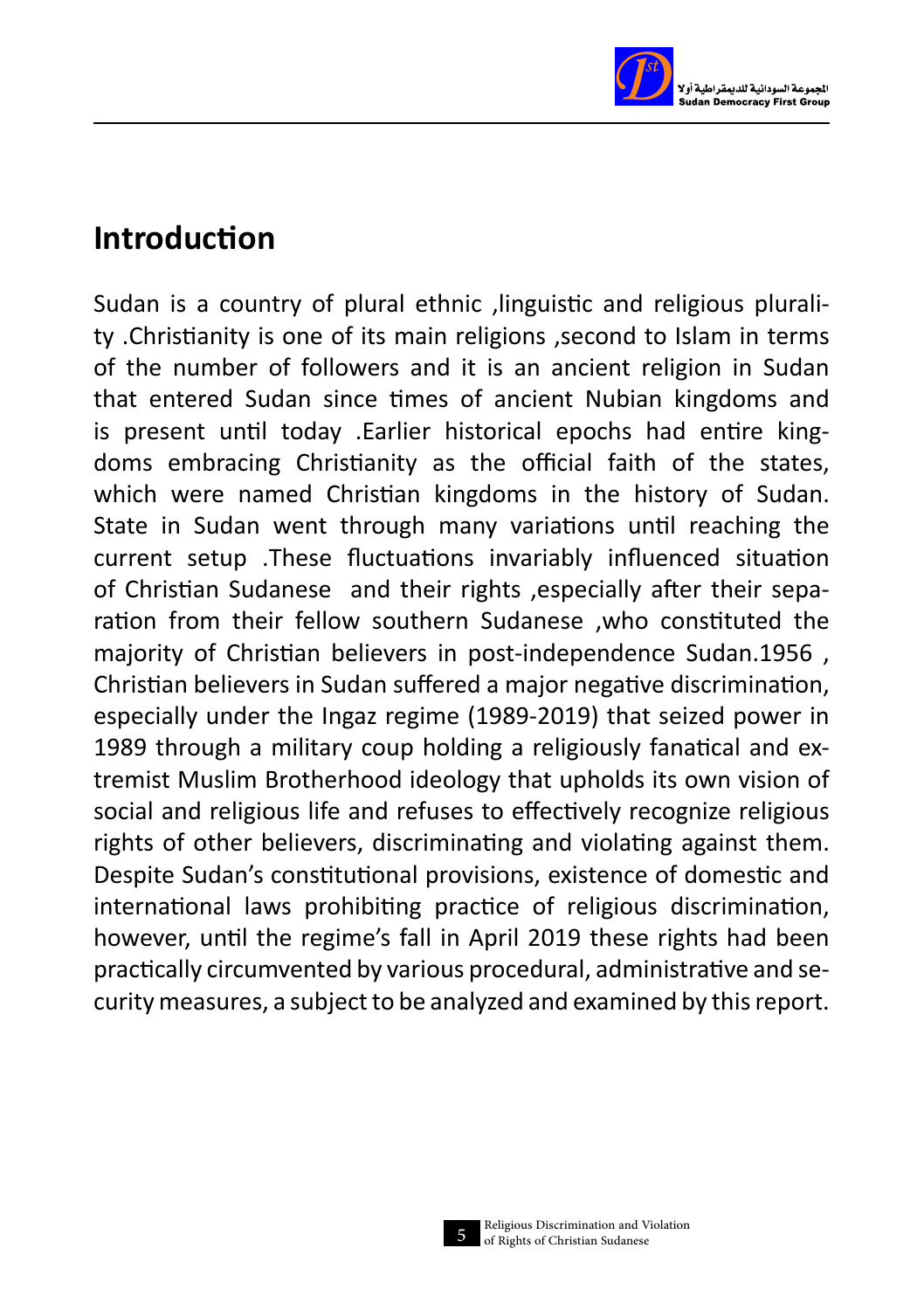# Introduction

Sudan is a country of plural ethnic ,linguistic and religious plurality .Christianity is one of its main religions ,second to Islam in terms of the number of followers and it is an ancient religion in Sudan that entered Sudan since times of ancient Nubian kingdoms and is present until today .Earlier historical epochs had entire kingdoms embracing Christianity as the official faith of the states, which were named Christian kingdoms in the history of Sudan. State in Sudan went through many variations until reaching the current setup .These fluctuations invariably influenced situation of Christian Sudanese and their rights ,especially after their separation from their fellow southern Sudanese ,who constituted the majority of Christian believers in post-independence Sudan.1956 , Christian believers in Sudan suffered a major negative discrimination, especially under the Ingaz regime (1989-2019) that seized power in 1989 through a military coup holding a religiously fanatical and extremist Muslim Brotherhood ideology that upholds its own vision of social and religious life and refuses to effectively recognize religious rights of other believers, discriminating and violating against them. Despite Sudan's constitutional provisions, existence of domestic and international laws prohibiting practice of religious discrimination, however, until the regime's fall in April 2019 these rights had been practically circumvented by various procedural, administrative and security measures, a subject to be analyzed and examined by this report.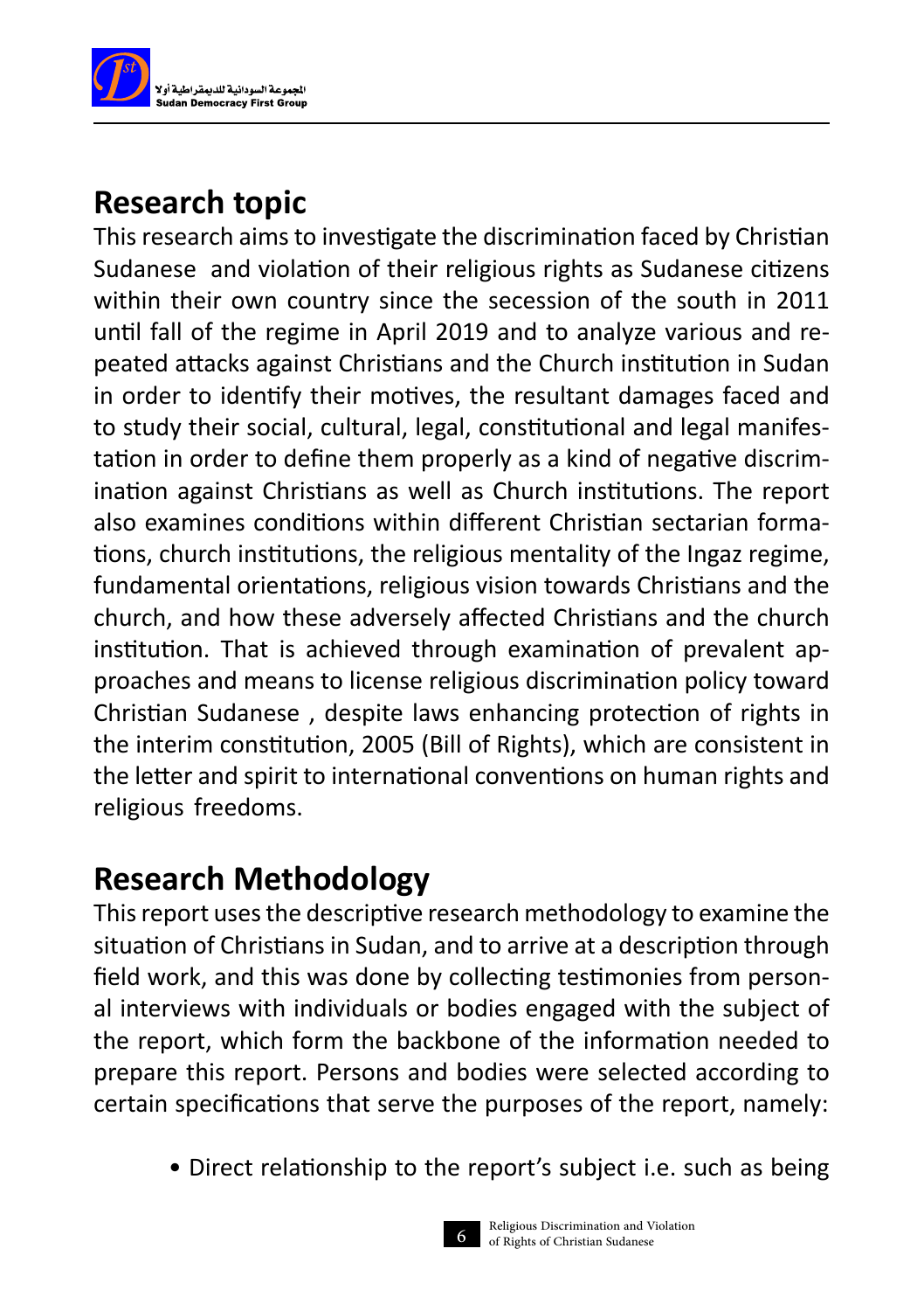## Research topic

This research aims to investigate the discrimination faced by Christian Sudanese and violation of their religious rights as Sudanese citizens within their own country since the secession of the south in 2011 until fall of the regime in April 2019 and to analyze various and repeated attacks against Christians and the Church institution in Sudan in order to identify their motives, the resultant damages faced and to study their social, cultural, legal, constitutional and legal manifestation in order to define them properly as a kind of negative discrimination against Christians as well as Church institutions. The report also examines conditions within different Christian sectarian formations, church institutions, the religious mentality of the Ingaz regime, fundamental orientations, religious vision towards Christians and the church, and how these adversely affected Christians and the church institution. That is achieved through examination of prevalent approaches and means to license religious discrimination policy toward Christian Sudanese , despite laws enhancing protection of rights in the interim constitution, 2005 (Bill of Rights), which are consistent in the letter and spirit to international conventions on human rights and religious freedoms.

## Research Methodology

This report uses the descriptive research methodology to examine the situation of Christians in Sudan, and to arrive at a description through field work, and this was done by collecting testimonies from personal interviews with individuals or bodies engaged with the subject of the report, which form the backbone of the information needed to prepare this report. Persons and bodies were selected according to certain specifications that serve the purposes of the report, namely:

- Direct relationship to the report's subject i.e. such as being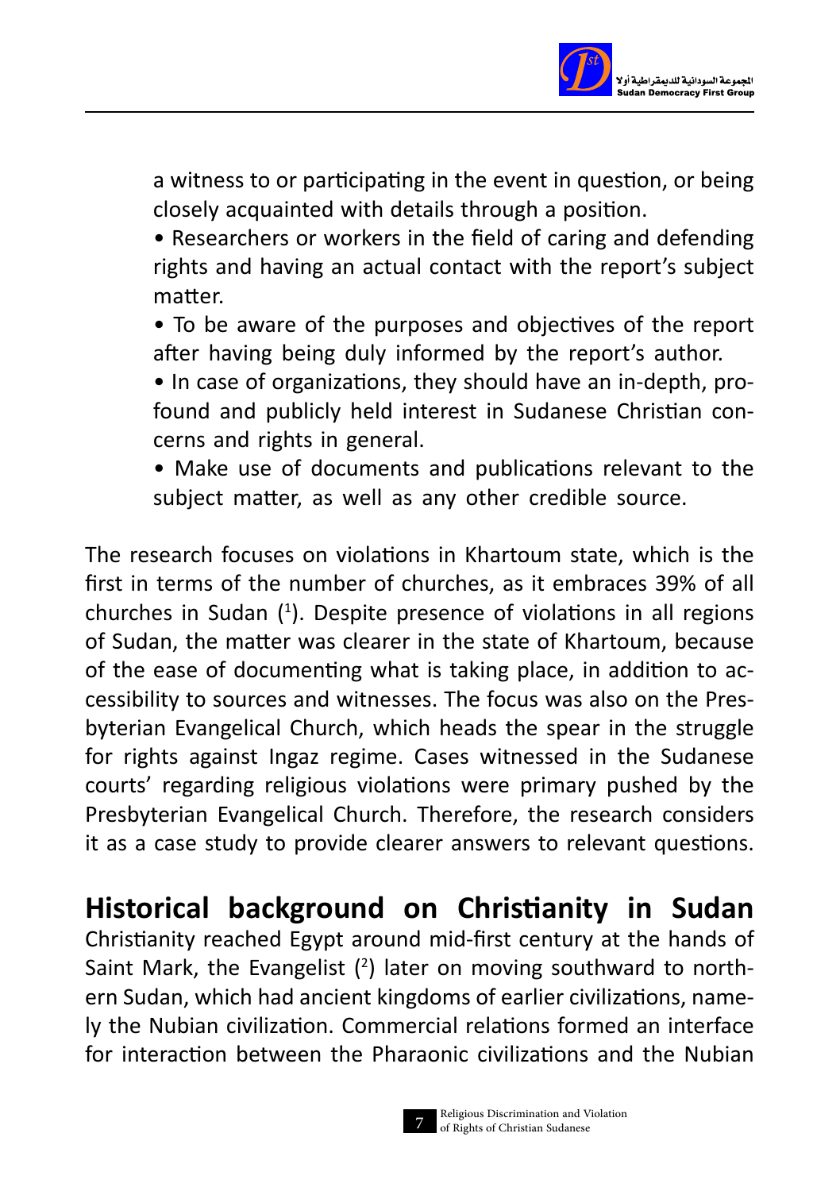a witness to or participating in the event in question, or being closely acquainted with details through a position.

- Researchers or workers in the field of caring and defending rights and having an actual contact with the report's subject matter.
- To be aware of the purposes and objectives of the report after having being duly informed by the report's author.
- In case of organizations, they should have an in-depth, profound and publicly held interest in Sudanese Christian concerns and rights in general.
- Make use of documents and publications relevant to the subject matter, as well as any other credible source.

The research focuses on violations in Khartoum state, which is the first in terms of the number of churches, as it embraces 39% of all churches in Sudan ([1]). Despite presence of violations in all regions of Sudan, the matter was clearer in the state of Khartoum, because of the ease of documenting what is taking place, in addition to accessibility to sources and witnesses. The focus was also on the Presbyterian Evangelical Church, which heads the spear in the struggle for rights against Ingaz regime. Cases witnessed in the Sudanese courts' regarding religious violations were primary pushed by the Presbyterian Evangelical Church. Therefore, the research considers it as a case study to provide clearer answers to relevant questions.

## Historical background on Christianity in Sudan

Christianity reached Egypt around mid-first century at the hands of Saint Mark, the Evangelist ([2]) later on moving southward to northern Sudan, which had ancient kingdoms of earlier civilizations, namely the Nubian civilization. Commercial relations formed an interface for interaction between the Pharaonic civilizations and the Nubian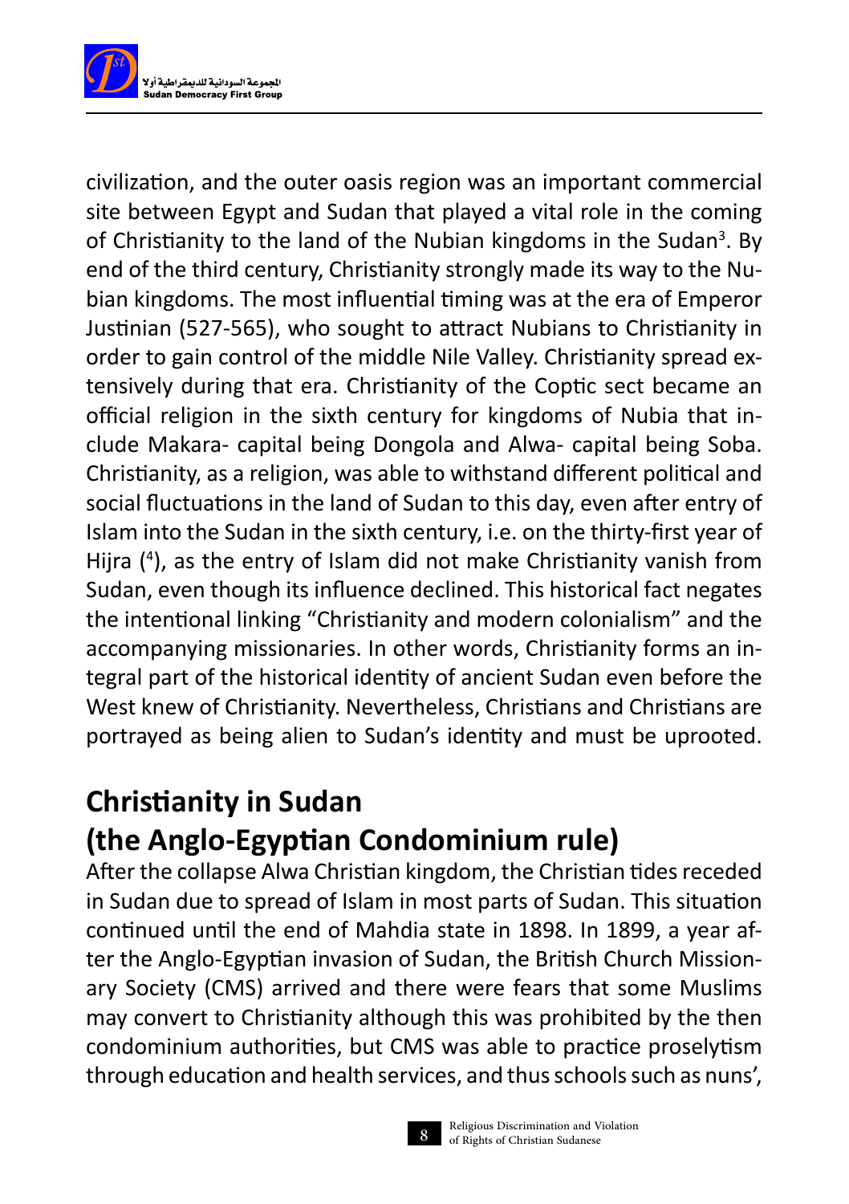civilization, and the outer oasis region was an important commercial site between Egypt and Sudan that played a vital role in the coming of Christianity to the land of the Nubian kingdoms in the Sudan[3]. By end of the third century, Christianity strongly made its way to the Nubian kingdoms. The most influential timing was at the era of Emperor Justinian (527-565), who sought to attract Nubians to Christianity in order to gain control of the middle Nile Valley. Christianity spread extensively during that era. Christianity of the Coptic sect became an official religion in the sixth century for kingdoms of Nubia that include Makara- capital being Dongola and Alwa- capital being Soba. Christianity, as a religion, was able to withstand different political and social fluctuations in the land of Sudan to this day, even after entry of Islam into the Sudan in the sixth century, i.e. on the thirty-first year of Hijra ([4]), as the entry of Islam did not make Christianity vanish from Sudan, even though its influence declined. This historical fact negates the intentional linking "Christianity and modern colonialism" and the accompanying missionaries. In other words, Christianity forms an integral part of the historical identity of ancient Sudan even before the West knew of Christianity. Nevertheless, Christians and Christians are portrayed as being alien to Sudan's identity and must be uprooted.

## Christianity in Sudan (the Anglo-Egyptian Condominium rule)

After the collapse Alwa Christian kingdom, the Christian tides receded in Sudan due to spread of Islam in most parts of Sudan. This situation continued until the end of Mahdia state in 1898. In 1899, a year after the Anglo-Egyptian invasion of Sudan, the British Church Missionary Society (CMS) arrived and there were fears that some Muslims may convert to Christianity although this was prohibited by the then condominium authorities, but CMS was able to practice proselytism through education and health services, and thus schools such as nuns',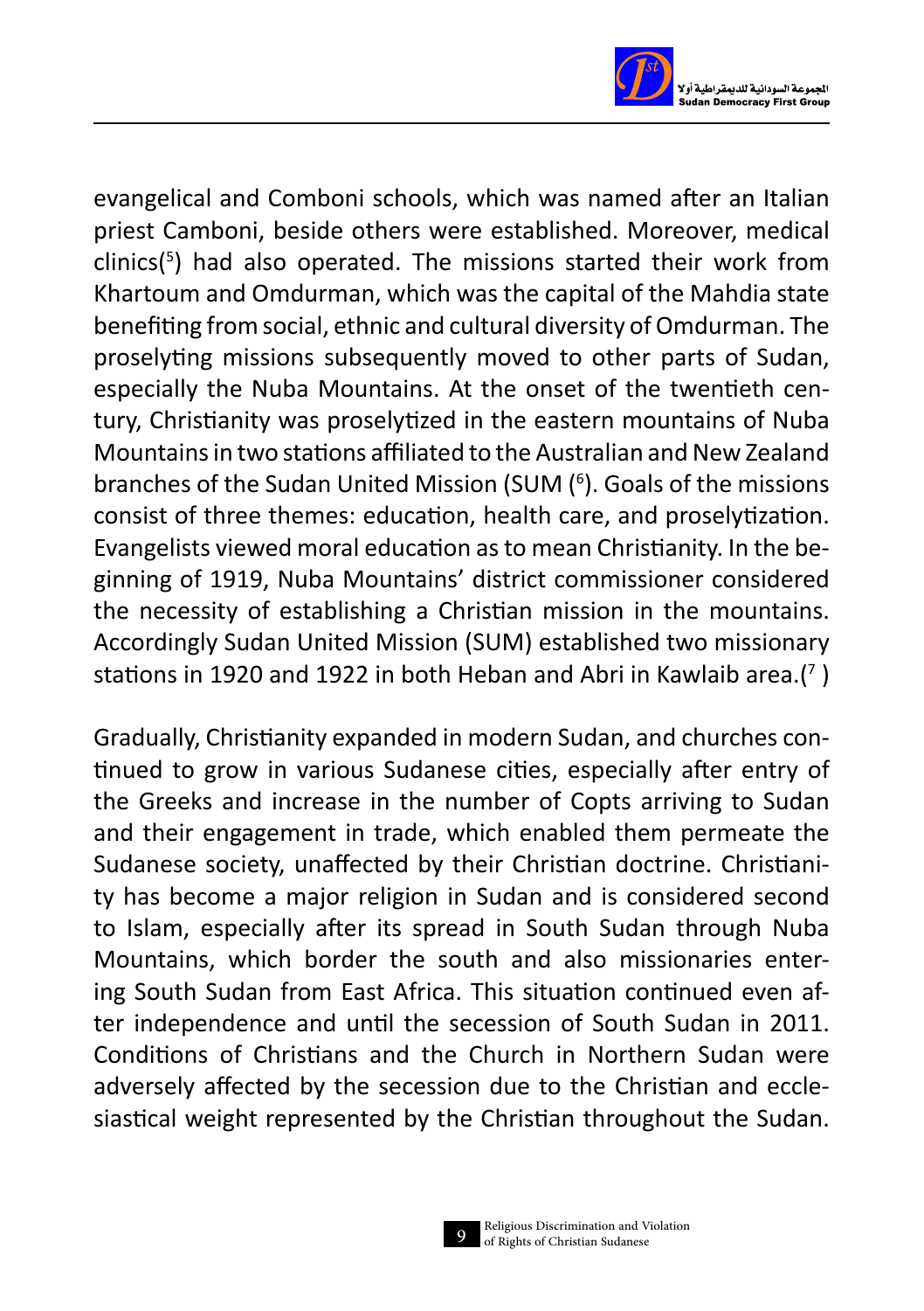evangelical and Comboni schools, which was named after an Italian priest Camboni, beside others were established. Moreover, medical clinics([5]) had also operated. The missions started their work from Khartoum and Omdurman, which was the capital of the Mahdia state benefiting from social, ethnic and cultural diversity of Omdurman. The proselyting missions subsequently moved to other parts of Sudan, especially the Nuba Mountains. At the onset of the twentieth century, Christianity was proselytized in the eastern mountains of Nuba Mountains in two stations affiliated to the Australian and New Zealand branches of the Sudan United Mission (SUM ([6]). Goals of the missions consist of three themes: education, health care, and proselytization. Evangelists viewed moral education as to mean Christianity. In the beginning of 1919, Nuba Mountains' district commissioner considered the necessity of establishing a Christian mission in the mountains. Accordingly Sudan United Mission (SUM) established two missionary stations in 1920 and 1922 in both Heban and Abri in Kawlaib area.([7] )

Gradually, Christianity expanded in modern Sudan, and churches continued to grow in various Sudanese cities, especially after entry of the Greeks and increase in the number of Copts arriving to Sudan and their engagement in trade, which enabled them permeate the Sudanese society, unaffected by their Christian doctrine. Christianity has become a major religion in Sudan and is considered second to Islam, especially after its spread in South Sudan through Nuba Mountains, which border the south and also missionaries entering South Sudan from East Africa. This situation continued even after independence and until the secession of South Sudan in 2011. Conditions of Christians and the Church in Northern Sudan were adversely affected by the secession due to the Christian and ecclesiastical weight represented by the Christian throughout the Sudan.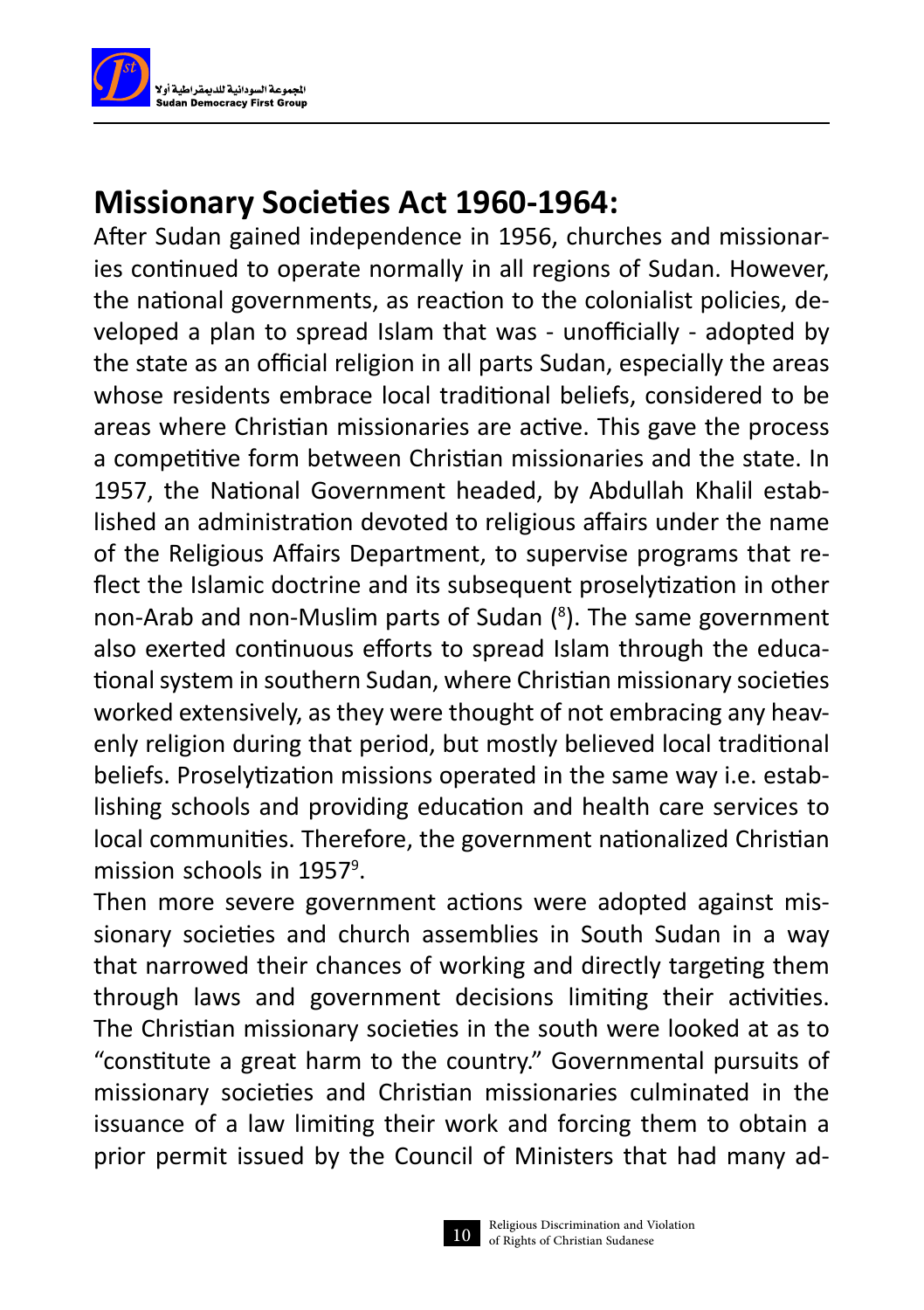## Missionary Societies Act 1960-1964:

After Sudan gained independence in 1956, churches and missionaries continued to operate normally in all regions of Sudan. However, the national governments, as reaction to the colonialist policies, developed a plan to spread Islam that was - unofficially - adopted by the state as an official religion in all parts Sudan, especially the areas whose residents embrace local traditional beliefs, considered to be areas where Christian missionaries are active. This gave the process a competitive form between Christian missionaries and the state. In 1957, the National Government headed, by Abdullah Khalil established an administration devoted to religious affairs under the name of the Religious Affairs Department, to supervise programs that reflect the Islamic doctrine and its subsequent proselytization in other non-Arab and non-Muslim parts of Sudan ([8]). The same government also exerted continuous efforts to spread Islam through the educational system in southern Sudan, where Christian missionary societies worked extensively, as they were thought of not embracing any heavenly religion during that period, but mostly believed local traditional beliefs. Proselytization missions operated in the same way i.e. establishing schools and providing education and health care services to local communities. Therefore, the government nationalized Christian mission schools in 1957[9].

Then more severe government actions were adopted against missionary societies and church assemblies in South Sudan in a way that narrowed their chances of working and directly targeting them through laws and government decisions limiting their activities. The Christian missionary societies in the south were looked at as to "constitute a great harm to the country." Governmental pursuits of missionary societies and Christian missionaries culminated in the issuance of a law limiting their work and forcing them to obtain a prior permit issued by the Council of Ministers that had many ad-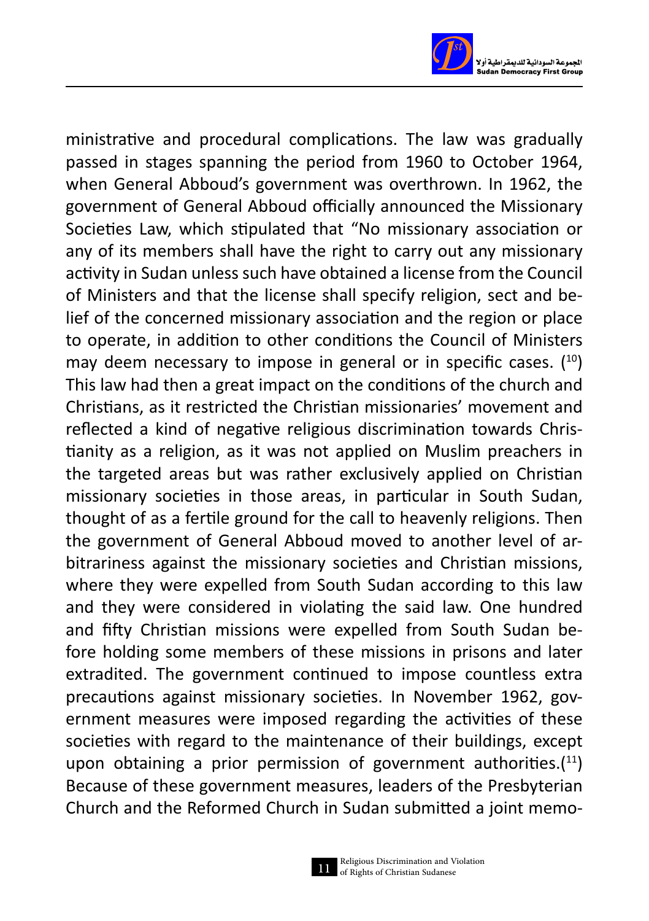ministrative and procedural complications. The law was gradually passed in stages spanning the period from 1960 to October 1964, when General Abboud's government was overthrown. In 1962, the government of General Abboud officially announced the Missionary Societies Law, which stipulated that "No missionary association or any of its members shall have the right to carry out any missionary activity in Sudan unless such have obtained a license from the Council of Ministers and that the license shall specify religion, sect and belief of the concerned missionary association and the region or place to operate, in addition to other conditions the Council of Ministers may deem necessary to impose in general or in specific cases. ([10]) This law had then a great impact on the conditions of the church and Christians, as it restricted the Christian missionaries' movement and reflected a kind of negative religious discrimination towards Christianity as a religion, as it was not applied on Muslim preachers in the targeted areas but was rather exclusively applied on Christian missionary societies in those areas, in particular in South Sudan, thought of as a fertile ground for the call to heavenly religions. Then the government of General Abboud moved to another level of arbitrariness against the missionary societies and Christian missions, where they were expelled from South Sudan according to this law and they were considered in violating the said law. One hundred and fifty Christian missions were expelled from South Sudan before holding some members of these missions in prisons and later extradited. The government continued to impose countless extra precautions against missionary societies. In November 1962, government measures were imposed regarding the activities of these societies with regard to the maintenance of their buildings, except upon obtaining a prior permission of government authorities.([11]) Because of these government measures, leaders of the Presbyterian Church and the Reformed Church in Sudan submitted a joint memo-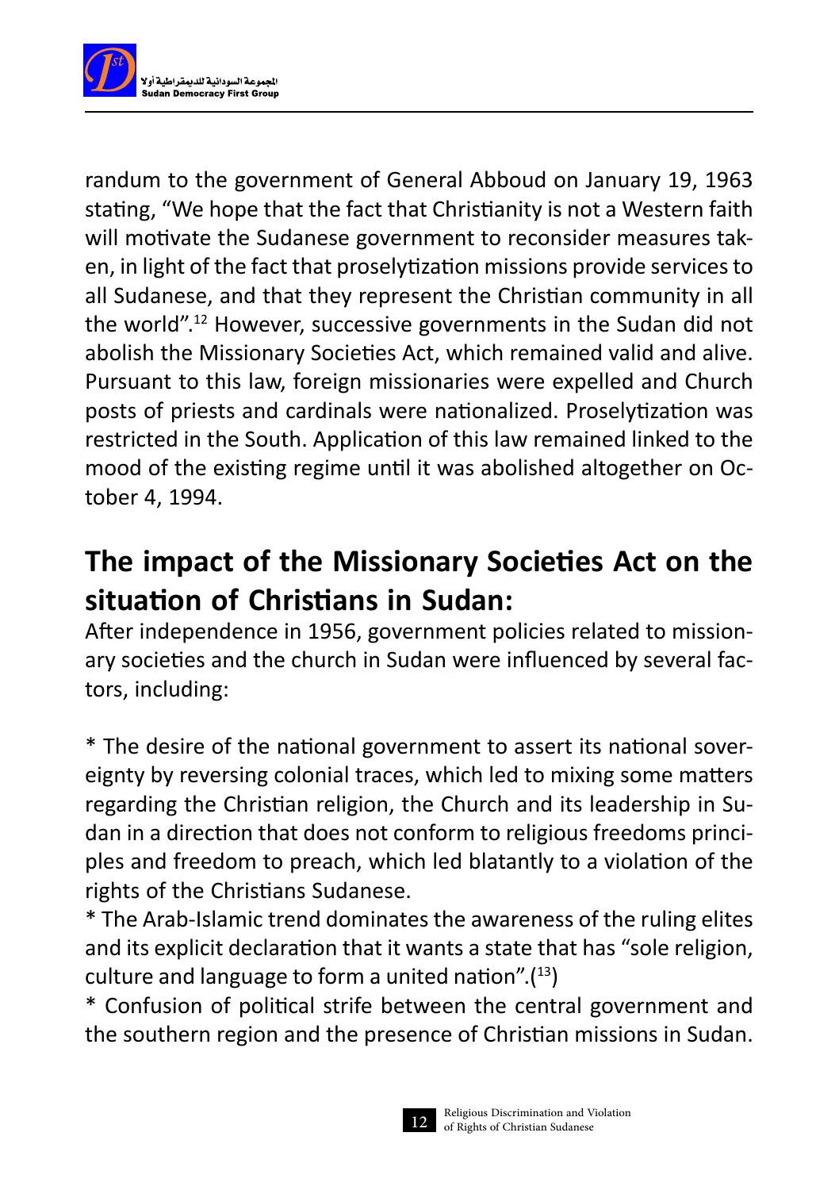randum to the government of General Abboud on January 19, 1963 stating, "We hope that the fact that Christianity is not a Western faith will motivate the Sudanese government to reconsider measures taken, in light of the fact that proselytization missions provide services to all Sudanese, and that they represent the Christian community in all the world".[12] However, successive governments in the Sudan did not abolish the Missionary Societies Act, which remained valid and alive. Pursuant to this law, foreign missionaries were expelled and Church posts of priests and cardinals were nationalized. Proselytization was restricted in the South. Application of this law remained linked to the mood of the existing regime until it was abolished altogether on October 4, 1994.

## The impact of the Missionary Societies Act on the situation of Christians in Sudan:

After independence in 1956, government policies related to missionary societies and the church in Sudan were influenced by several factors, including:

* The desire of the national government to assert its national sovereignty by reversing colonial traces, which led to mixing some matters regarding the Christian religion, the Church and its leadership in Sudan in a direction that does not conform to religious freedoms principles and freedom to preach, which led blatantly to a violation of the rights of the Christians Sudanese.
* The Arab-Islamic trend dominates the awareness of the ruling elites and its explicit declaration that it wants a state that has "sole religion, culture and language to form a united nation".([13])
* Confusion of political strife between the central government and the southern region and the presence of Christian missions in Sudan.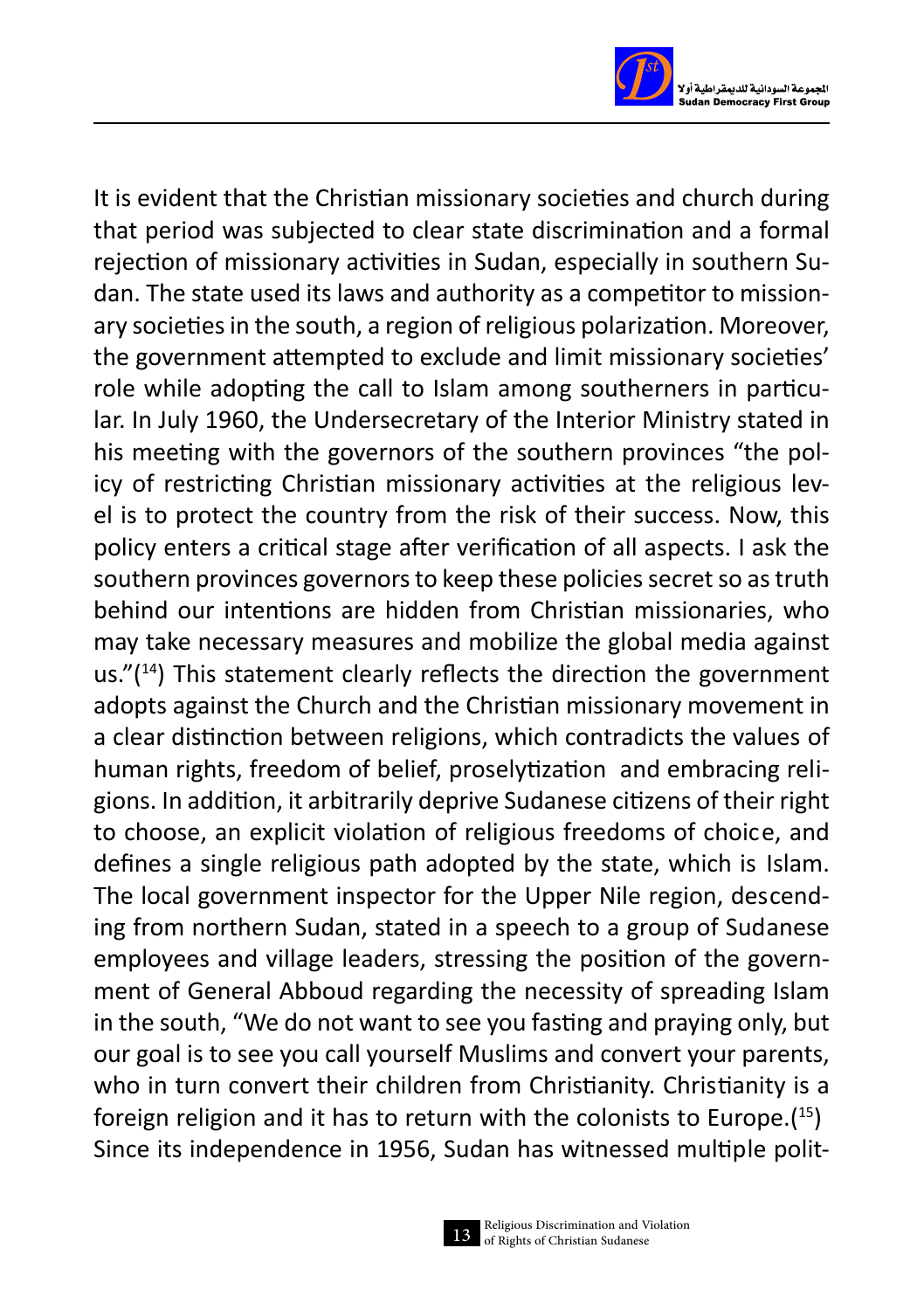It is evident that the Christian missionary societies and church during that period was subjected to clear state discrimination and a formal rejection of missionary activities in Sudan, especially in southern Sudan. The state used its laws and authority as a competitor to missionary societies in the south, a region of religious polarization. Moreover, the government attempted to exclude and limit missionary societies' role while adopting the call to Islam among southerners in particular. In July 1960, the Undersecretary of the Interior Ministry stated in his meeting with the governors of the southern provinces "the policy of restricting Christian missionary activities at the religious level is to protect the country from the risk of their success. Now, this policy enters a critical stage after verification of all aspects. I ask the southern provinces governors to keep these policies secret so as truth behind our intentions are hidden from Christian missionaries, who may take necessary measures and mobilize the global media against us."([14]) This statement clearly reflects the direction the government adopts against the Church and the Christian missionary movement in a clear distinction between religions, which contradicts the values of human rights, freedom of belief, proselytization and embracing religions. In addition, it arbitrarily deprive Sudanese citizens of their right to choose, an explicit violation of religious freedoms of choice, and defines a single religious path adopted by the state, which is Islam. The local government inspector for the Upper Nile region, descending from northern Sudan, stated in a speech to a group of Sudanese employees and village leaders, stressing the position of the government of General Abboud regarding the necessity of spreading Islam in the south, "We do not want to see you fasting and praying only, but our goal is to see you call yourself Muslims and convert your parents, who in turn convert their children from Christianity. Christianity is a foreign religion and it has to return with the colonists to Europe.([15]) Since its independence in 1956, Sudan has witnessed multiple polit-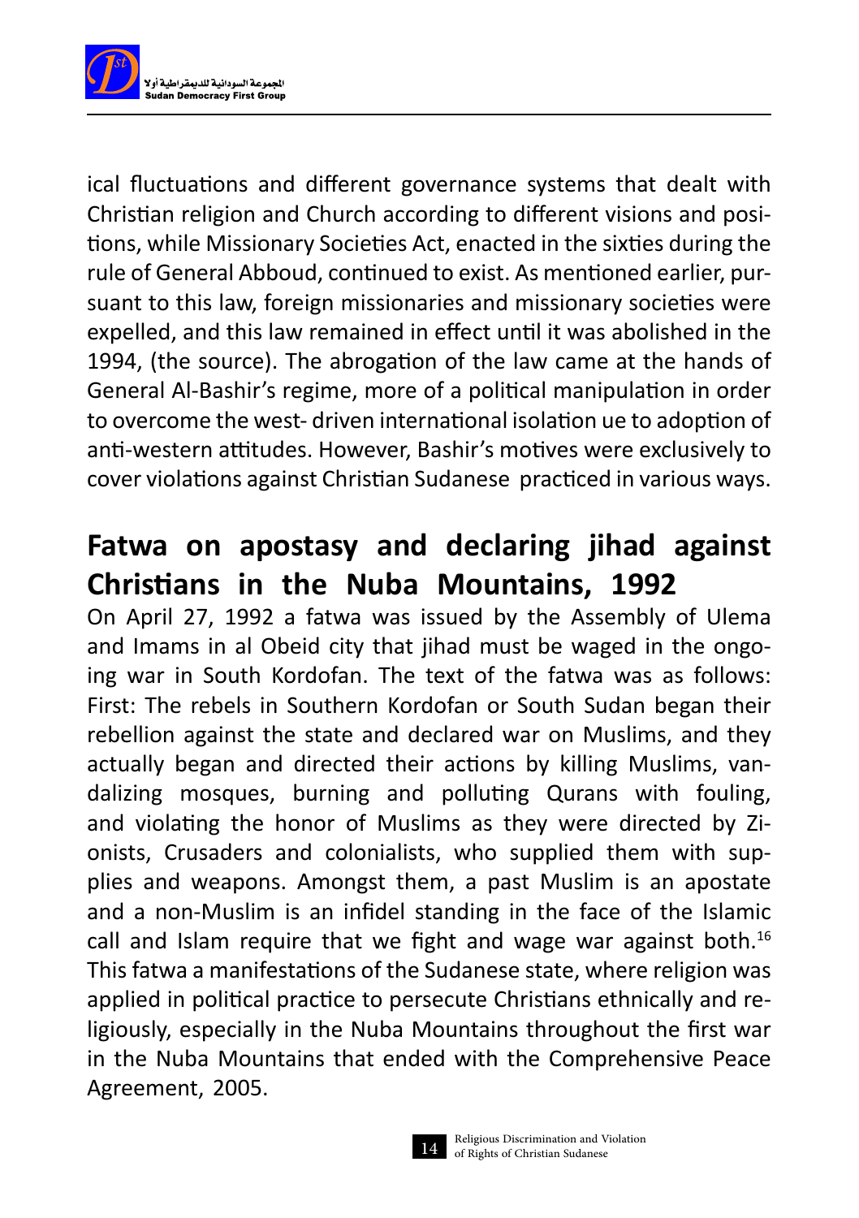ical fluctuations and different governance systems that dealt with Christian religion and Church according to different visions and positions, while Missionary Societies Act, enacted in the sixties during the rule of General Abboud, continued to exist. As mentioned earlier, pursuant to this law, foreign missionaries and missionary societies were expelled, and this law remained in effect until it was abolished in the 1994, (the source). The abrogation of the law came at the hands of General Al-Bashir's regime, more of a political manipulation in order to overcome the west- driven international isolation ue to adoption of anti-western attitudes. However, Bashir's motives were exclusively to cover violations against Christian Sudanese practiced in various ways.

## Fatwa on apostasy and declaring jihad against Christians in the Nuba Mountains, 1992

On April 27, 1992 a fatwa was issued by the Assembly of Ulema and Imams in al Obeid city that jihad must be waged in the ongoing war in South Kordofan. The text of the fatwa was as follows: First: The rebels in Southern Kordofan or South Sudan began their rebellion against the state and declared war on Muslims, and they actually began and directed their actions by killing Muslims, vandalizing mosques, burning and polluting Qurans with fouling, and violating the honor of Muslims as they were directed by Zionists, Crusaders and colonialists, who supplied them with supplies and weapons. Amongst them, a past Muslim is an apostate and a non-Muslim is an infidel standing in the face of the Islamic call and Islam require that we fight and wage war against both.[16] This fatwa a manifestations of the Sudanese state, where religion was applied in political practice to persecute Christians ethnically and religiously, especially in the Nuba Mountains throughout the first war in the Nuba Mountains that ended with the Comprehensive Peace Agreement, 2005.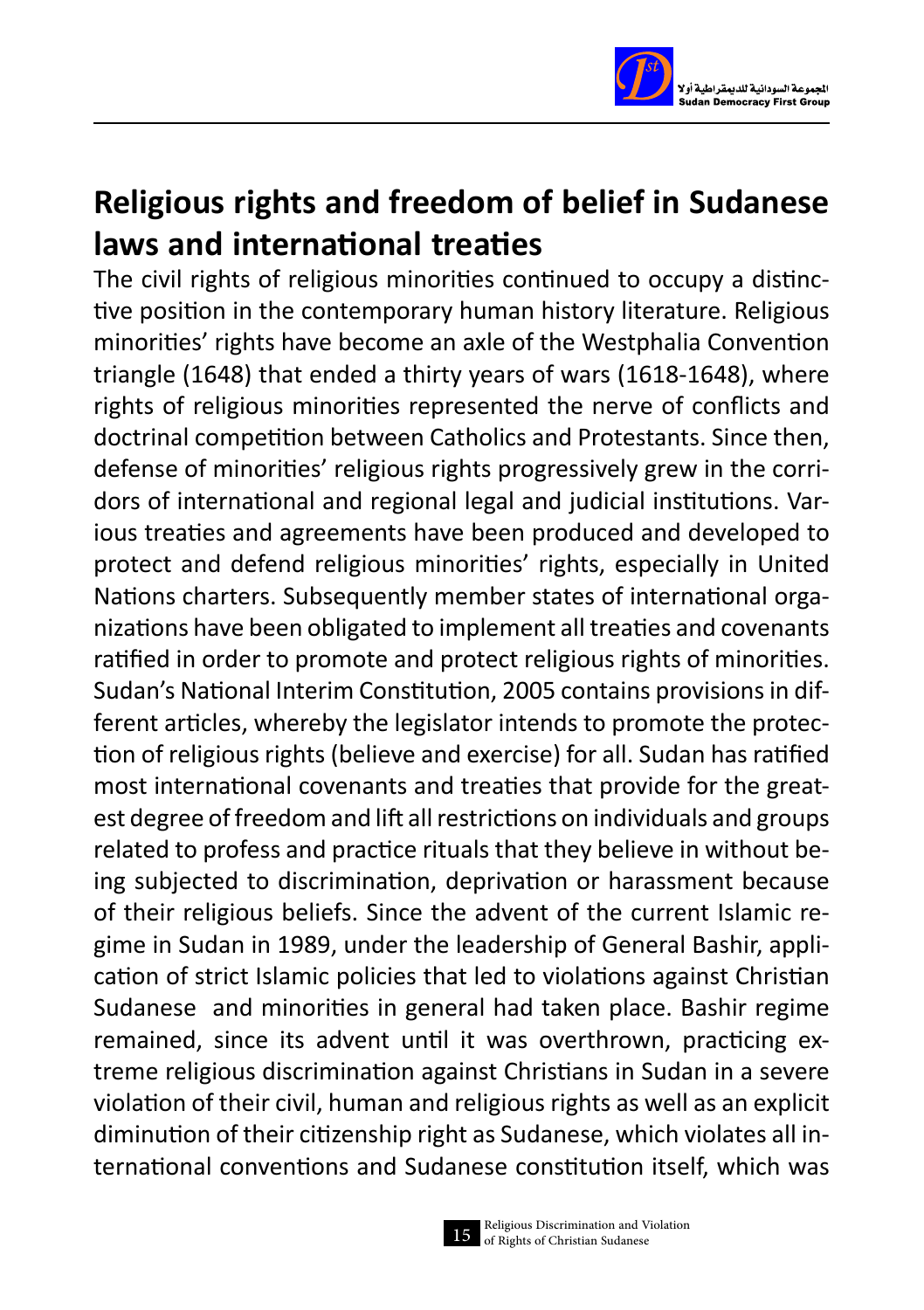# Religious rights and freedom of belief in Sudanese laws and international treaties

The civil rights of religious minorities continued to occupy a distinctive position in the contemporary human history literature. Religious minorities' rights have become an axle of the Westphalia Convention triangle (1648) that ended a thirty years of wars (1618-1648), where rights of religious minorities represented the nerve of conflicts and doctrinal competition between Catholics and Protestants. Since then, defense of minorities' religious rights progressively grew in the corridors of international and regional legal and judicial institutions. Various treaties and agreements have been produced and developed to protect and defend religious minorities' rights, especially in United Nations charters. Subsequently member states of international organizations have been obligated to implement all treaties and covenants ratified in order to promote and protect religious rights of minorities. Sudan's National Interim Constitution, 2005 contains provisions in different articles, whereby the legislator intends to promote the protection of religious rights (believe and exercise) for all. Sudan has ratified most international covenants and treaties that provide for the greatest degree of freedom and lift all restrictions on individuals and groups related to profess and practice rituals that they believe in without being subjected to discrimination, deprivation or harassment because of their religious beliefs. Since the advent of the current Islamic regime in Sudan in 1989, under the leadership of General Bashir, application of strict Islamic policies that led to violations against Christian Sudanese and minorities in general had taken place. Bashir regime remained, since its advent until it was overthrown, practicing extreme religious discrimination against Christians in Sudan in a severe violation of their civil, human and religious rights as well as an explicit diminution of their citizenship right as Sudanese, which violates all international conventions and Sudanese constitution itself, which was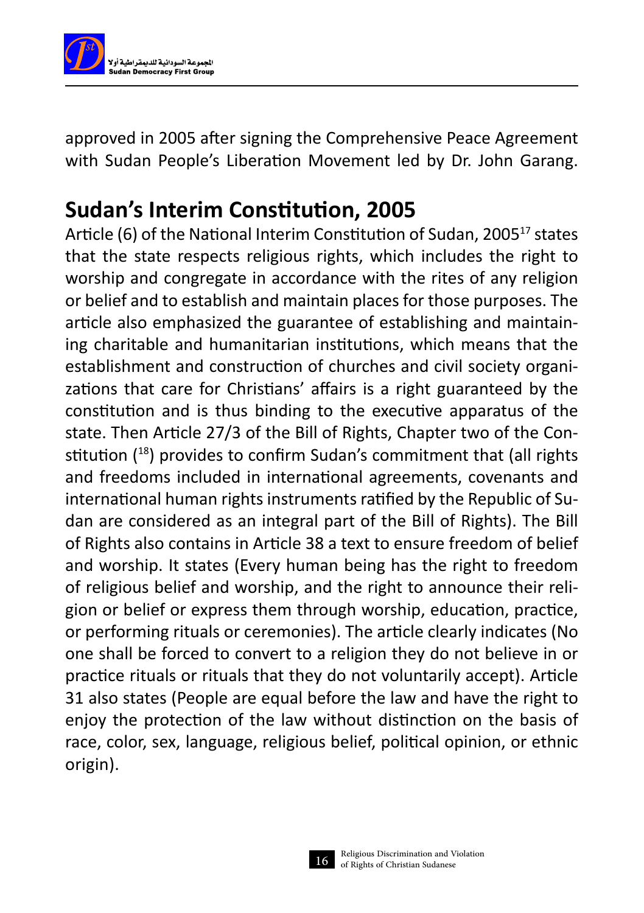approved in 2005 after signing the Comprehensive Peace Agreement with Sudan People's Liberation Movement led by Dr. John Garang.

## Sudan's Interim Constitution, 2005

Article (6) of the National Interim Constitution of Sudan, 2005[17] states that the state respects religious rights, which includes the right to worship and congregate in accordance with the rites of any religion or belief and to establish and maintain places for those purposes. The article also emphasized the guarantee of establishing and maintaining charitable and humanitarian institutions, which means that the establishment and construction of churches and civil society organizations that care for Christians' affairs is a right guaranteed by the constitution and is thus binding to the executive apparatus of the state. Then Article 27/3 of the Bill of Rights, Chapter two of the Constitution ([18]) provides to confirm Sudan's commitment that (all rights and freedoms included in international agreements, covenants and international human rights instruments ratified by the Republic of Sudan are considered as an integral part of the Bill of Rights). The Bill of Rights also contains in Article 38 a text to ensure freedom of belief and worship. It states (Every human being has the right to freedom of religious belief and worship, and the right to announce their religion or belief or express them through worship, education, practice, or performing rituals or ceremonies). The article clearly indicates (No one shall be forced to convert to a religion they do not believe in or practice rituals or rituals that they do not voluntarily accept). Article 31 also states (People are equal before the law and have the right to enjoy the protection of the law without distinction on the basis of race, color, sex, language, religious belief, political opinion, or ethnic origin).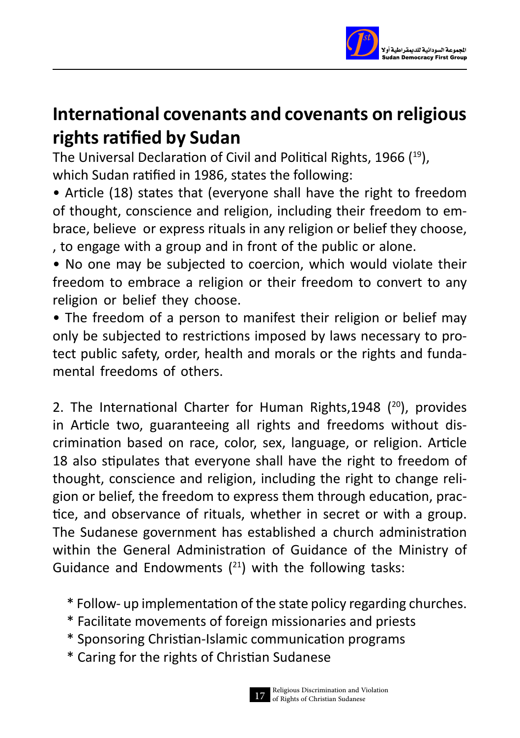## International covenants and covenants on religious rights ratified by Sudan

The Universal Declaration of Civil and Political Rights, 1966 ([19]), which Sudan ratified in 1986, states the following:

- Article (18) states that (everyone shall have the right to freedom of thought, conscience and religion, including their freedom to embrace, believe or express rituals in any religion or belief they choose, , to engage with a group and in front of the public or alone.
- No one may be subjected to coercion, which would violate their freedom to embrace a religion or their freedom to convert to any religion or belief they choose.
- The freedom of a person to manifest their religion or belief may only be subjected to restrictions imposed by laws necessary to protect public safety, order, health and morals or the rights and fundamental freedoms of others.

2. The International Charter for Human Rights,1948 ([20]), provides in Article two, guaranteeing all rights and freedoms without discrimination based on race, color, sex, language, or religion. Article 18 also stipulates that everyone shall have the right to freedom of thought, conscience and religion, including the right to change religion or belief, the freedom to express them through education, practice, and observance of rituals, whether in secret or with a group. The Sudanese government has established a church administration within the General Administration of Guidance of the Ministry of Guidance and Endowments ([21]) with the following tasks:

* Follow- up implementation of the state policy regarding churches.
* Facilitate movements of foreign missionaries and priests
* Sponsoring Christian-Islamic communication programs
* Caring for the rights of Christian Sudanese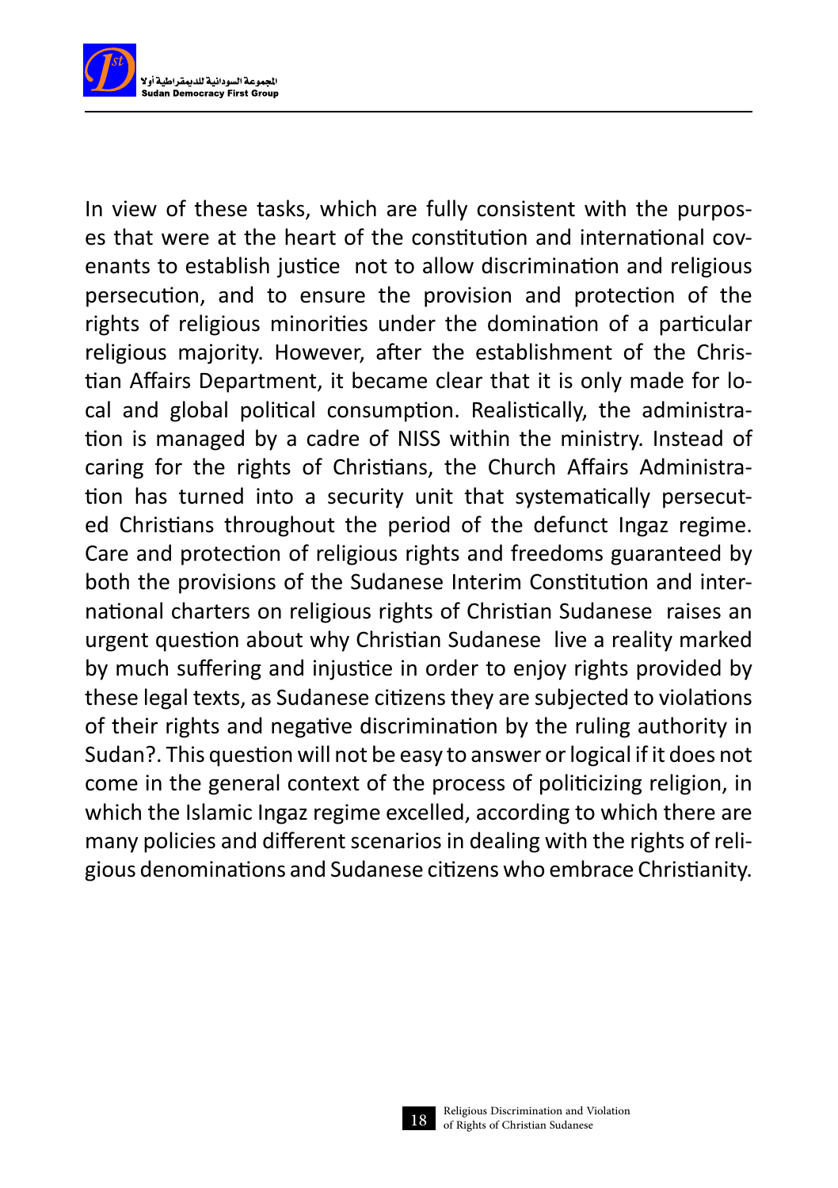In view of these tasks, which are fully consistent with the purposes that were at the heart of the constitution and international covenants to establish justice not to allow discrimination and religious persecution, and to ensure the provision and protection of the rights of religious minorities under the domination of a particular religious majority. However, after the establishment of the Christian Affairs Department, it became clear that it is only made for local and global political consumption. Realistically, the administration is managed by a cadre of NISS within the ministry. Instead of caring for the rights of Christians, the Church Affairs Administration has turned into a security unit that systematically persecuted Christians throughout the period of the defunct Ingaz regime. Care and protection of religious rights and freedoms guaranteed by both the provisions of the Sudanese Interim Constitution and international charters on religious rights of Christian Sudanese raises an urgent question about why Christian Sudanese live a reality marked by much suffering and injustice in order to enjoy rights provided by these legal texts, as Sudanese citizens they are subjected to violations of their rights and negative discrimination by the ruling authority in Sudan?. This question will not be easy to answer or logical if it does not come in the general context of the process of politicizing religion, in which the Islamic Ingaz regime excelled, according to which there are many policies and different scenarios in dealing with the rights of religious denominations and Sudanese citizens who embrace Christianity.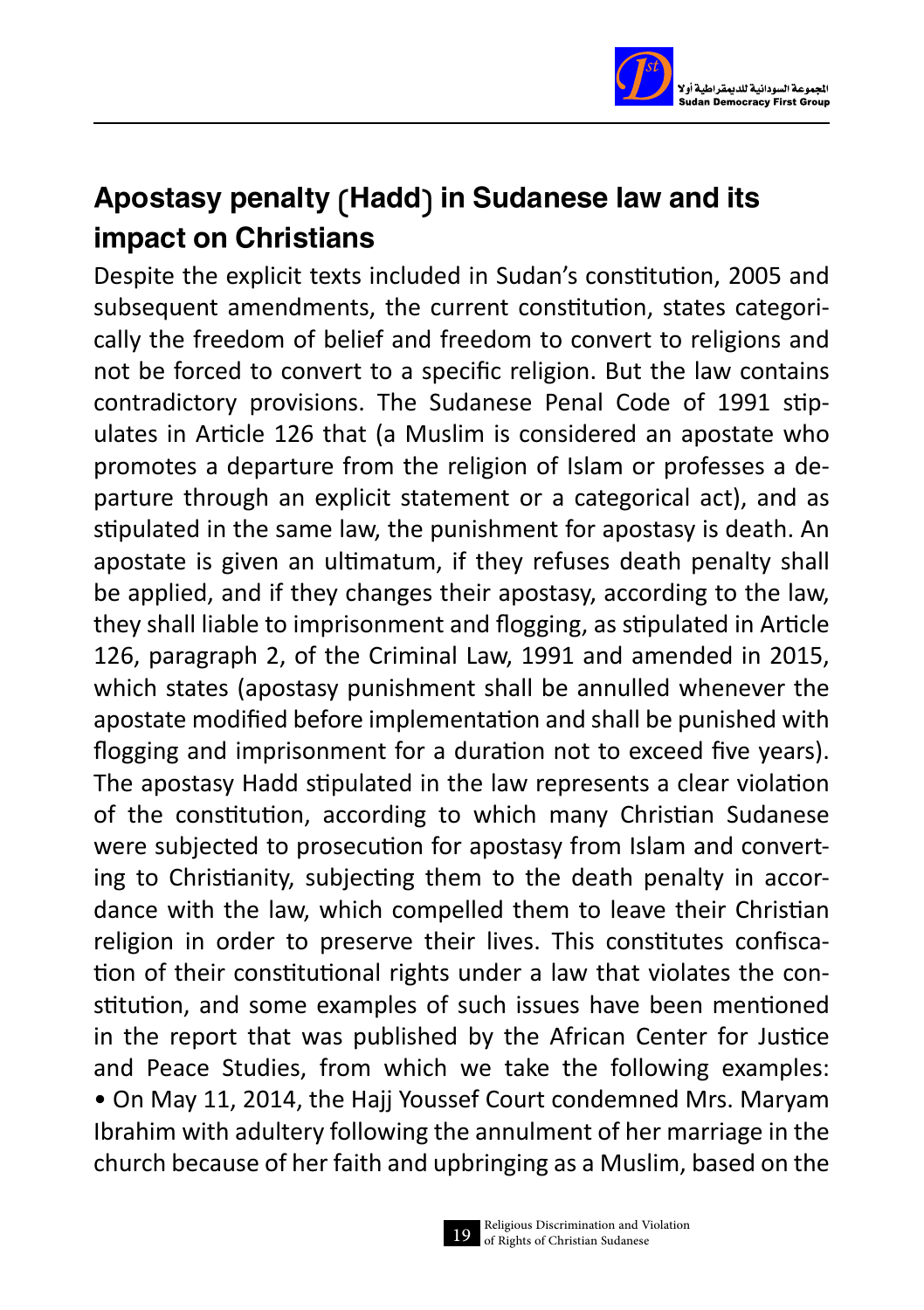## Apostasy penalty (Hadd) in Sudanese law and its impact on Christians

Despite the explicit texts included in Sudan's constitution, 2005 and subsequent amendments, the current constitution, states categorically the freedom of belief and freedom to convert to religions and not be forced to convert to a specific religion. But the law contains contradictory provisions. The Sudanese Penal Code of 1991 stipulates in Article 126 that (a Muslim is considered an apostate who promotes a departure from the religion of Islam or professes a departure through an explicit statement or a categorical act), and as stipulated in the same law, the punishment for apostasy is death. An apostate is given an ultimatum, if they refuses death penalty shall be applied, and if they changes their apostasy, according to the law, they shall liable to imprisonment and flogging, as stipulated in Article 126, paragraph 2, of the Criminal Law, 1991 and amended in 2015, which states (apostasy punishment shall be annulled whenever the apostate modified before implementation and shall be punished with flogging and imprisonment for a duration not to exceed five years). The apostasy Hadd stipulated in the law represents a clear violation of the constitution, according to which many Christian Sudanese were subjected to prosecution for apostasy from Islam and converting to Christianity, subjecting them to the death penalty in accordance with the law, which compelled them to leave their Christian religion in order to preserve their lives. This constitutes confiscation of their constitutional rights under a law that violates the constitution, and some examples of such issues have been mentioned in the report that was published by the African Center for Justice and Peace Studies, from which we take the following examples:

• On May 11, 2014, the Hajj Youssef Court condemned Mrs. Maryam Ibrahim with adultery following the annulment of her marriage in the church because of her faith and upbringing as a Muslim, based on the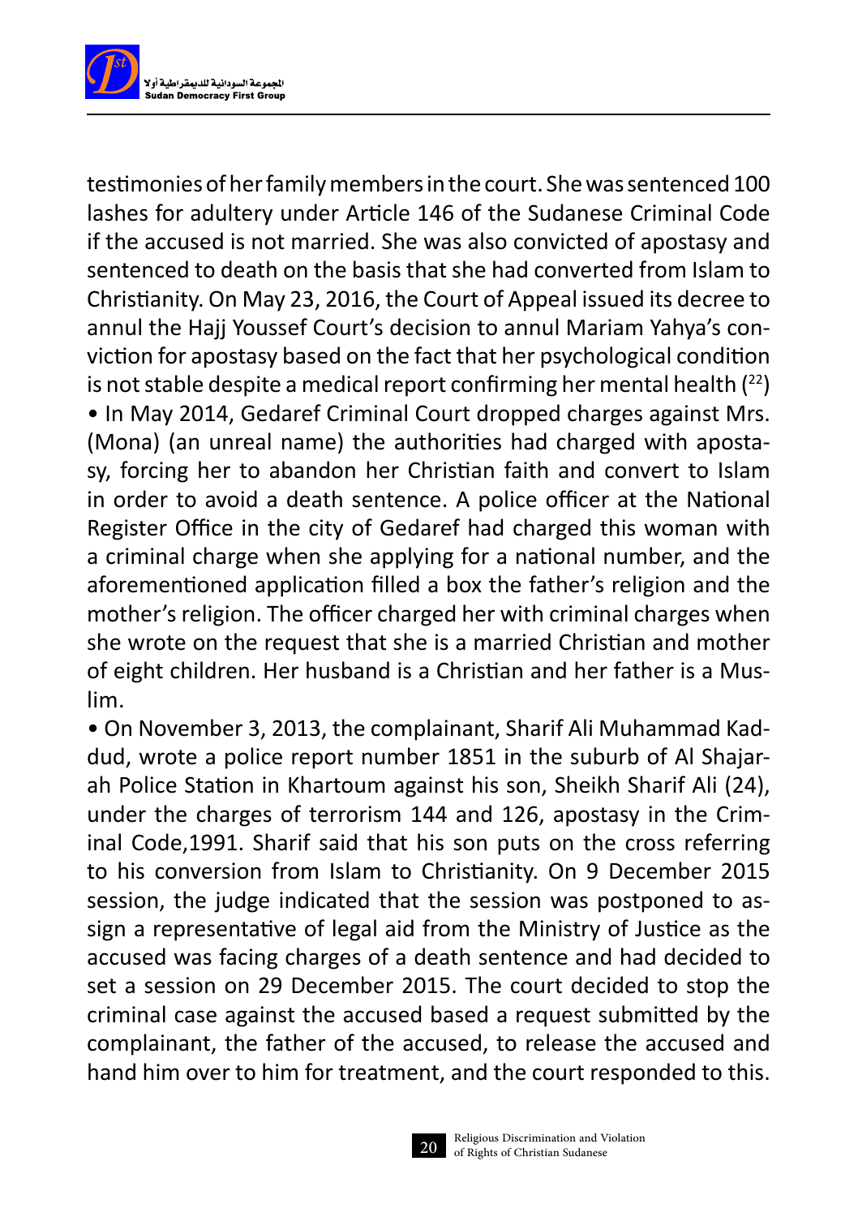testimonies of her family members in the court. She was sentenced 100 lashes for adultery under Article 146 of the Sudanese Criminal Code if the accused is not married. She was also convicted of apostasy and sentenced to death on the basis that she had converted from Islam to Christianity. On May 23, 2016, the Court of Appeal issued its decree to annul the Hajj Youssef Court's decision to annul Mariam Yahya's conviction for apostasy based on the fact that her psychological condition is not stable despite a medical report confirming her mental health ([22])

- In May 2014, Gedaref Criminal Court dropped charges against Mrs. (Mona) (an unreal name) the authorities had charged with apostasy, forcing her to abandon her Christian faith and convert to Islam in order to avoid a death sentence. A police officer at the National Register Office in the city of Gedaref had charged this woman with a criminal charge when she applying for a national number, and the aforementioned application filled a box the father's religion and the mother's religion. The officer charged her with criminal charges when she wrote on the request that she is a married Christian and mother of eight children. Her husband is a Christian and her father is a Muslim.
- On November 3, 2013, the complainant, Sharif Ali Muhammad Kaddud, wrote a police report number 1851 in the suburb of Al Shajarah Police Station in Khartoum against his son, Sheikh Sharif Ali (24), under the charges of terrorism 144 and 126, apostasy in the Criminal Code,1991. Sharif said that his son puts on the cross referring to his conversion from Islam to Christianity. On 9 December 2015 session, the judge indicated that the session was postponed to assign a representative of legal aid from the Ministry of Justice as the accused was facing charges of a death sentence and had decided to set a session on 29 December 2015. The court decided to stop the criminal case against the accused based a request submitted by the complainant, the father of the accused, to release the accused and hand him over to him for treatment, and the court responded to this.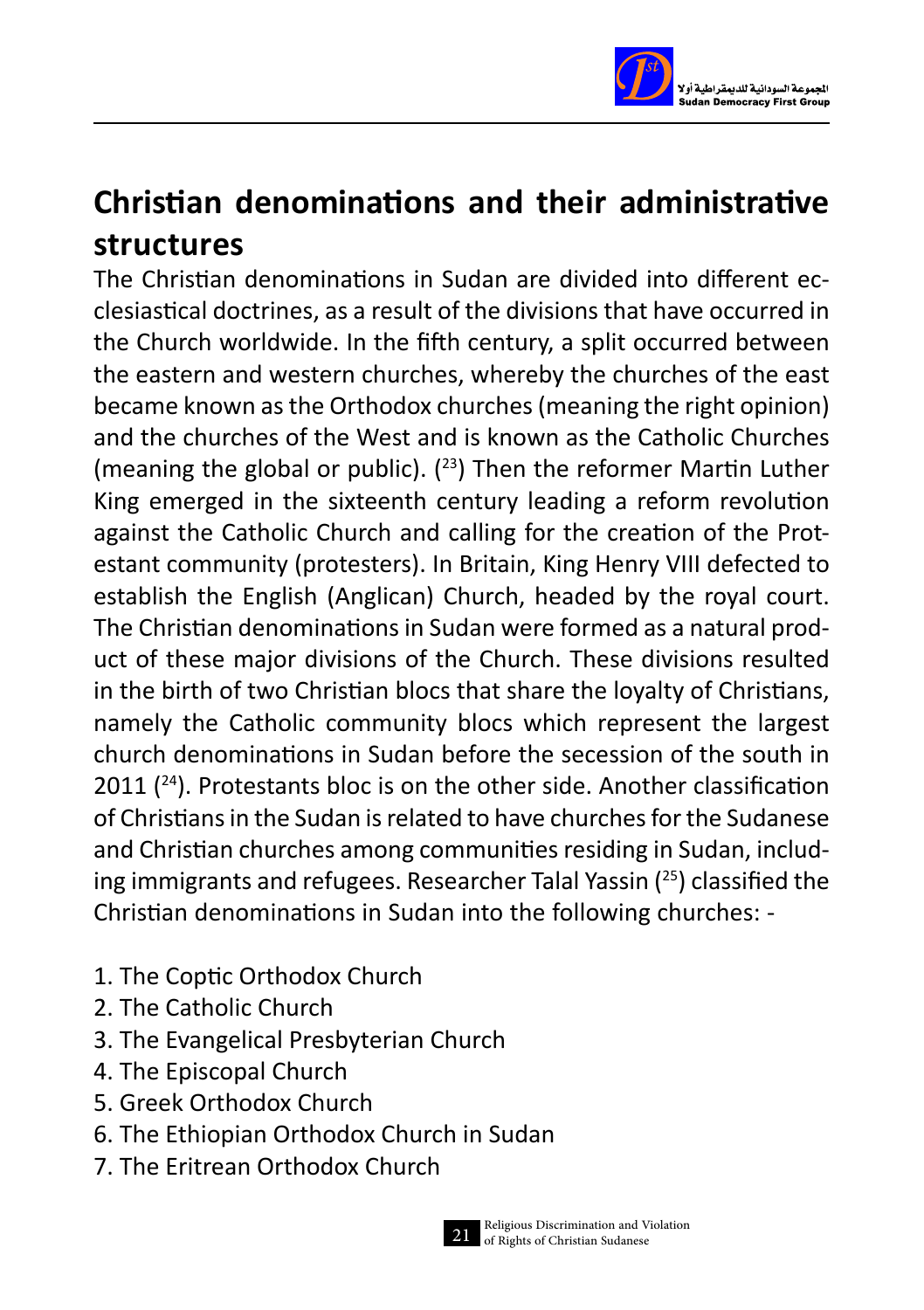## Christian denominations and their administrative structures

The Christian denominations in Sudan are divided into different ecclesiastical doctrines, as a result of the divisions that have occurred in the Church worldwide. In the fifth century, a split occurred between the eastern and western churches, whereby the churches of the east became known as the Orthodox churches (meaning the right opinion) and the churches of the West and is known as the Catholic Churches (meaning the global or public). ([23]) Then the reformer Martin Luther King emerged in the sixteenth century leading a reform revolution against the Catholic Church and calling for the creation of the Protestant community (protesters). In Britain, King Henry VIII defected to establish the English (Anglican) Church, headed by the royal court. The Christian denominations in Sudan were formed as a natural product of these major divisions of the Church. These divisions resulted in the birth of two Christian blocs that share the loyalty of Christians, namely the Catholic community blocs which represent the largest church denominations in Sudan before the secession of the south in 2011 ([24]). Protestants bloc is on the other side. Another classification of Christians in the Sudan is related to have churches for the Sudanese and Christian churches among communities residing in Sudan, including immigrants and refugees. Researcher Talal Yassin ([25]) classified the Christian denominations in Sudan into the following churches: -

1. The Coptic Orthodox Church
2. The Catholic Church
3. The Evangelical Presbyterian Church
4. The Episcopal Church
5. Greek Orthodox Church
6. The Ethiopian Orthodox Church in Sudan
7. The Eritrean Orthodox Church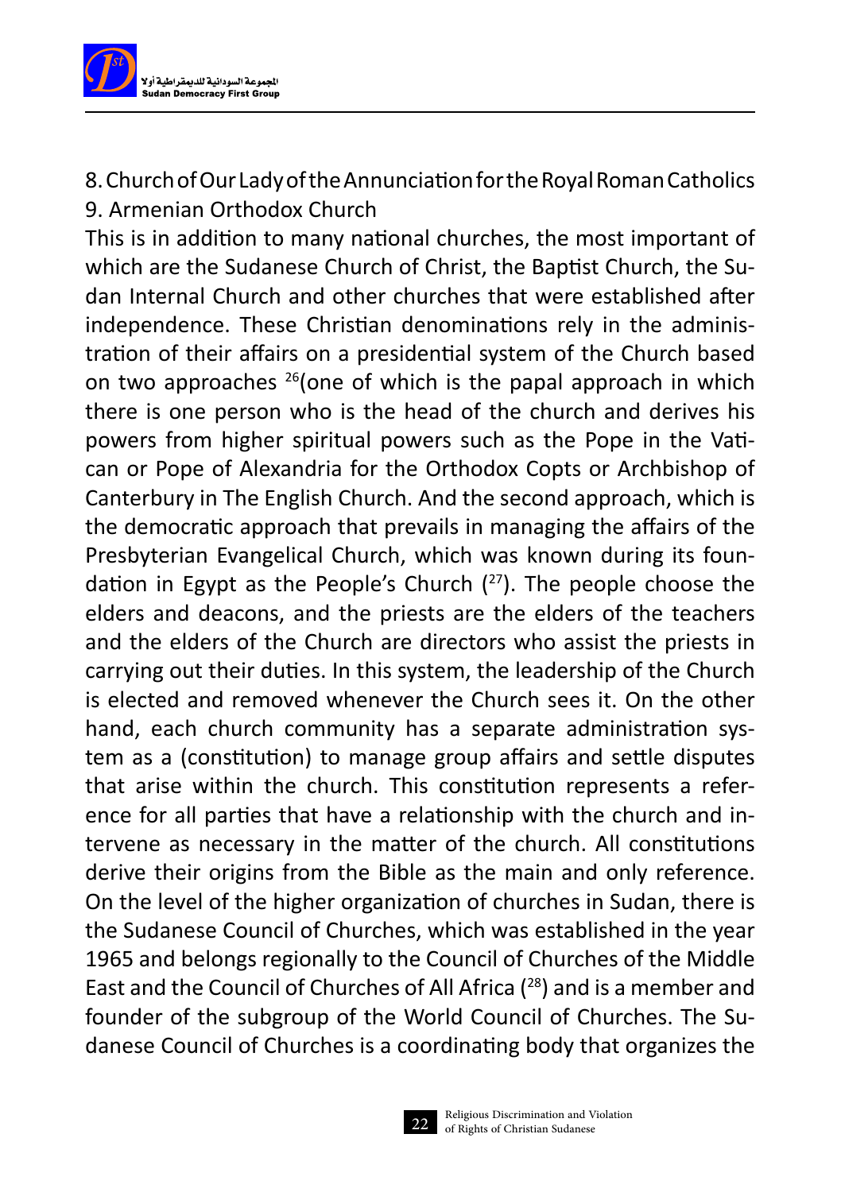8. Church of Our Lady of the Annunciation for the Royal Roman Catholics
9. Armenian Orthodox Church

This is in addition to many national churches, the most important of which are the Sudanese Church of Christ, the Baptist Church, the Sudan Internal Church and other churches that were established after independence. These Christian denominations rely in the administration of their affairs on a presidential system of the Church based on two approaches [26](one of which is the papal approach in which there is one person who is the head of the church and derives his powers from higher spiritual powers such as the Pope in the Vatican or Pope of Alexandria for the Orthodox Copts or Archbishop of Canterbury in The English Church. And the second approach, which is the democratic approach that prevails in managing the affairs of the Presbyterian Evangelical Church, which was known during its foundation in Egypt as the People's Church ([27]). The people choose the elders and deacons, and the priests are the elders of the teachers and the elders of the Church are directors who assist the priests in carrying out their duties. In this system, the leadership of the Church is elected and removed whenever the Church sees it. On the other hand, each church community has a separate administration system as a (constitution) to manage group affairs and settle disputes that arise within the church. This constitution represents a reference for all parties that have a relationship with the church and intervene as necessary in the matter of the church. All constitutions derive their origins from the Bible as the main and only reference. On the level of the higher organization of churches in Sudan, there is the Sudanese Council of Churches, which was established in the year 1965 and belongs regionally to the Council of Churches of the Middle East and the Council of Churches of All Africa ([28]) and is a member and founder of the subgroup of the World Council of Churches. The Sudanese Council of Churches is a coordinating body that organizes the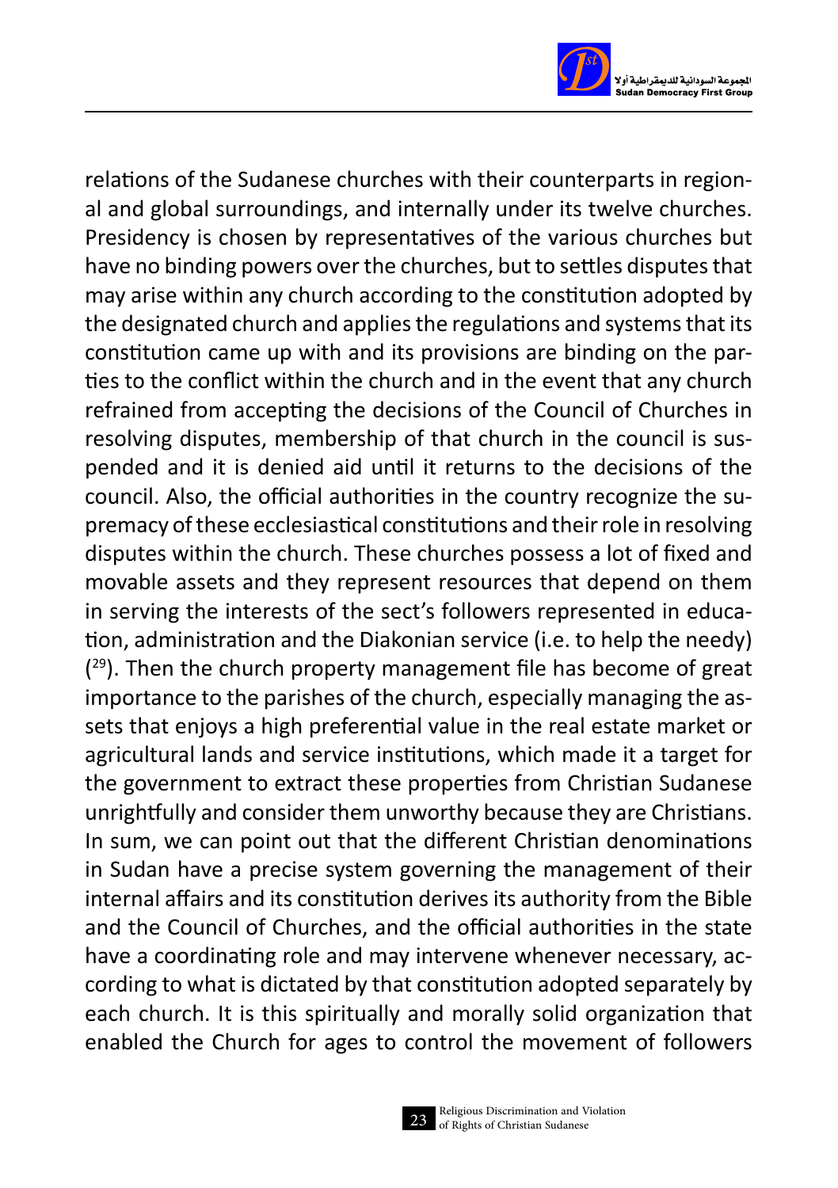relations of the Sudanese churches with their counterparts in regional and global surroundings, and internally under its twelve churches. Presidency is chosen by representatives of the various churches but have no binding powers over the churches, but to settles disputes that may arise within any church according to the constitution adopted by the designated church and applies the regulations and systems that its constitution came up with and its provisions are binding on the parties to the conflict within the church and in the event that any church refrained from accepting the decisions of the Council of Churches in resolving disputes, membership of that church in the council is suspended and it is denied aid until it returns to the decisions of the council. Also, the official authorities in the country recognize the supremacy of these ecclesiastical constitutions and their role in resolving disputes within the church. These churches possess a lot of fixed and movable assets and they represent resources that depend on them in serving the interests of the sect's followers represented in education, administration and the Diakonian service (i.e. to help the needy) ([29]). Then the church property management file has become of great importance to the parishes of the church, especially managing the assets that enjoys a high preferential value in the real estate market or agricultural lands and service institutions, which made it a target for the government to extract these properties from Christian Sudanese unrightfully and consider them unworthy because they are Christians. In sum, we can point out that the different Christian denominations in Sudan have a precise system governing the management of their internal affairs and its constitution derives its authority from the Bible and the Council of Churches, and the official authorities in the state have a coordinating role and may intervene whenever necessary, according to what is dictated by that constitution adopted separately by each church. It is this spiritually and morally solid organization that enabled the Church for ages to control the movement of followers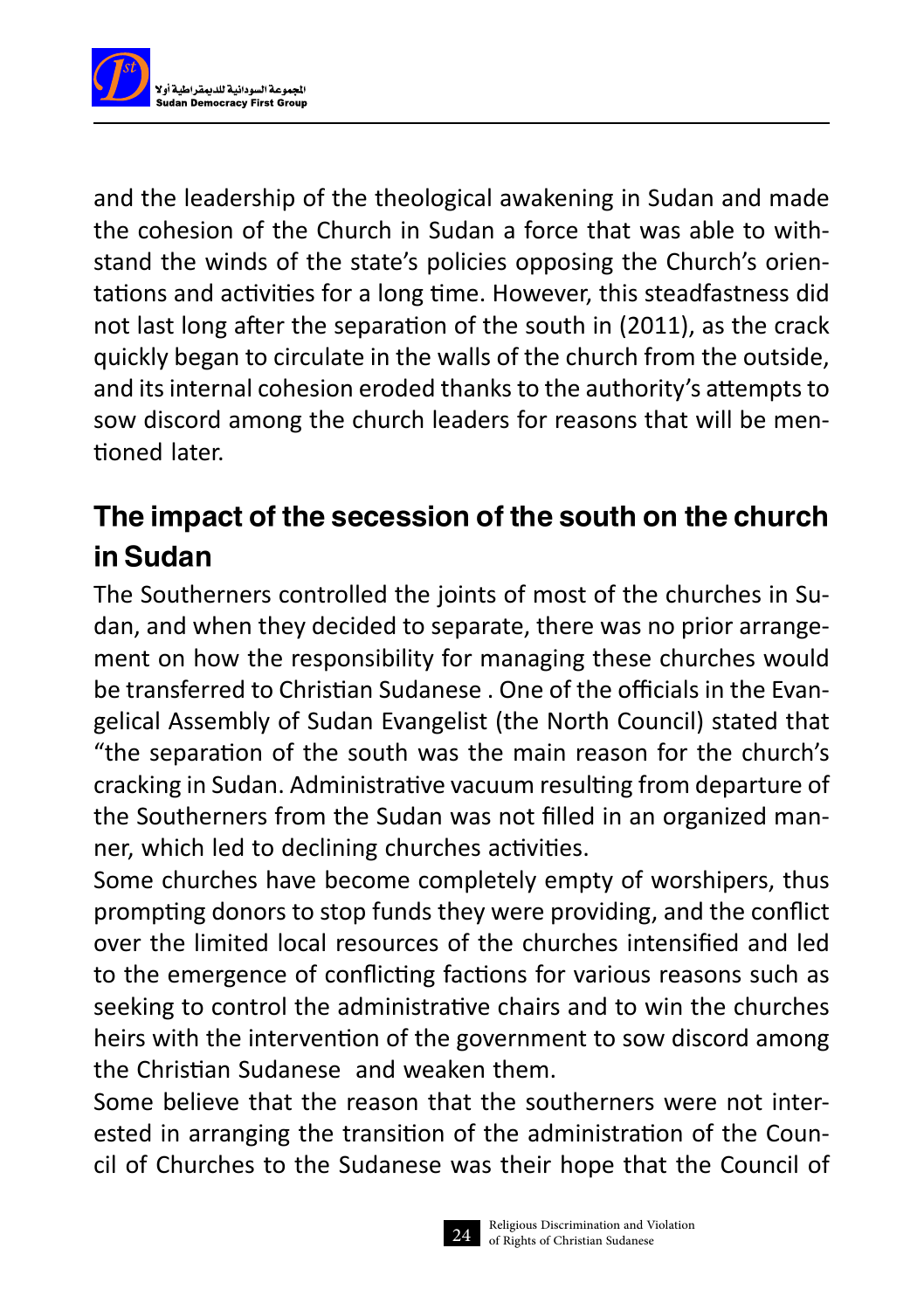and the leadership of the theological awakening in Sudan and made the cohesion of the Church in Sudan a force that was able to withstand the winds of the state's policies opposing the Church's orientations and activities for a long time. However, this steadfastness did not last long after the separation of the south in (2011), as the crack quickly began to circulate in the walls of the church from the outside, and its internal cohesion eroded thanks to the authority's attempts to sow discord among the church leaders for reasons that will be mentioned later.

## The impact of the secession of the south on the church in Sudan

The Southerners controlled the joints of most of the churches in Sudan, and when they decided to separate, there was no prior arrangement on how the responsibility for managing these churches would be transferred to Christian Sudanese . One of the officials in the Evangelical Assembly of Sudan Evangelist (the North Council) stated that "the separation of the south was the main reason for the church's cracking in Sudan. Administrative vacuum resulting from departure of the Southerners from the Sudan was not filled in an organized manner, which led to declining churches activities.

Some churches have become completely empty of worshipers, thus prompting donors to stop funds they were providing, and the conflict over the limited local resources of the churches intensified and led to the emergence of conflicting factions for various reasons such as seeking to control the administrative chairs and to win the churches heirs with the intervention of the government to sow discord among the Christian Sudanese and weaken them.

Some believe that the reason that the southerners were not interested in arranging the transition of the administration of the Council of Churches to the Sudanese was their hope that the Council of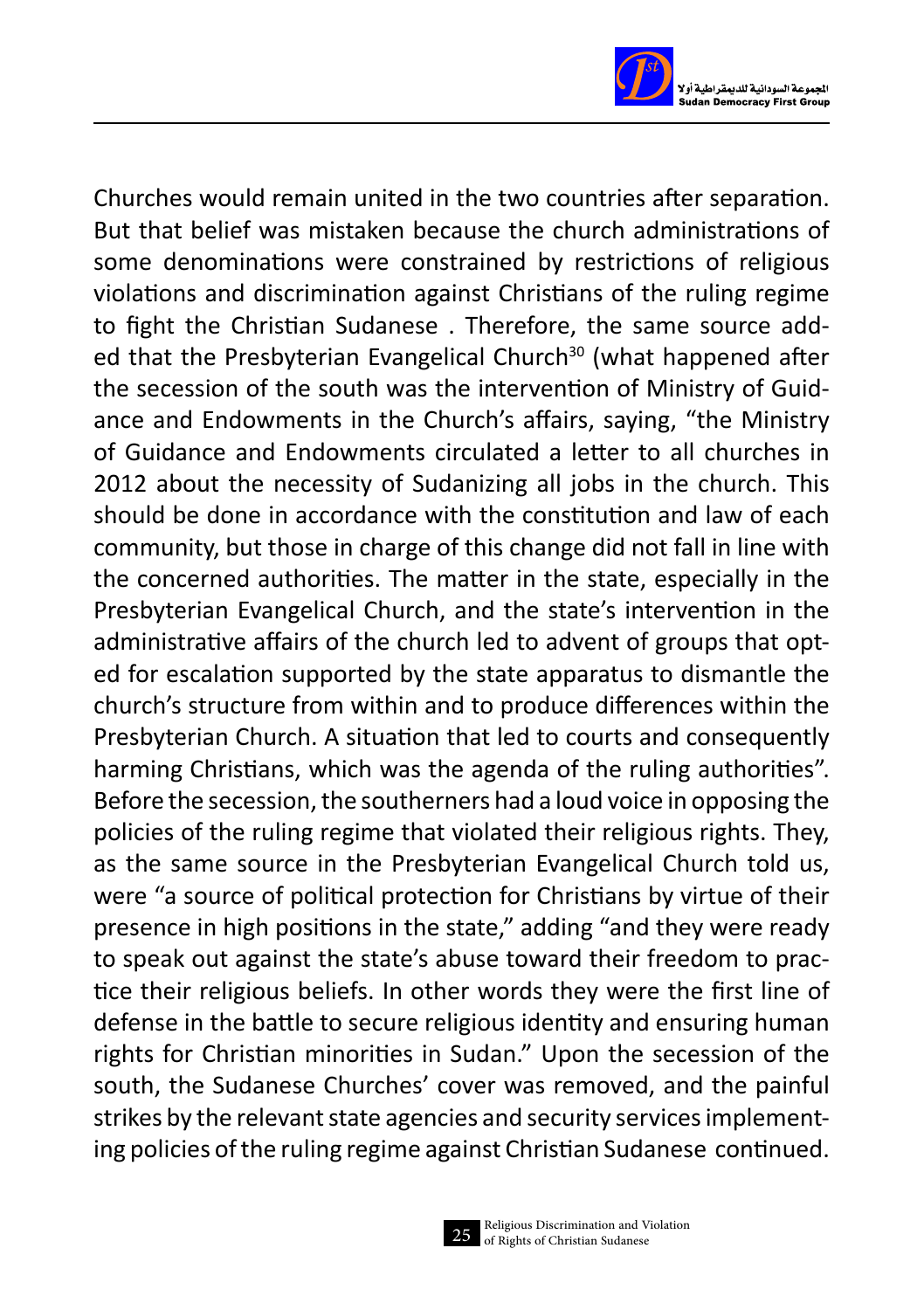Churches would remain united in the two countries after separation. But that belief was mistaken because the church administrations of some denominations were constrained by restrictions of religious violations and discrimination against Christians of the ruling regime to fight the Christian Sudanese . Therefore, the same source added that the Presbyterian Evangelical Church[30] (what happened after the secession of the south was the intervention of Ministry of Guidance and Endowments in the Church's affairs, saying, "the Ministry of Guidance and Endowments circulated a letter to all churches in 2012 about the necessity of Sudanizing all jobs in the church. This should be done in accordance with the constitution and law of each community, but those in charge of this change did not fall in line with the concerned authorities. The matter in the state, especially in the Presbyterian Evangelical Church, and the state's intervention in the administrative affairs of the church led to advent of groups that opted for escalation supported by the state apparatus to dismantle the church's structure from within and to produce differences within the Presbyterian Church. A situation that led to courts and consequently harming Christians, which was the agenda of the ruling authorities". Before the secession, the southerners had a loud voice in opposing the policies of the ruling regime that violated their religious rights. They, as the same source in the Presbyterian Evangelical Church told us, were "a source of political protection for Christians by virtue of their presence in high positions in the state," adding "and they were ready to speak out against the state's abuse toward their freedom to practice their religious beliefs. In other words they were the first line of defense in the battle to secure religious identity and ensuring human rights for Christian minorities in Sudan." Upon the secession of the south, the Sudanese Churches' cover was removed, and the painful strikes by the relevant state agencies and security services implementing policies of the ruling regime against Christian Sudanese continued.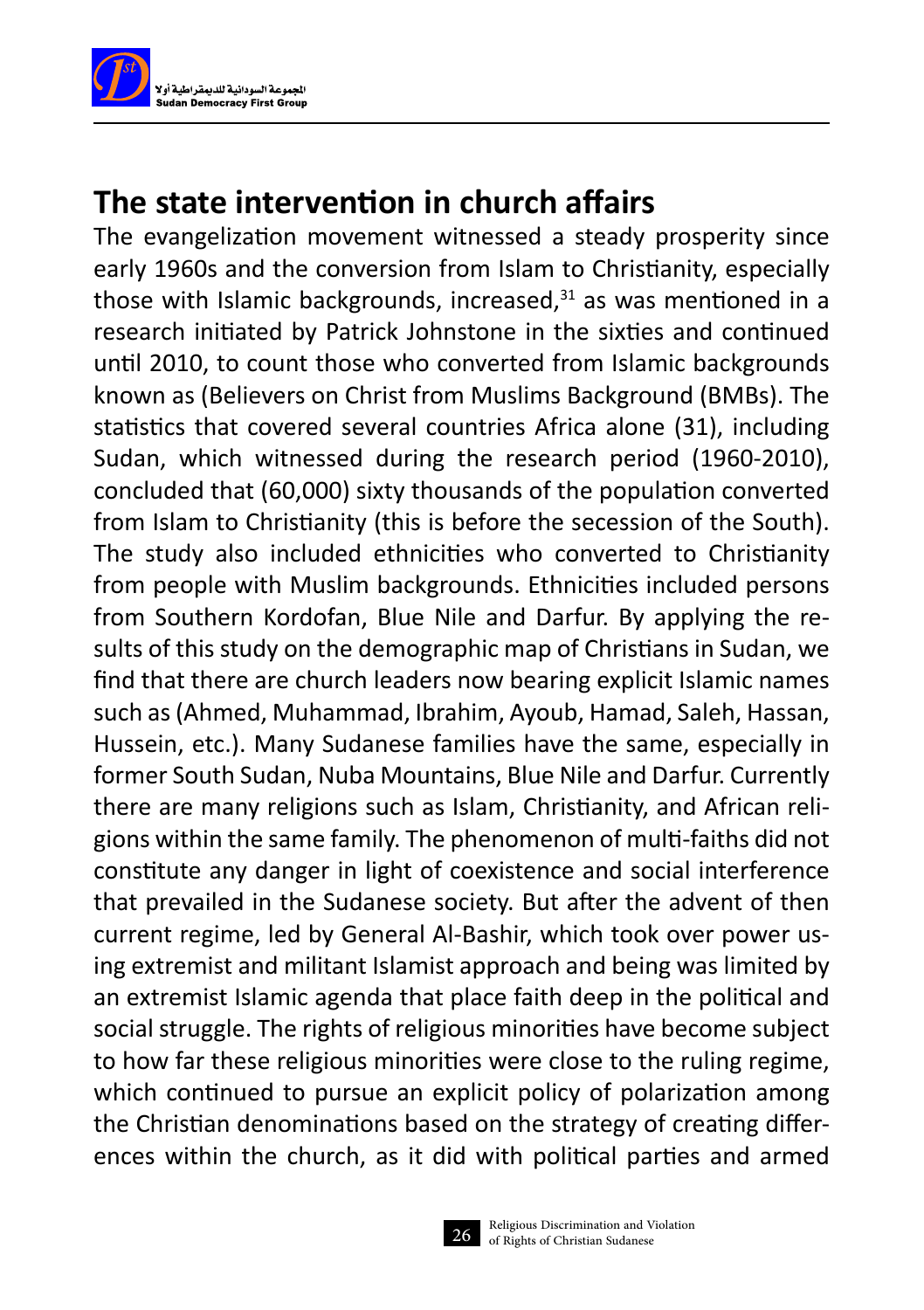## The state intervention in church affairs

The evangelization movement witnessed a steady prosperity since early 1960s and the conversion from Islam to Christianity, especially those with Islamic backgrounds, increased,[31] as was mentioned in a research initiated by Patrick Johnstone in the sixties and continued until 2010, to count those who converted from Islamic backgrounds known as (Believers on Christ from Muslims Background (BMBs). The statistics that covered several countries Africa alone (31), including Sudan, which witnessed during the research period (1960-2010), concluded that (60,000) sixty thousands of the population converted from Islam to Christianity (this is before the secession of the South). The study also included ethnicities who converted to Christianity from people with Muslim backgrounds. Ethnicities included persons from Southern Kordofan, Blue Nile and Darfur. By applying the results of this study on the demographic map of Christians in Sudan, we find that there are church leaders now bearing explicit Islamic names such as (Ahmed, Muhammad, Ibrahim, Ayoub, Hamad, Saleh, Hassan, Hussein, etc.). Many Sudanese families have the same, especially in former South Sudan, Nuba Mountains, Blue Nile and Darfur. Currently there are many religions such as Islam, Christianity, and African religions within the same family. The phenomenon of multi-faiths did not constitute any danger in light of coexistence and social interference that prevailed in the Sudanese society. But after the advent of then current regime, led by General Al-Bashir, which took over power using extremist and militant Islamist approach and being was limited by an extremist Islamic agenda that place faith deep in the political and social struggle. The rights of religious minorities have become subject to how far these religious minorities were close to the ruling regime, which continued to pursue an explicit policy of polarization among the Christian denominations based on the strategy of creating differences within the church, as it did with political parties and armed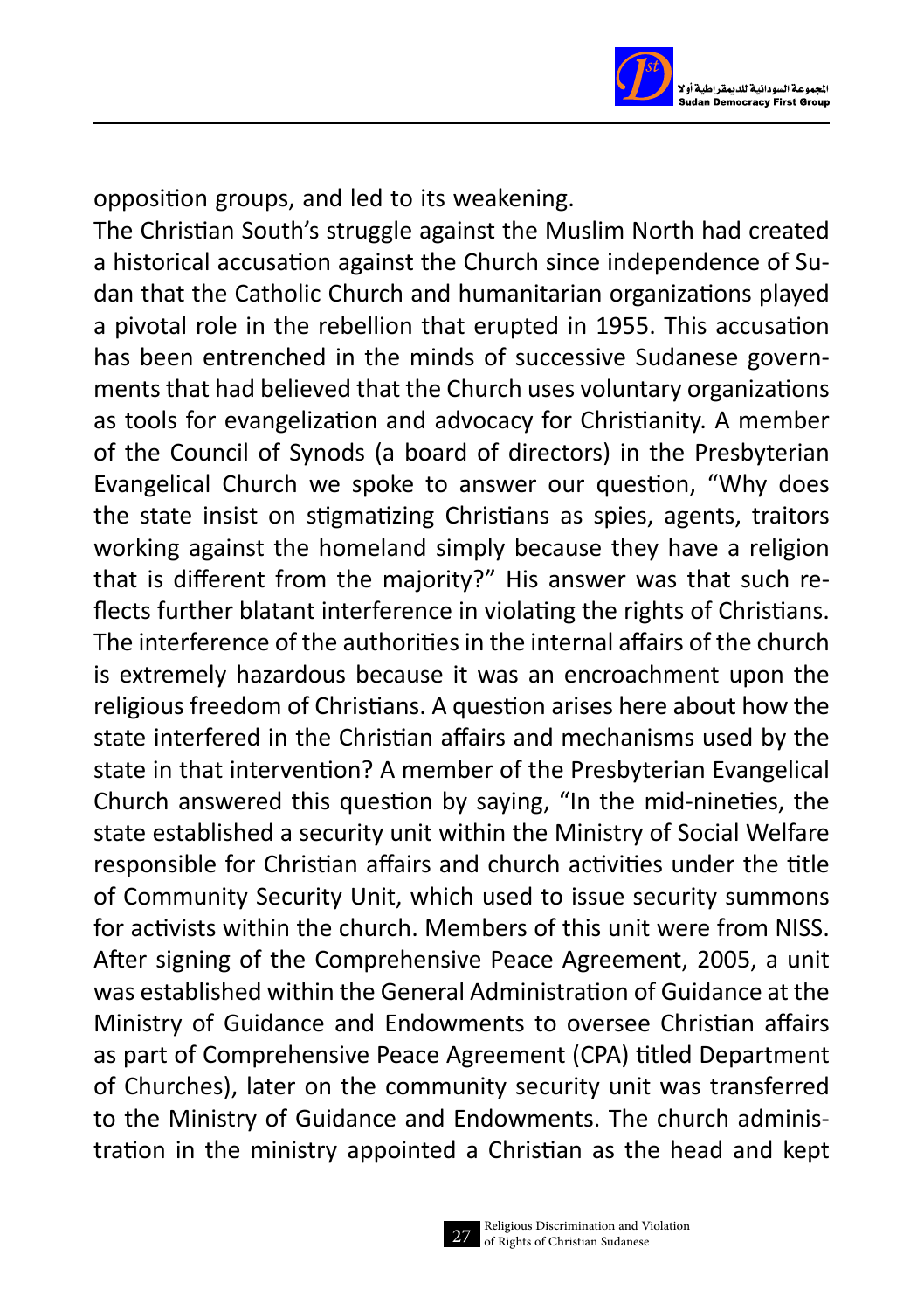opposition groups, and led to its weakening.

The Christian South's struggle against the Muslim North had created a historical accusation against the Church since independence of Sudan that the Catholic Church and humanitarian organizations played a pivotal role in the rebellion that erupted in 1955. This accusation has been entrenched in the minds of successive Sudanese governments that had believed that the Church uses voluntary organizations as tools for evangelization and advocacy for Christianity. A member of the Council of Synods (a board of directors) in the Presbyterian Evangelical Church we spoke to answer our question, "Why does the state insist on stigmatizing Christians as spies, agents, traitors working against the homeland simply because they have a religion that is different from the majority?" His answer was that such reflects further blatant interference in violating the rights of Christians. The interference of the authorities in the internal affairs of the church is extremely hazardous because it was an encroachment upon the religious freedom of Christians. A question arises here about how the state interfered in the Christian affairs and mechanisms used by the state in that intervention? A member of the Presbyterian Evangelical Church answered this question by saying, "In the mid-nineties, the state established a security unit within the Ministry of Social Welfare responsible for Christian affairs and church activities under the title of Community Security Unit, which used to issue security summons for activists within the church. Members of this unit were from NISS. After signing of the Comprehensive Peace Agreement, 2005, a unit was established within the General Administration of Guidance at the Ministry of Guidance and Endowments to oversee Christian affairs as part of Comprehensive Peace Agreement (CPA) titled Department of Churches), later on the community security unit was transferred to the Ministry of Guidance and Endowments. The church administration in the ministry appointed a Christian as the head and kept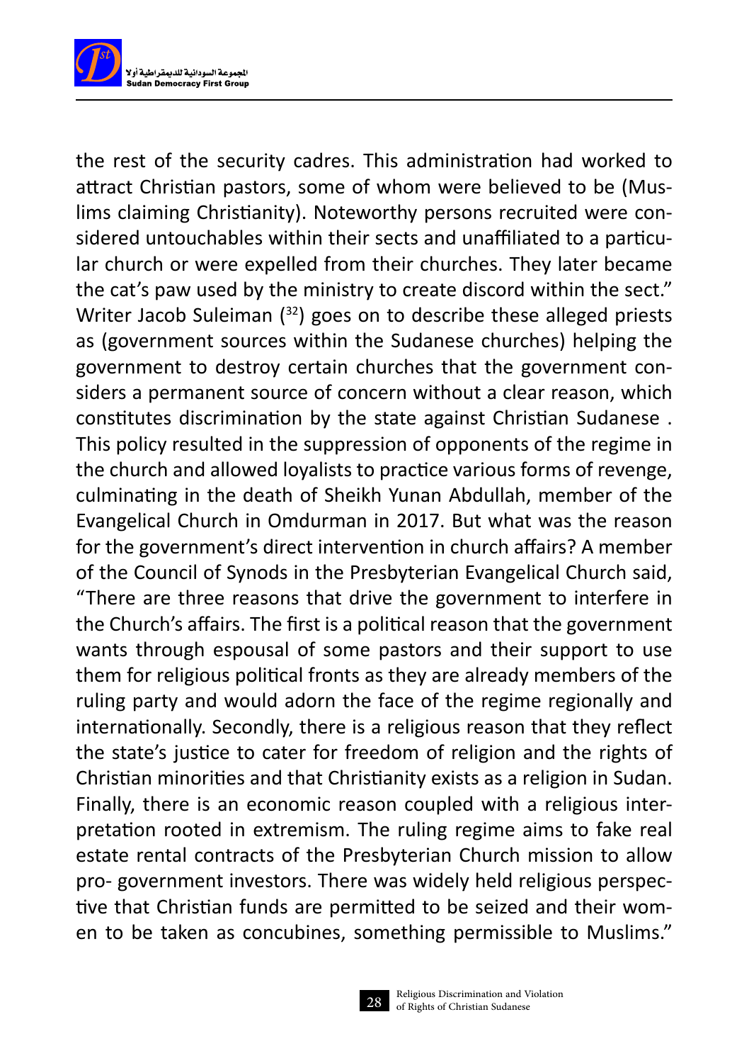the rest of the security cadres. This administration had worked to attract Christian pastors, some of whom were believed to be (Muslims claiming Christianity). Noteworthy persons recruited were considered untouchables within their sects and unaffiliated to a particular church or were expelled from their churches. They later became the cat's paw used by the ministry to create discord within the sect." Writer Jacob Suleiman ([32]) goes on to describe these alleged priests as (government sources within the Sudanese churches) helping the government to destroy certain churches that the government considers a permanent source of concern without a clear reason, which constitutes discrimination by the state against Christian Sudanese . This policy resulted in the suppression of opponents of the regime in the church and allowed loyalists to practice various forms of revenge, culminating in the death of Sheikh Yunan Abdullah, member of the Evangelical Church in Omdurman in 2017. But what was the reason for the government's direct intervention in church affairs? A member of the Council of Synods in the Presbyterian Evangelical Church said, "There are three reasons that drive the government to interfere in the Church's affairs. The first is a political reason that the government wants through espousal of some pastors and their support to use them for religious political fronts as they are already members of the ruling party and would adorn the face of the regime regionally and internationally. Secondly, there is a religious reason that they reflect the state's justice to cater for freedom of religion and the rights of Christian minorities and that Christianity exists as a religion in Sudan. Finally, there is an economic reason coupled with a religious interpretation rooted in extremism. The ruling regime aims to fake real estate rental contracts of the Presbyterian Church mission to allow pro- government investors. There was widely held religious perspective that Christian funds are permitted to be seized and their women to be taken as concubines, something permissible to Muslims."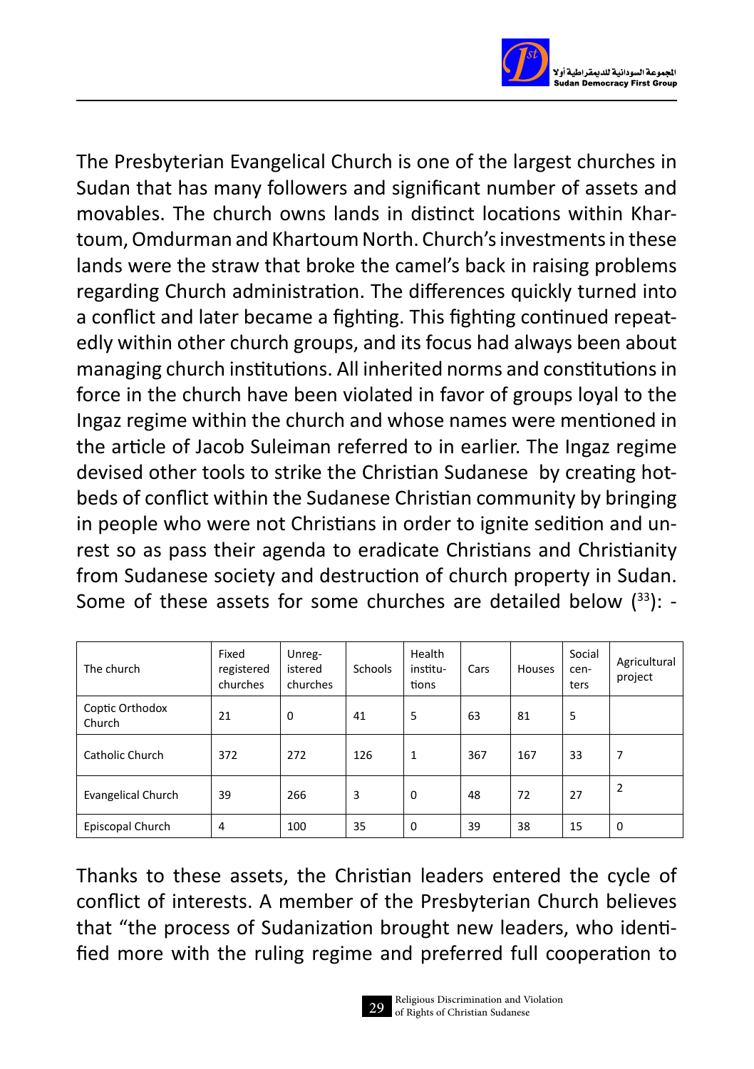The Presbyterian Evangelical Church is one of the largest churches in Sudan that has many followers and significant number of assets and movables. The church owns lands in distinct locations within Khartoum, Omdurman and Khartoum North. Church's investments in these lands were the straw that broke the camel's back in raising problems regarding Church administration. The differences quickly turned into a conflict and later became a fighting. This fighting continued repeatedly within other church groups, and its focus had always been about managing church institutions. All inherited norms and constitutions in force in the church have been violated in favor of groups loyal to the Ingaz regime within the church and whose names were mentioned in the article of Jacob Suleiman referred to in earlier. The Ingaz regime devised other tools to strike the Christian Sudanese by creating hotbeds of conflict within the Sudanese Christian community by bringing in people who were not Christians in order to ignite sedition and unrest so as pass their agenda to eradicate Christians and Christianity from Sudanese society and destruction of church property in Sudan. Some of these assets for some churches are detailed below ([33]): -

| The church | Fixed registered churches | Unregistered churches | Schools | Health institutions | Cars | Houses | Social centers | Agricultural project |
|---|---|---|---|---|---|---|---|---|
| Coptic Orthodox Church | 21 | 0 | 41 | 5 | 63 | 81 | 5 | |
| Catholic Church | 372 | 272 | 126 | 1 | 367 | 167 | 33 | 7 |
| Evangelical Church | 39 | 266 | 3 | 0 | 48 | 72 | 27 | 2 |
| Episcopal Church | 4 | 100 | 35 | 0 | 39 | 38 | 15 | 0 |

Thanks to these assets, the Christian leaders entered the cycle of conflict of interests. A member of the Presbyterian Church believes that "the process of Sudanization brought new leaders, who identified more with the ruling regime and preferred full cooperation to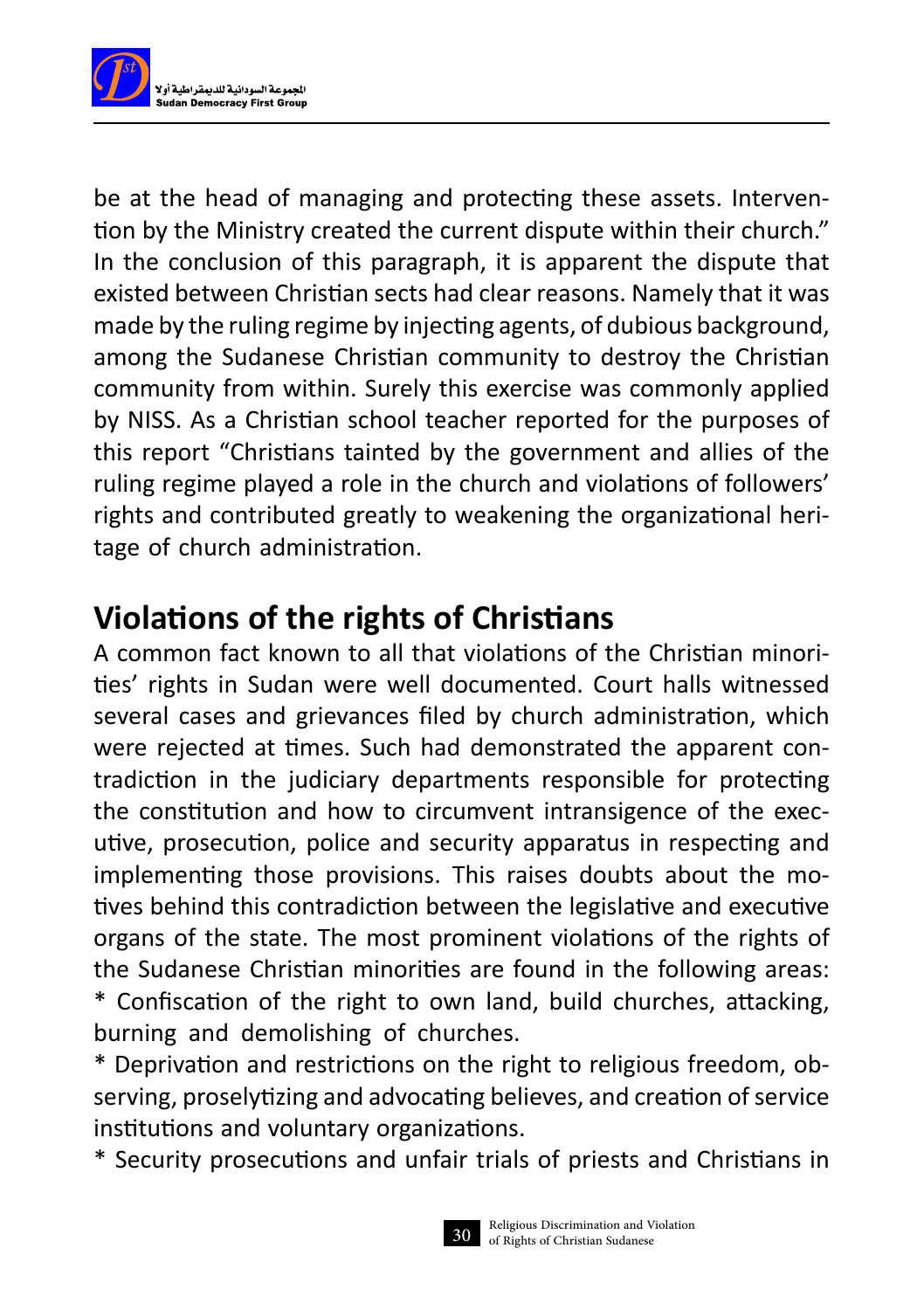be at the head of managing and protecting these assets. Intervention by the Ministry created the current dispute within their church." In the conclusion of this paragraph, it is apparent the dispute that existed between Christian sects had clear reasons. Namely that it was made by the ruling regime by injecting agents, of dubious background, among the Sudanese Christian community to destroy the Christian community from within. Surely this exercise was commonly applied by NISS. As a Christian school teacher reported for the purposes of this report "Christians tainted by the government and allies of the ruling regime played a role in the church and violations of followers' rights and contributed greatly to weakening the organizational heritage of church administration.

## Violations of the rights of Christians

A common fact known to all that violations of the Christian minorities' rights in Sudan were well documented. Court halls witnessed several cases and grievances filed by church administration, which were rejected at times. Such had demonstrated the apparent contradiction in the judiciary departments responsible for protecting the constitution and how to circumvent intransigence of the executive, prosecution, police and security apparatus in respecting and implementing those provisions. This raises doubts about the motives behind this contradiction between the legislative and executive organs of the state. The most prominent violations of the rights of the Sudanese Christian minorities are found in the following areas:

* Confiscation of the right to own land, build churches, attacking, burning and demolishing of churches.
* Deprivation and restrictions on the right to religious freedom, observing, proselytizing and advocating believes, and creation of service institutions and voluntary organizations.
* Security prosecutions and unfair trials of priests and Christians in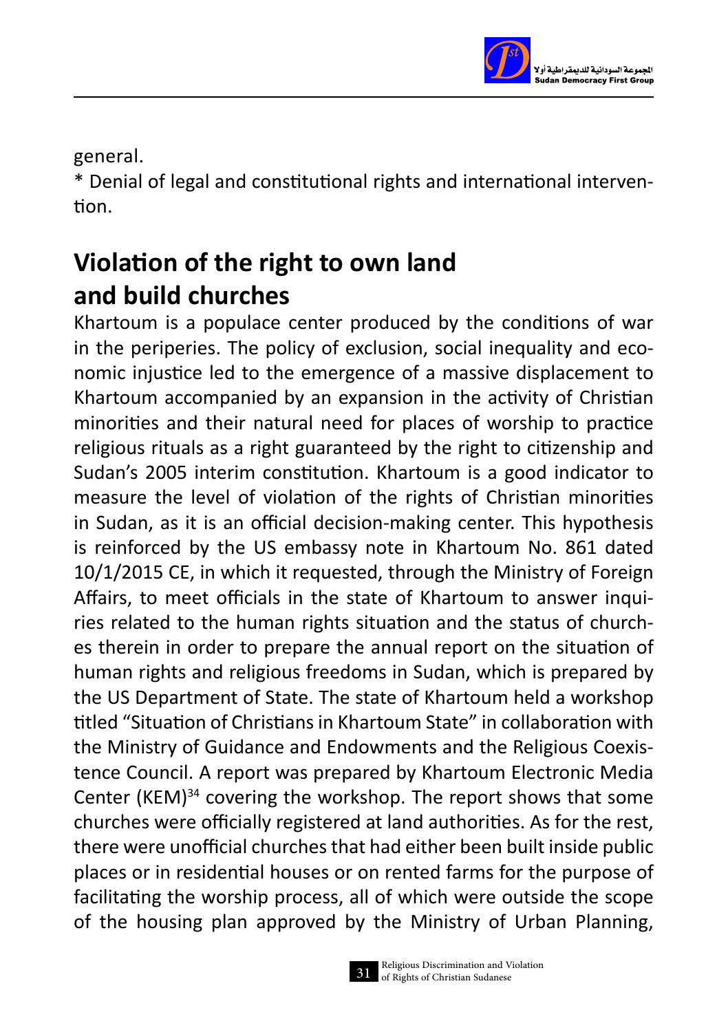general.

* Denial of legal and constitutional rights and international intervention.

## Violation of the right to own land and build churches

Khartoum is a populace center produced by the conditions of war in the periperies. The policy of exclusion, social inequality and economic injustice led to the emergence of a massive displacement to Khartoum accompanied by an expansion in the activity of Christian minorities and their natural need for places of worship to practice religious rituals as a right guaranteed by the right to citizenship and Sudan's 2005 interim constitution. Khartoum is a good indicator to measure the level of violation of the rights of Christian minorities in Sudan, as it is an official decision-making center. This hypothesis is reinforced by the US embassy note in Khartoum No. 861 dated 10/1/2015 CE, in which it requested, through the Ministry of Foreign Affairs, to meet officials in the state of Khartoum to answer inquiries related to the human rights situation and the status of churches therein in order to prepare the annual report on the situation of human rights and religious freedoms in Sudan, which is prepared by the US Department of State. The state of Khartoum held a workshop titled "Situation of Christians in Khartoum State" in collaboration with the Ministry of Guidance and Endowments and the Religious Coexistence Council. A report was prepared by Khartoum Electronic Media Center (KEM)[34] covering the workshop. The report shows that some churches were officially registered at land authorities. As for the rest, there were unofficial churches that had either been built inside public places or in residential houses or on rented farms for the purpose of facilitating the worship process, all of which were outside the scope of the housing plan approved by the Ministry of Urban Planning,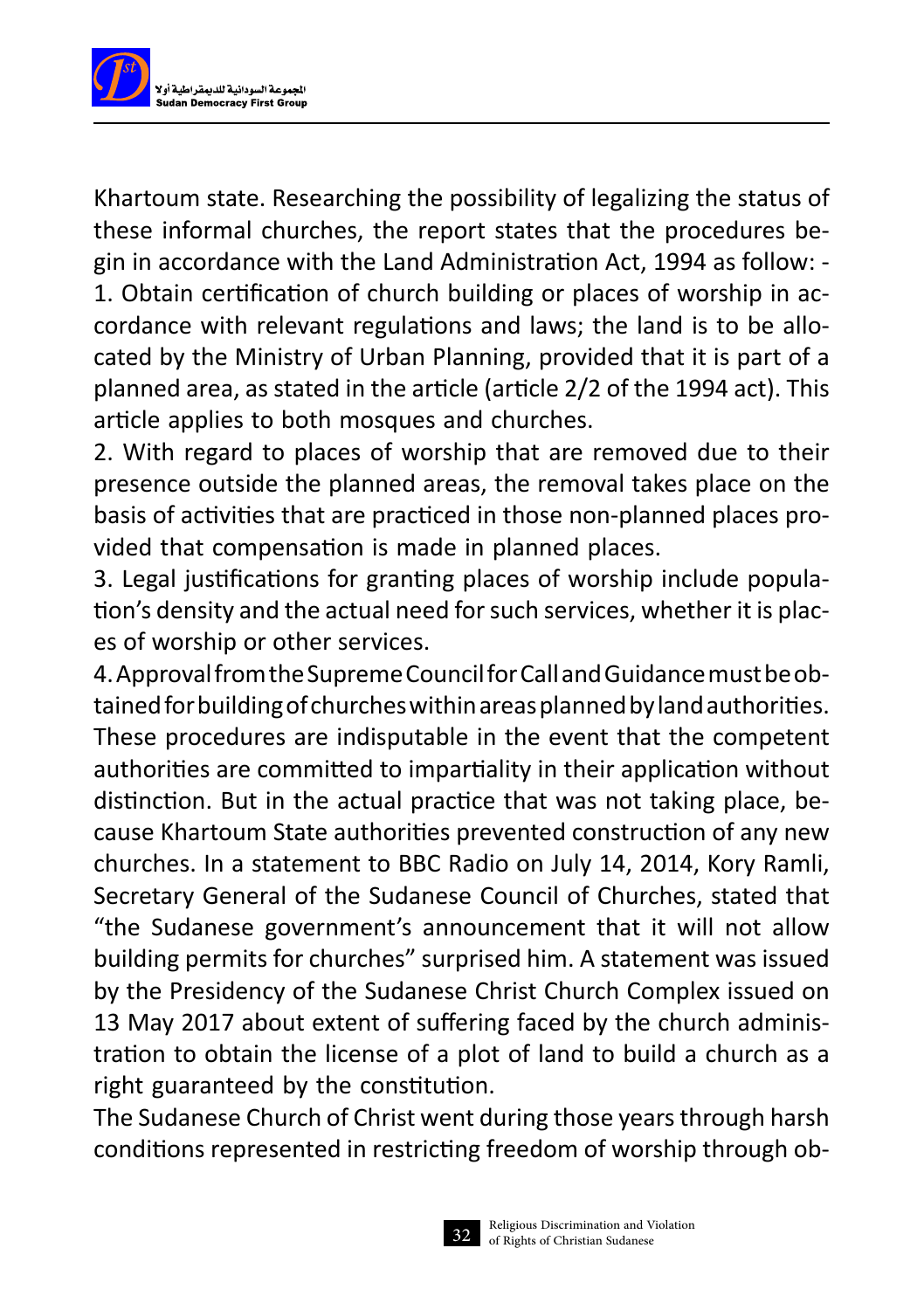Khartoum state. Researching the possibility of legalizing the status of these informal churches, the report states that the procedures begin in accordance with the Land Administration Act, 1994 as follow: -

1. Obtain certification of church building or places of worship in accordance with relevant regulations and laws; the land is to be allocated by the Ministry of Urban Planning, provided that it is part of a planned area, as stated in the article (article 2/2 of the 1994 act). This article applies to both mosques and churches.
2. With regard to places of worship that are removed due to their presence outside the planned areas, the removal takes place on the basis of activities that are practiced in those non-planned places provided that compensation is made in planned places.
3. Legal justifications for granting places of worship include population's density and the actual need for such services, whether it is places of worship or other services.
4. Approval from the Supreme Council for Call and Guidance must be obtained for building of churches within areas planned by land authorities.

These procedures are indisputable in the event that the competent authorities are committed to impartiality in their application without distinction. But in the actual practice that was not taking place, because Khartoum State authorities prevented construction of any new churches. In a statement to BBC Radio on July 14, 2014, Kory Ramli, Secretary General of the Sudanese Council of Churches, stated that "the Sudanese government's announcement that it will not allow building permits for churches" surprised him. A statement was issued by the Presidency of the Sudanese Christ Church Complex issued on 13 May 2017 about extent of suffering faced by the church administration to obtain the license of a plot of land to build a church as a right guaranteed by the constitution.

The Sudanese Church of Christ went during those years through harsh conditions represented in restricting freedom of worship through ob-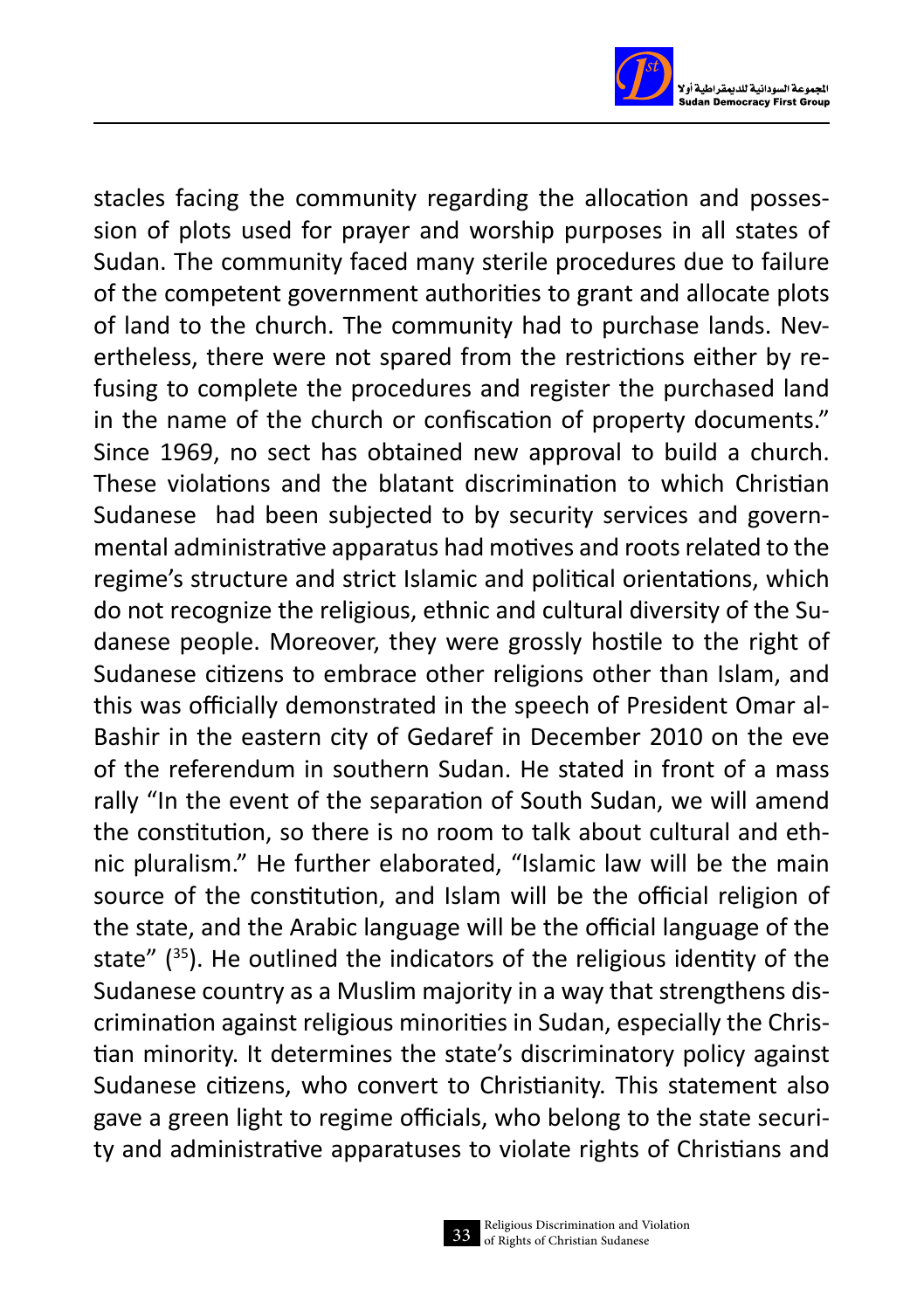stacles facing the community regarding the allocation and possession of plots used for prayer and worship purposes in all states of Sudan. The community faced many sterile procedures due to failure of the competent government authorities to grant and allocate plots of land to the church. The community had to purchase lands. Nevertheless, there were not spared from the restrictions either by refusing to complete the procedures and register the purchased land in the name of the church or confiscation of property documents." Since 1969, no sect has obtained new approval to build a church. These violations and the blatant discrimination to which Christian Sudanese had been subjected to by security services and governmental administrative apparatus had motives and roots related to the regime's structure and strict Islamic and political orientations, which do not recognize the religious, ethnic and cultural diversity of the Sudanese people. Moreover, they were grossly hostile to the right of Sudanese citizens to embrace other religions other than Islam, and this was officially demonstrated in the speech of President Omar al-Bashir in the eastern city of Gedaref in December 2010 on the eve of the referendum in southern Sudan. He stated in front of a mass rally "In the event of the separation of South Sudan, we will amend the constitution, so there is no room to talk about cultural and ethnic pluralism." He further elaborated, "Islamic law will be the main source of the constitution, and Islam will be the official religion of the state, and the Arabic language will be the official language of the state" ([35]). He outlined the indicators of the religious identity of the Sudanese country as a Muslim majority in a way that strengthens discrimination against religious minorities in Sudan, especially the Christian minority. It determines the state's discriminatory policy against Sudanese citizens, who convert to Christianity. This statement also gave a green light to regime officials, who belong to the state security and administrative apparatuses to violate rights of Christians and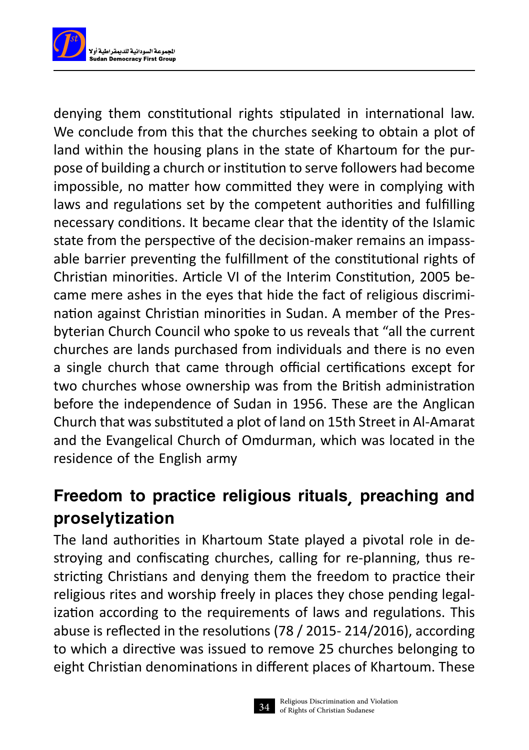denying them constitutional rights stipulated in international law. We conclude from this that the churches seeking to obtain a plot of land within the housing plans in the state of Khartoum for the purpose of building a church or institution to serve followers had become impossible, no matter how committed they were in complying with laws and regulations set by the competent authorities and fulfilling necessary conditions. It became clear that the identity of the Islamic state from the perspective of the decision-maker remains an impassable barrier preventing the fulfillment of the constitutional rights of Christian minorities. Article VI of the Interim Constitution, 2005 became mere ashes in the eyes that hide the fact of religious discrimination against Christian minorities in Sudan. A member of the Presbyterian Church Council who spoke to us reveals that "all the current churches are lands purchased from individuals and there is no even a single church that came through official certifications except for two churches whose ownership was from the British administration before the independence of Sudan in 1956. These are the Anglican Church that was substituted a plot of land on 15th Street in Al-Amarat and the Evangelical Church of Omdurman, which was located in the residence of the English army

## Freedom to practice religious rituals, preaching and proselytization

The land authorities in Khartoum State played a pivotal role in destroying and confiscating churches, calling for re-planning, thus restricting Christians and denying them the freedom to practice their religious rites and worship freely in places they chose pending legalization according to the requirements of laws and regulations. This abuse is reflected in the resolutions (78 / 2015- 214/2016), according to which a directive was issued to remove 25 churches belonging to eight Christian denominations in different places of Khartoum. These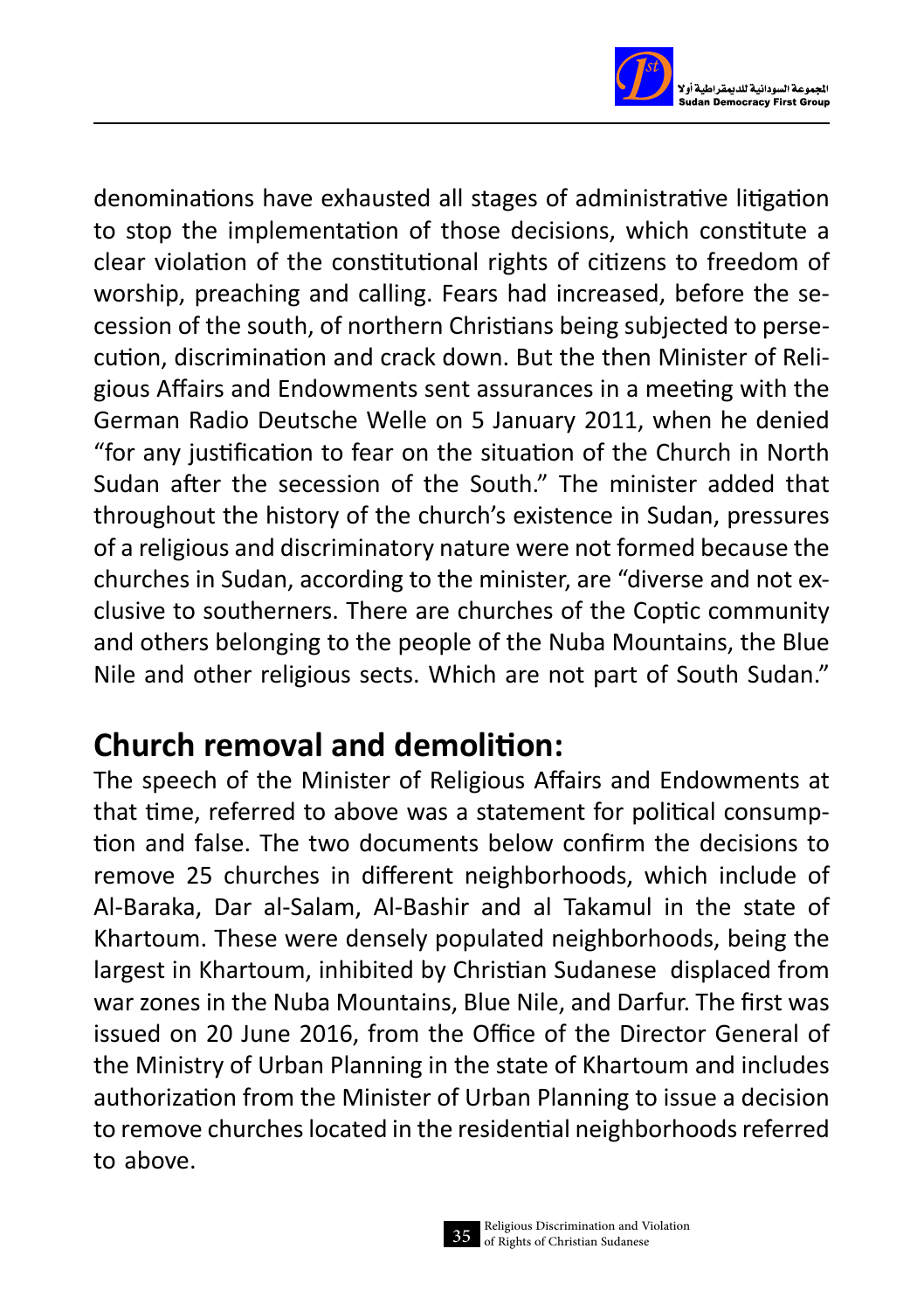denominations have exhausted all stages of administrative litigation to stop the implementation of those decisions, which constitute a clear violation of the constitutional rights of citizens to freedom of worship, preaching and calling. Fears had increased, before the secession of the south, of northern Christians being subjected to persecution, discrimination and crack down. But the then Minister of Religious Affairs and Endowments sent assurances in a meeting with the German Radio Deutsche Welle on 5 January 2011, when he denied "for any justification to fear on the situation of the Church in North Sudan after the secession of the South." The minister added that throughout the history of the church's existence in Sudan, pressures of a religious and discriminatory nature were not formed because the churches in Sudan, according to the minister, are "diverse and not exclusive to southerners. There are churches of the Coptic community and others belonging to the people of the Nuba Mountains, the Blue Nile and other religious sects. Which are not part of South Sudan."

## Church removal and demolition:

The speech of the Minister of Religious Affairs and Endowments at that time, referred to above was a statement for political consumption and false. The two documents below confirm the decisions to remove 25 churches in different neighborhoods, which include of Al-Baraka, Dar al-Salam, Al-Bashir and al Takamul in the state of Khartoum. These were densely populated neighborhoods, being the largest in Khartoum, inhibited by Christian Sudanese displaced from war zones in the Nuba Mountains, Blue Nile, and Darfur. The first was issued on 20 June 2016, from the Office of the Director General of the Ministry of Urban Planning in the state of Khartoum and includes authorization from the Minister of Urban Planning to issue a decision to remove churches located in the residential neighborhoods referred to above.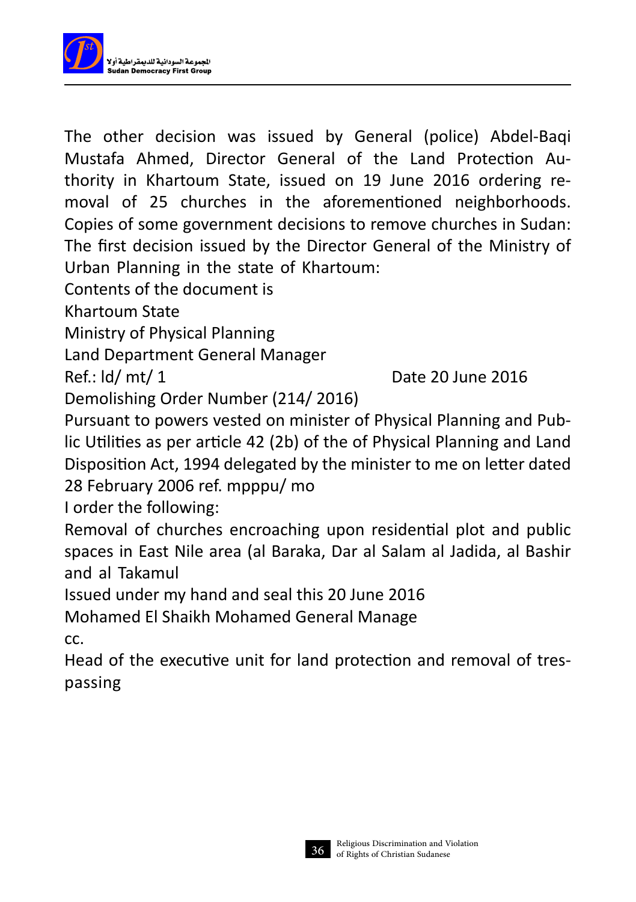The other decision was issued by General (police) Abdel-Baqi Mustafa Ahmed, Director General of the Land Protection Authority in Khartoum State, issued on 19 June 2016 ordering removal of 25 churches in the aforementioned neighborhoods.

Copies of some government decisions to remove churches in Sudan:

The first decision issued by the Director General of the Ministry of Urban Planning in the state of Khartoum:

Contents of the document is

Khartoum State

Ministry of Physical Planning

Land Department General Manager

Ref.: ld/ mt/ 1 Date 20 June 2016

Demolishing Order Number (214/ 2016)

Pursuant to powers vested on minister of Physical Planning and Public Utilities as per article 42 (2b) of the of Physical Planning and Land Disposition Act, 1994 delegated by the minister to me on letter dated 28 February 2006 ref. mpppu/ mo

I order the following:

Removal of churches encroaching upon residential plot and public spaces in East Nile area (al Baraka, Dar al Salam al Jadida, al Bashir and al Takamul

Issued under my hand and seal this 20 June 2016

Mohamed El Shaikh Mohamed General Manage

cc.

Head of the executive unit for land protection and removal of trespassing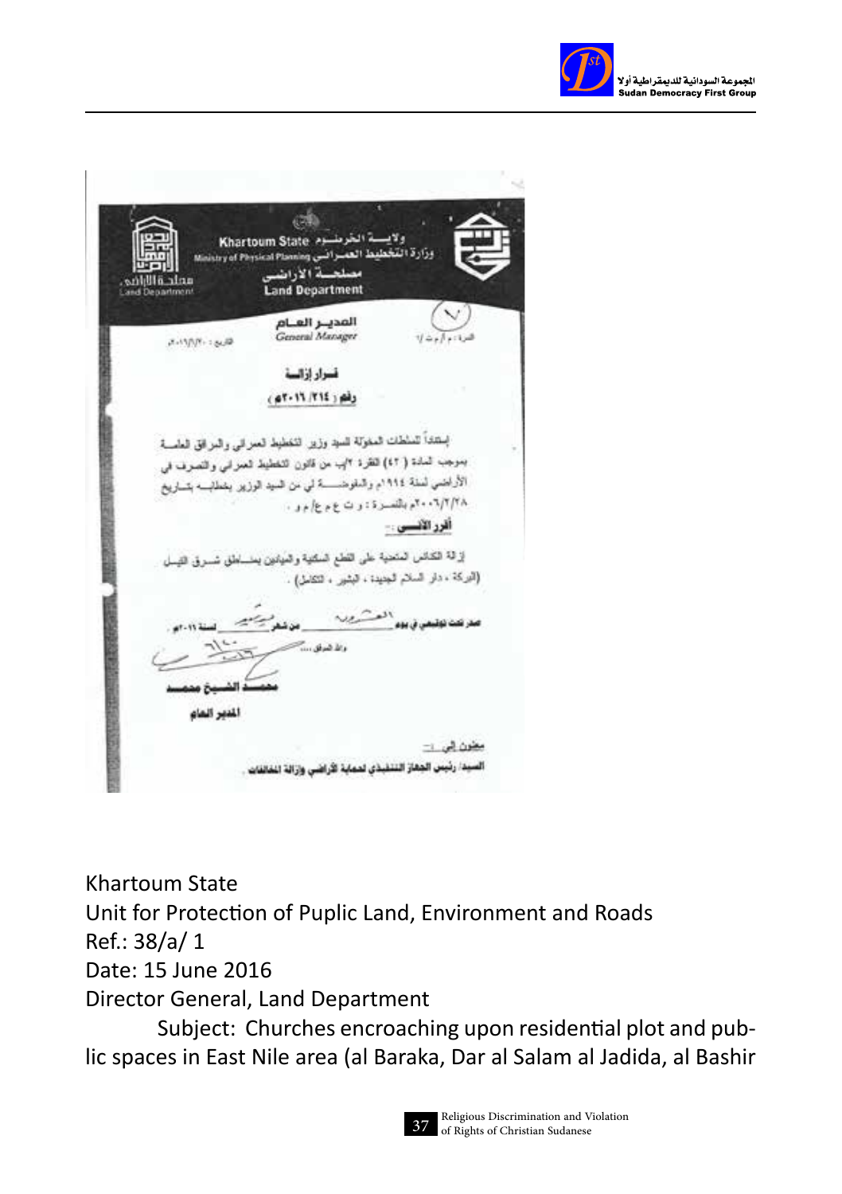Khartoum State وزارة التخطيط العمراني Ministry of Physical Planning ولايـة الخرطـوم

مصلحة الأراضي
Land Department

المدير العام
General Manager

النمرة: م أ م ث ا/ &nbsp;&nbsp;&nbsp;&nbsp; التاريخ: ٢٠١٦/٦/٢٠م

قرار إزالة

رقم (٢١٤/ ٢٠١٦م)

إستناداً للسلطات المخولة للسيد وزير التخطيط العمراني والمرافق العامة بموجب المادة (٤٢) الفقرة ٢/ب من قانون التخطيط العمراني والتصرف في الأراضي لسنة ١٩٩٤م والمفوضة لي من السيد الوزير بخطابه بتاريخ ٢٠٠٦/٢/٢٨م بالنمرة: و ت ع م/م و .

أقرر الآتي :-

إزالة الكنائس المتعدية على القطع السكنية والميادين بمناطق شرق النيل (البركة ، دار السلام الجديدة ، البشير ، التكامل) .

صدر تحت توقيعي في يوم العشرين من شهر يونيو لسنة ٢٠١٦م

والله الموفق ....

محمد الشيخ محمد

المدير العام

معنون إلى :-

السيد/ رئيس الجهاز التنفيذي لحماية الأراضي وإزالة المخالفات .

Khartoum State

Unit for Protection of Puplic Land, Environment and Roads

Ref.: 38/a/ 1

Date: 15 June 2016

Director General, Land Department

Subject: Churches encroaching upon residential plot and public spaces in East Nile area (al Baraka, Dar al Salam al Jadida, al Bashir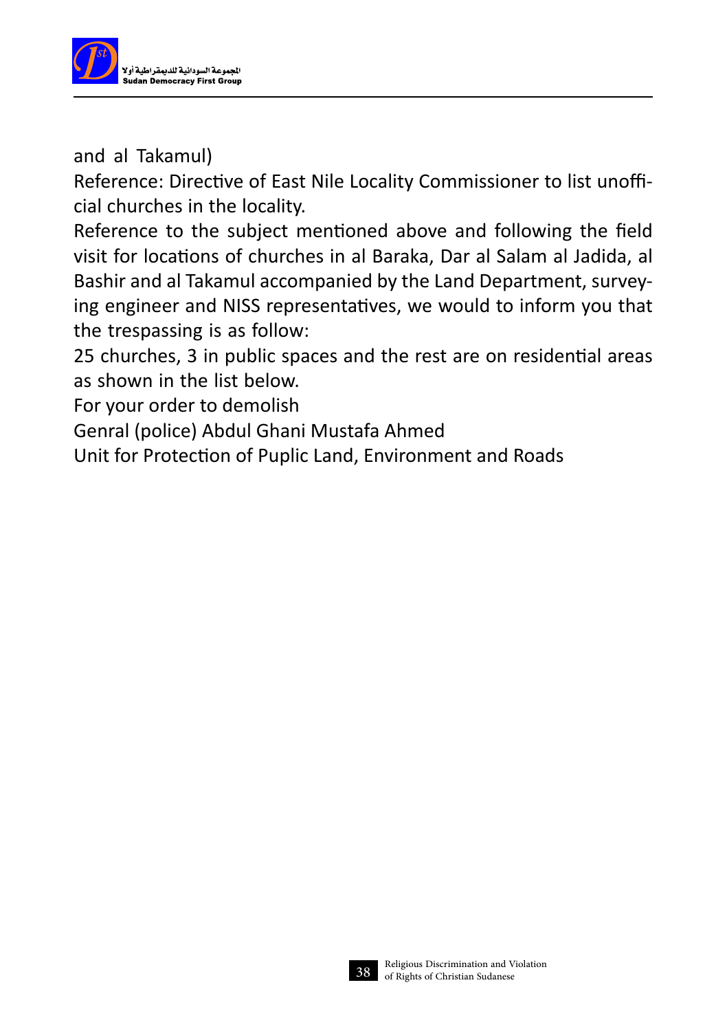and al Takamul)

Reference: Directive of East Nile Locality Commissioner to list unofficial churches in the locality.

Reference to the subject mentioned above and following the field visit for locations of churches in al Baraka, Dar al Salam al Jadida, al Bashir and al Takamul accompanied by the Land Department, surveying engineer and NISS representatives, we would to inform you that the trespassing is as follow:

25 churches, 3 in public spaces and the rest are on residential areas as shown in the list below.

For your order to demolish

Genral (police) Abdul Ghani Mustafa Ahmed

Unit for Protection of Puplic Land, Environment and Roads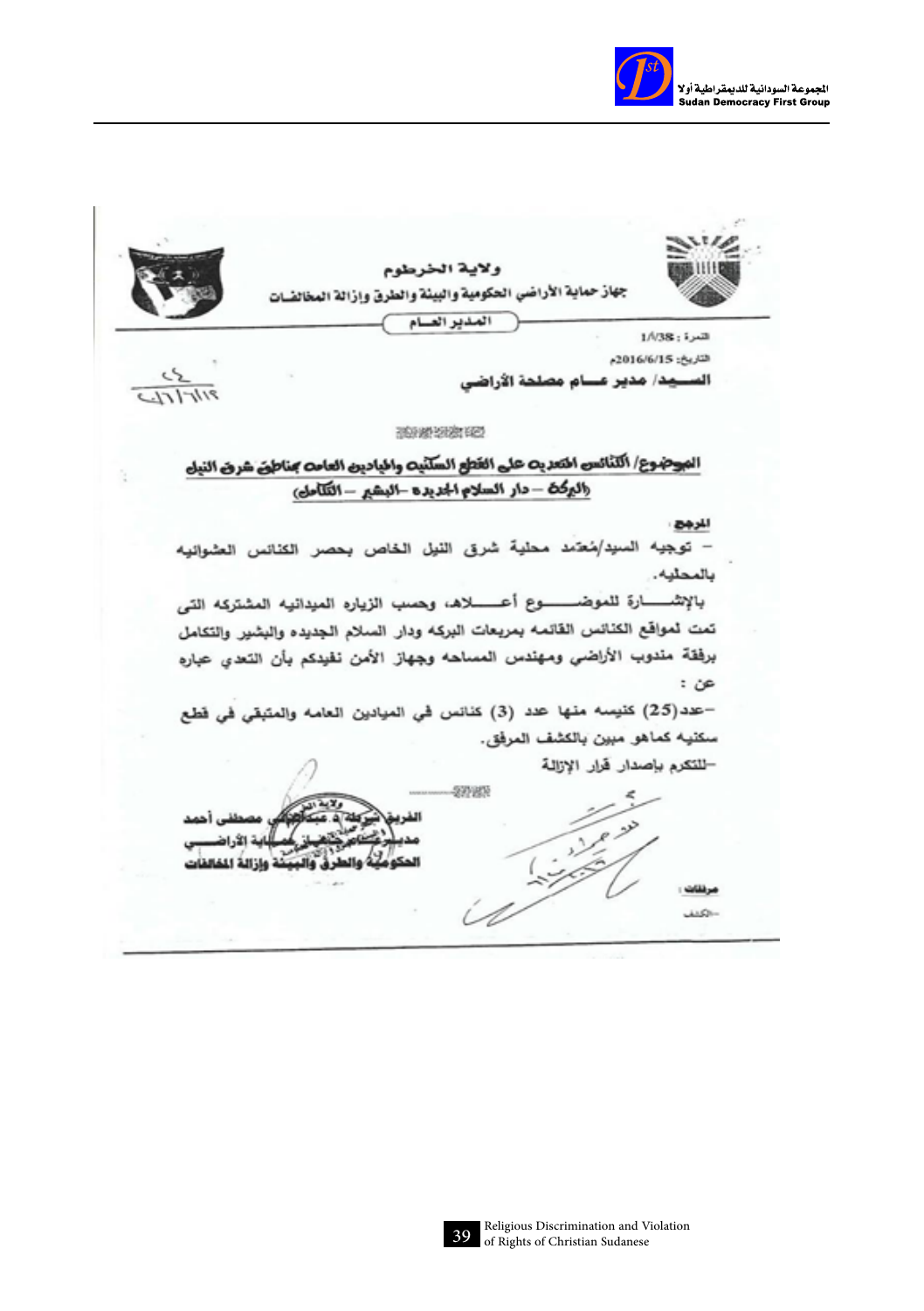ولاية الخرطوم

جهاز حماية الأراضي الحكومية والبيئة والطرق وإزالة المخالفات

المدير العام

النمرة: 1/8/38

التاريخ: 2016/6/15م

السيد/ مدير عام مصلحة الأراضي

**الموضوع/ الكنائس المتعدية على القطع السكنية والميادين العامة بمناطق شرق النيل (البركة – دار السلام الجديدة – البشير – التكامل)**

**المرجع:**

– توجيه السيد/معتمد محلية شرق النيل الخاص بحصر الكنائس العشوائية بالمحلية.

بالإشارة للموضوع أعلاه، وحسب الزيارة الميدانية المشتركة التي تمت لمواقع الكنائس القائمة بمربعات البركة ودار السلام الجديدة والبشير والتكامل برفقة مندوب الأراضي ومهندس المساحة وجهاز الأمن نفيدكم بأن التعدي عبارة عن:

–عدد(25) كنيسة منها عدد (3) كنائس في الميادين العامة والمتبقي في قطع سكنية كماهو مبين بالكشف المرفق.

–للتكرم بإصدار قرار الإزالة

الفريق شرطة د. عبدالهادي مصطفى أحمد

مدير عام جهاز حماية الأراضي

الحكومية والطرق والبيئة وإزالة المخالفات

مرفقات:

–الكشف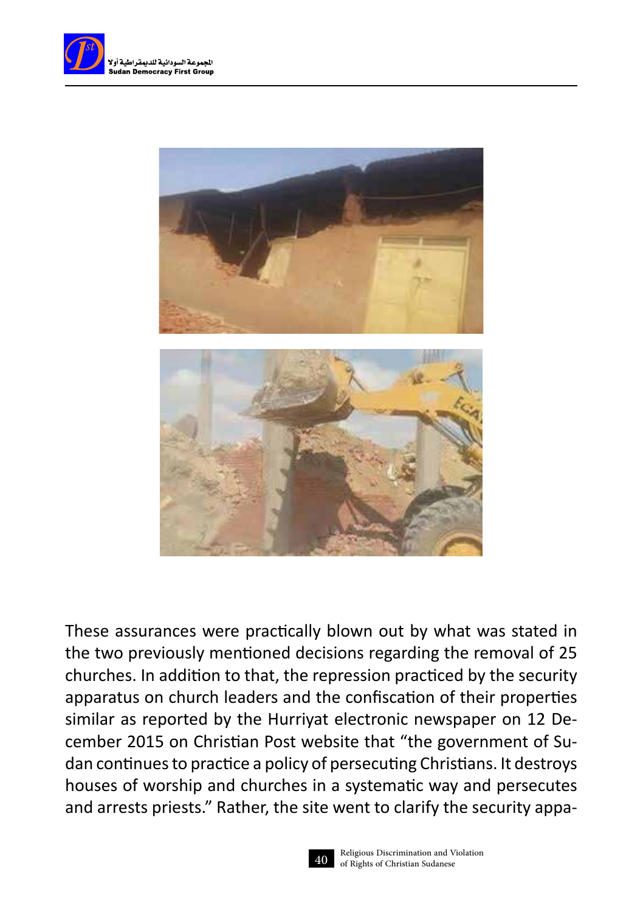These assurances were practically blown out by what was stated in the two previously mentioned decisions regarding the removal of 25 churches. In addition to that, the repression practiced by the security apparatus on church leaders and the confiscation of their properties similar as reported by the Hurriyat electronic newspaper on 12 December 2015 on Christian Post website that "the government of Sudan continues to practice a policy of persecuting Christians. It destroys houses of worship and churches in a systematic way and persecutes and arrests priests." Rather, the site went to clarify the security appa-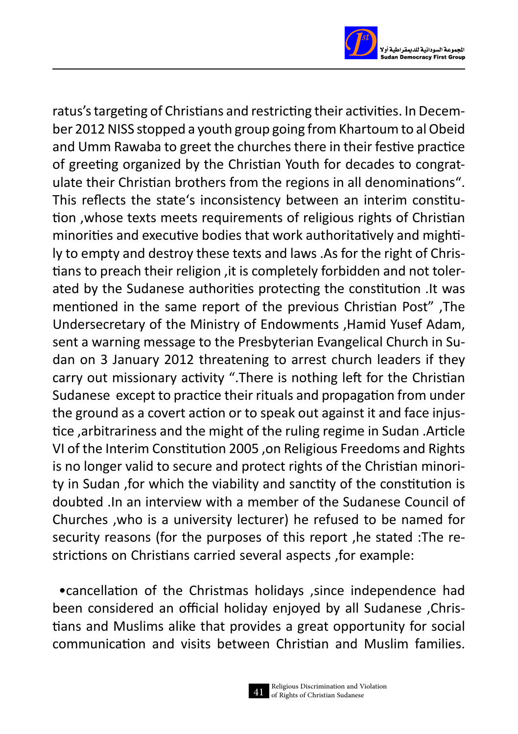ratus's targeting of Christians and restricting their activities. In December 2012 NISS stopped a youth group going from Khartoum to al Obeid and Umm Rawaba to greet the churches there in their festive practice of greeting organized by the Christian Youth for decades to congratulate their Christian brothers from the regions in all denominations". This reflects the state's inconsistency between an interim constitution ,whose texts meets requirements of religious rights of Christian minorities and executive bodies that work authoritatively and mightily to empty and destroy these texts and laws .As for the right of Christians to preach their religion ,it is completely forbidden and not tolerated by the Sudanese authorities protecting the constitution .It was mentioned in the same report of the previous Christian Post" ,The Undersecretary of the Ministry of Endowments ,Hamid Yusef Adam, sent a warning message to the Presbyterian Evangelical Church in Sudan on 3 January 2012 threatening to arrest church leaders if they carry out missionary activity ".There is nothing left for the Christian Sudanese except to practice their rituals and propagation from under the ground as a covert action or to speak out against it and face injustice ,arbitrariness and the might of the ruling regime in Sudan .Article VI of the Interim Constitution 2005 ,on Religious Freedoms and Rights is no longer valid to secure and protect rights of the Christian minority in Sudan ,for which the viability and sanctity of the constitution is doubted .In an interview with a member of the Sudanese Council of Churches ,who is a university lecturer) he refused to be named for security reasons (for the purposes of this report ,he stated :The restrictions on Christians carried several aspects ,for example:

- cancellation of the Christmas holidays ,since independence had been considered an official holiday enjoyed by all Sudanese ,Christians and Muslims alike that provides a great opportunity for social communication and visits between Christian and Muslim families.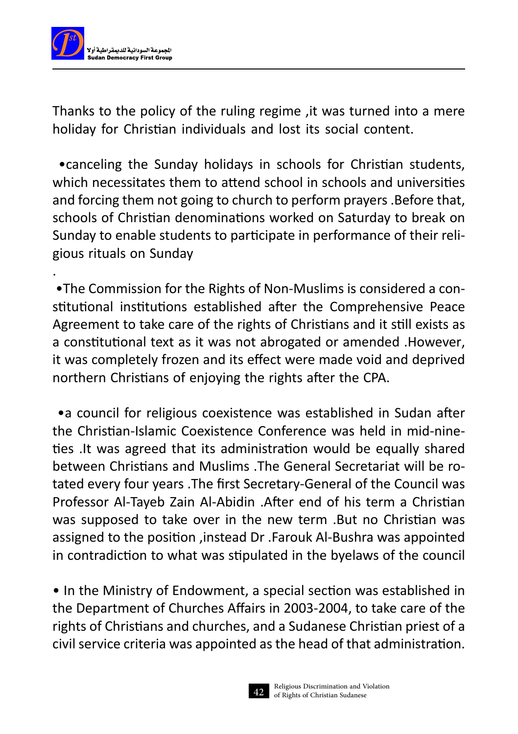Thanks to the policy of the ruling regime ,it was turned into a mere holiday for Christian individuals and lost its social content.

•canceling the Sunday holidays in schools for Christian students, which necessitates them to attend school in schools and universities and forcing them not going to church to perform prayers .Before that, schools of Christian denominations worked on Saturday to break on Sunday to enable students to participate in performance of their religious rituals on Sunday

.

•The Commission for the Rights of Non-Muslims is considered a constitutional institutions established after the Comprehensive Peace Agreement to take care of the rights of Christians and it still exists as a constitutional text as it was not abrogated or amended .However, it was completely frozen and its effect were made void and deprived northern Christians of enjoying the rights after the CPA.

•a council for religious coexistence was established in Sudan after the Christian-Islamic Coexistence Conference was held in mid-nineties .It was agreed that its administration would be equally shared between Christians and Muslims .The General Secretariat will be rotated every four years .The first Secretary-General of the Council was Professor Al-Tayeb Zain Al-Abidin .After end of his term a Christian was supposed to take over in the new term .But no Christian was assigned to the position ,instead Dr .Farouk Al-Bushra was appointed in contradiction to what was stipulated in the byelaws of the council

• In the Ministry of Endowment, a special section was established in the Department of Churches Affairs in 2003-2004, to take care of the rights of Christians and churches, and a Sudanese Christian priest of a civil service criteria was appointed as the head of that administration.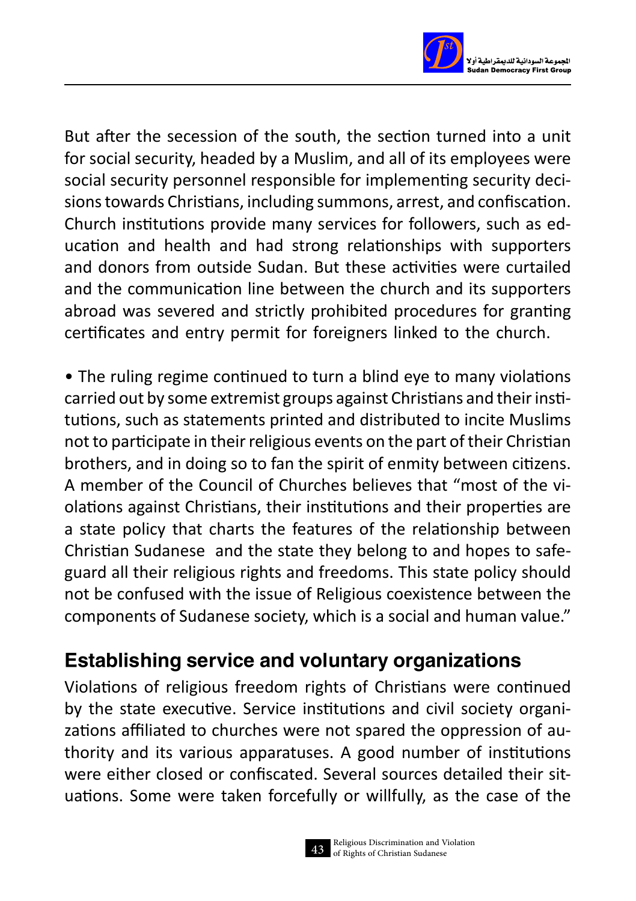But after the secession of the south, the section turned into a unit for social security, headed by a Muslim, and all of its employees were social security personnel responsible for implementing security decisions towards Christians, including summons, arrest, and confiscation. Church institutions provide many services for followers, such as education and health and had strong relationships with supporters and donors from outside Sudan. But these activities were curtailed and the communication line between the church and its supporters abroad was severed and strictly prohibited procedures for granting certificates and entry permit for foreigners linked to the church.

• The ruling regime continued to turn a blind eye to many violations carried out by some extremist groups against Christians and their institutions, such as statements printed and distributed to incite Muslims not to participate in their religious events on the part of their Christian brothers, and in doing so to fan the spirit of enmity between citizens. A member of the Council of Churches believes that "most of the violations against Christians, their institutions and their properties are a state policy that charts the features of the relationship between Christian Sudanese and the state they belong to and hopes to safeguard all their religious rights and freedoms. This state policy should not be confused with the issue of Religious coexistence between the components of Sudanese society, which is a social and human value."

## Establishing service and voluntary organizations

Violations of religious freedom rights of Christians were continued by the state executive. Service institutions and civil society organizations affiliated to churches were not spared the oppression of authority and its various apparatuses. A good number of institutions were either closed or confiscated. Several sources detailed their situations. Some were taken forcefully or willfully, as the case of the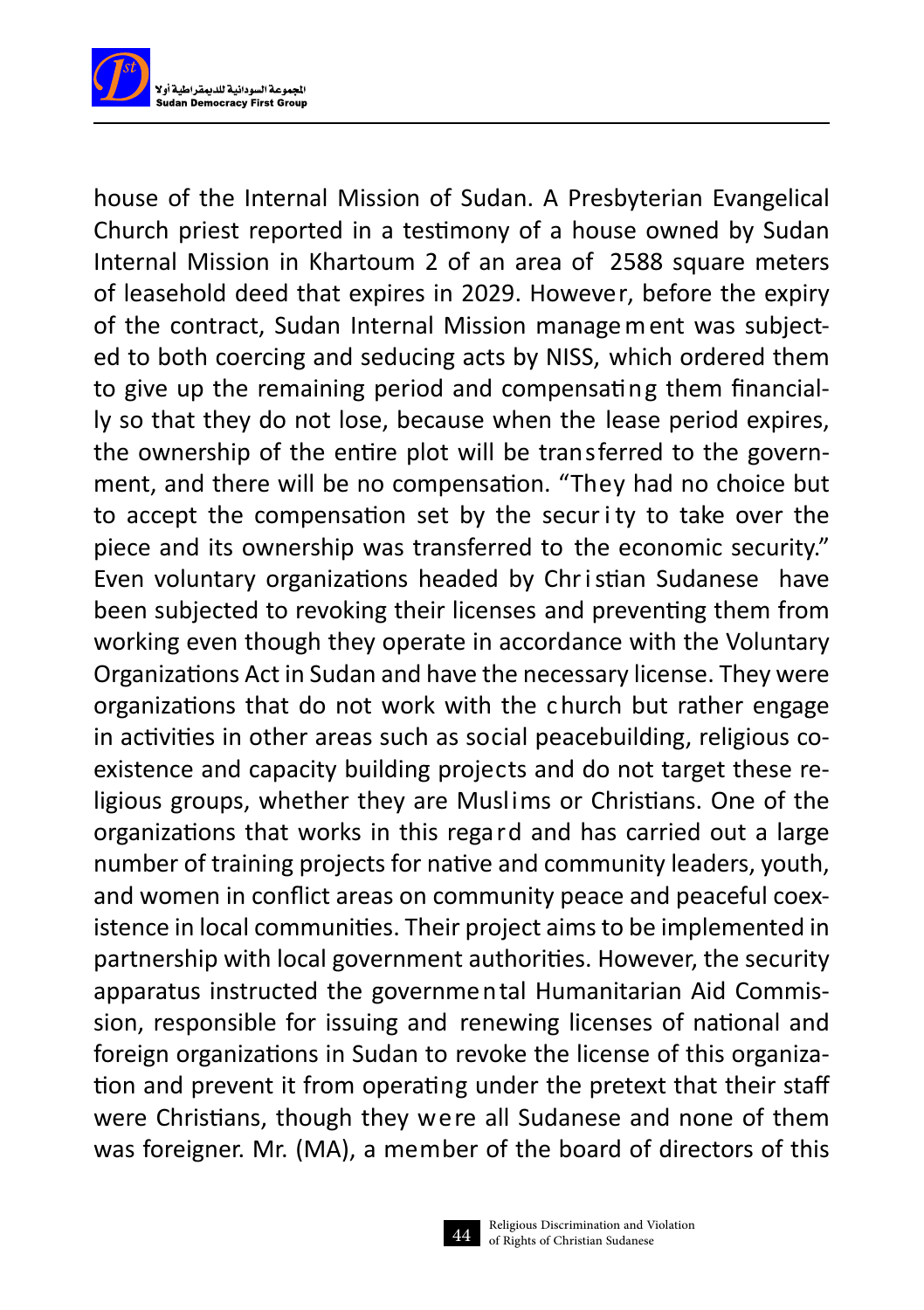house of the Internal Mission of Sudan. A Presbyterian Evangelical Church priest reported in a testimony of a house owned by Sudan Internal Mission in Khartoum 2 of an area of 2588 square meters of leasehold deed that expires in 2029. However, before the expiry of the contract, Sudan Internal Mission management was subjected to both coercing and seducing acts by NISS, which ordered them to give up the remaining period and compensating them financially so that they do not lose, because when the lease period expires, the ownership of the entire plot will be transferred to the government, and there will be no compensation. "They had no choice but to accept the compensation set by the security to take over the piece and its ownership was transferred to the economic security." Even voluntary organizations headed by Christian Sudanese have been subjected to revoking their licenses and preventing them from working even though they operate in accordance with the Voluntary Organizations Act in Sudan and have the necessary license. They were organizations that do not work with the church but rather engage in activities in other areas such as social peacebuilding, religious coexistence and capacity building projects and do not target these religious groups, whether they are Muslims or Christians. One of the organizations that works in this regard and has carried out a large number of training projects for native and community leaders, youth, and women in conflict areas on community peace and peaceful coexistence in local communities. Their project aims to be implemented in partnership with local government authorities. However, the security apparatus instructed the governmental Humanitarian Aid Commission, responsible for issuing and renewing licenses of national and foreign organizations in Sudan to revoke the license of this organization and prevent it from operating under the pretext that their staff were Christians, though they were all Sudanese and none of them was foreigner. Mr. (MA), a member of the board of directors of this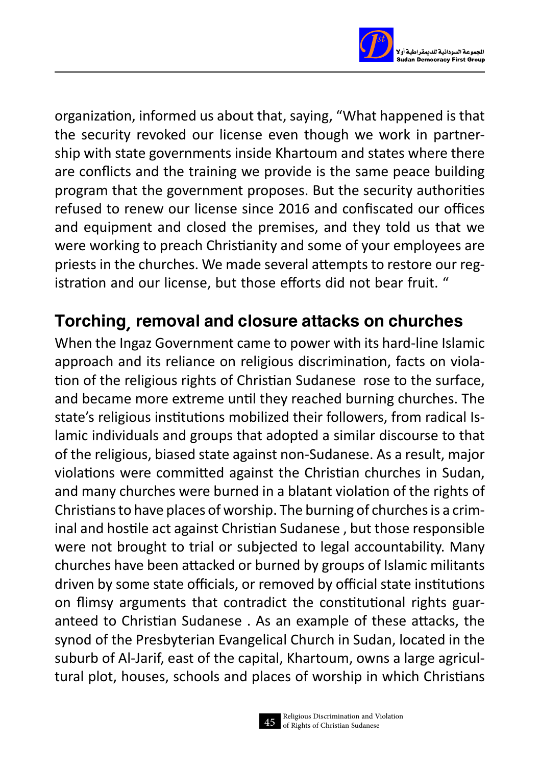organization, informed us about that, saying, "What happened is that the security revoked our license even though we work in partnership with state governments inside Khartoum and states where there are conflicts and the training we provide is the same peace building program that the government proposes. But the security authorities refused to renew our license since 2016 and confiscated our offices and equipment and closed the premises, and they told us that we were working to preach Christianity and some of your employees are priests in the churches. We made several attempts to restore our registration and our license, but those efforts did not bear fruit. "

## Torching¸ removal and closure attacks on churches

When the Ingaz Government came to power with its hard-line Islamic approach and its reliance on religious discrimination, facts on violation of the religious rights of Christian Sudanese rose to the surface, and became more extreme until they reached burning churches. The state's religious institutions mobilized their followers, from radical Islamic individuals and groups that adopted a similar discourse to that of the religious, biased state against non-Sudanese. As a result, major violations were committed against the Christian churches in Sudan, and many churches were burned in a blatant violation of the rights of Christians to have places of worship. The burning of churches is a criminal and hostile act against Christian Sudanese , but those responsible were not brought to trial or subjected to legal accountability. Many churches have been attacked or burned by groups of Islamic militants driven by some state officials, or removed by official state institutions on flimsy arguments that contradict the constitutional rights guaranteed to Christian Sudanese . As an example of these attacks, the synod of the Presbyterian Evangelical Church in Sudan, located in the suburb of Al-Jarif, east of the capital, Khartoum, owns a large agricultural plot, houses, schools and places of worship in which Christians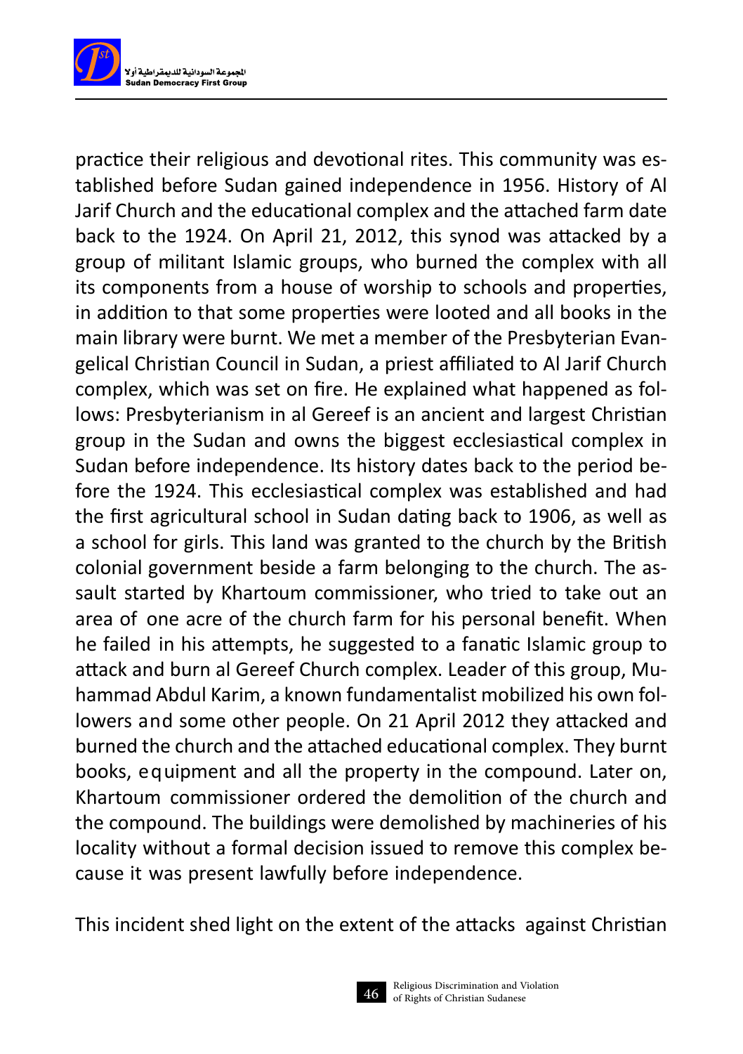practice their religious and devotional rites. This community was established before Sudan gained independence in 1956. History of Al Jarif Church and the educational complex and the attached farm date back to the 1924. On April 21, 2012, this synod was attacked by a group of militant Islamic groups, who burned the complex with all its components from a house of worship to schools and properties, in addition to that some properties were looted and all books in the main library were burnt. We met a member of the Presbyterian Evangelical Christian Council in Sudan, a priest affiliated to Al Jarif Church complex, which was set on fire. He explained what happened as follows: Presbyterianism in al Gereef is an ancient and largest Christian group in the Sudan and owns the biggest ecclesiastical complex in Sudan before independence. Its history dates back to the period before the 1924. This ecclesiastical complex was established and had the first agricultural school in Sudan dating back to 1906, as well as a school for girls. This land was granted to the church by the British colonial government beside a farm belonging to the church. The assault started by Khartoum commissioner, who tried to take out an area of one acre of the church farm for his personal benefit. When he failed in his attempts, he suggested to a fanatic Islamic group to attack and burn al Gereef Church complex. Leader of this group, Muhammad Abdul Karim, a known fundamentalist mobilized his own followers and some other people. On 21 April 2012 they attacked and burned the church and the attached educational complex. They burnt books, equipment and all the property in the compound. Later on, Khartoum commissioner ordered the demolition of the church and the compound. The buildings were demolished by machineries of his locality without a formal decision issued to remove this complex because it was present lawfully before independence.

This incident shed light on the extent of the attacks against Christian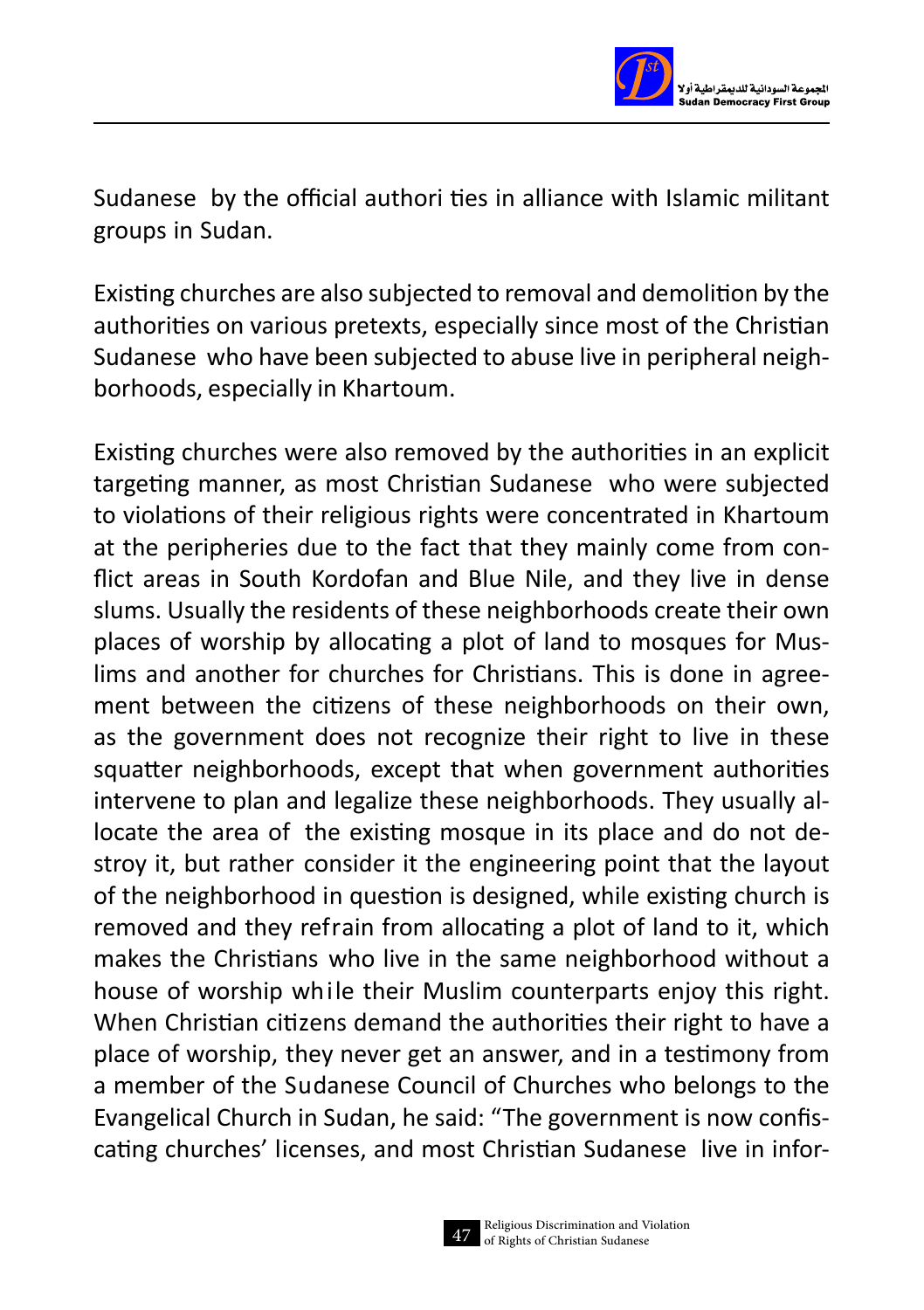Sudanese by the official authori ties in alliance with Islamic militant groups in Sudan.

Existing churches are also subjected to removal and demolition by the authorities on various pretexts, especially since most of the Christian Sudanese who have been subjected to abuse live in peripheral neighborhoods, especially in Khartoum.

Existing churches were also removed by the authorities in an explicit targeting manner, as most Christian Sudanese who were subjected to violations of their religious rights were concentrated in Khartoum at the peripheries due to the fact that they mainly come from conflict areas in South Kordofan and Blue Nile, and they live in dense slums. Usually the residents of these neighborhoods create their own places of worship by allocating a plot of land to mosques for Muslims and another for churches for Christians. This is done in agreement between the citizens of these neighborhoods on their own, as the government does not recognize their right to live in these squatter neighborhoods, except that when government authorities intervene to plan and legalize these neighborhoods. They usually allocate the area of the existing mosque in its place and do not destroy it, but rather consider it the engineering point that the layout of the neighborhood in question is designed, while existing church is removed and they refrain from allocating a plot of land to it, which makes the Christians who live in the same neighborhood without a house of worship while their Muslim counterparts enjoy this right. When Christian citizens demand the authorities their right to have a place of worship, they never get an answer, and in a testimony from a member of the Sudanese Council of Churches who belongs to the Evangelical Church in Sudan, he said: "The government is now confiscating churches' licenses, and most Christian Sudanese live in infor-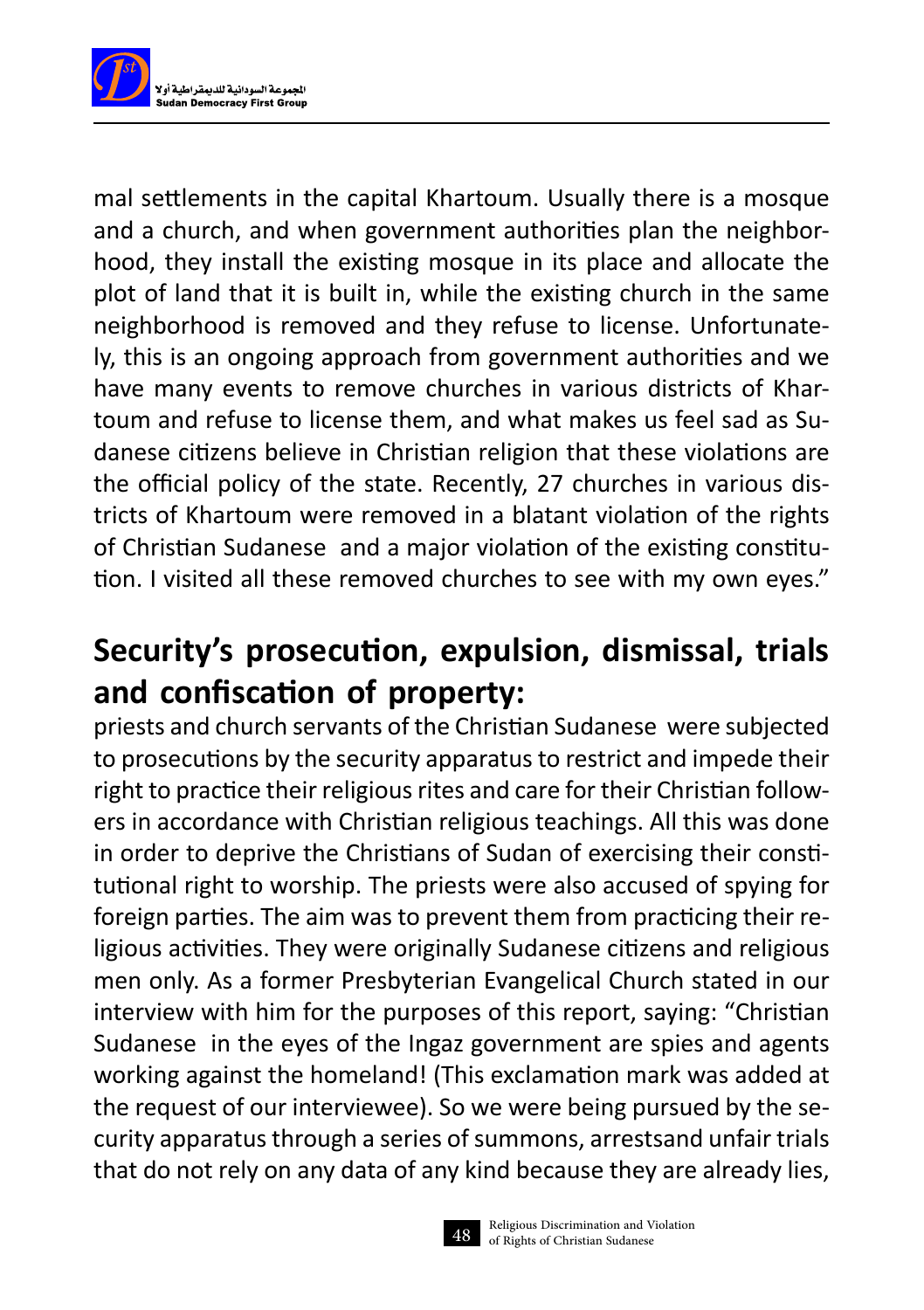mal settlements in the capital Khartoum. Usually there is a mosque and a church, and when government authorities plan the neighborhood, they install the existing mosque in its place and allocate the plot of land that it is built in, while the existing church in the same neighborhood is removed and they refuse to license. Unfortunately, this is an ongoing approach from government authorities and we have many events to remove churches in various districts of Khartoum and refuse to license them, and what makes us feel sad as Sudanese citizens believe in Christian religion that these violations are the official policy of the state. Recently, 27 churches in various districts of Khartoum were removed in a blatant violation of the rights of Christian Sudanese  and a major violation of the existing constitution. I visited all these removed churches to see with my own eyes."

## Security's prosecution, expulsion, dismissal, trials and confiscation of property:

priests and church servants of the Christian Sudanese  were subjected to prosecutions by the security apparatus to restrict and impede their right to practice their religious rites and care for their Christian followers in accordance with Christian religious teachings. All this was done in order to deprive the Christians of Sudan of exercising their constitutional right to worship. The priests were also accused of spying for foreign parties. The aim was to prevent them from practicing their religious activities. They were originally Sudanese citizens and religious men only. As a former Presbyterian Evangelical Church stated in our interview with him for the purposes of this report, saying: "Christian Sudanese  in the eyes of the Ingaz government are spies and agents working against the homeland! (This exclamation mark was added at the request of our interviewee). So we were being pursued by the security apparatus through a series of summons, arrestsand unfair trials that do not rely on any data of any kind because they are already lies,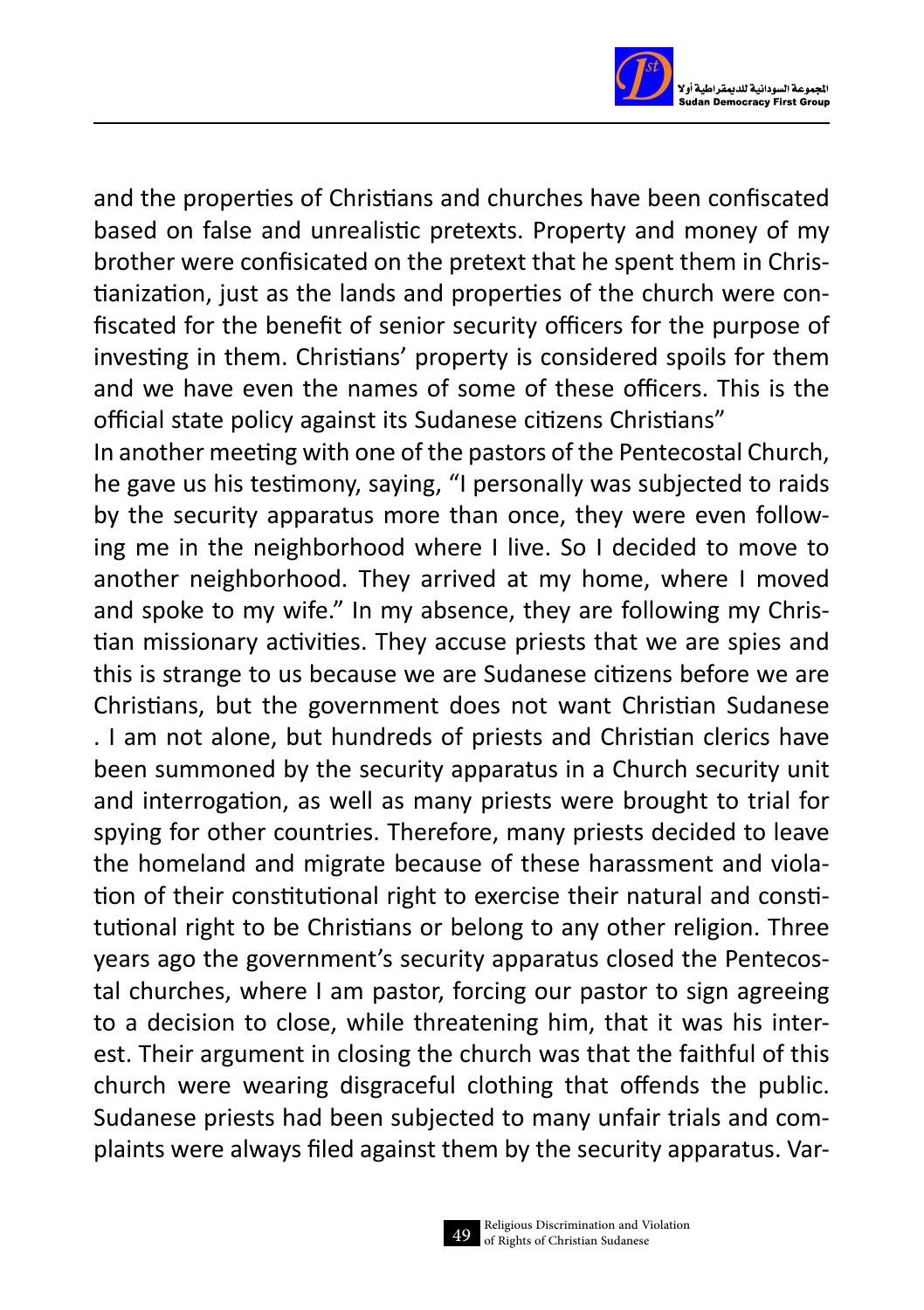and the properties of Christians and churches have been confiscated based on false and unrealistic pretexts. Property and money of my brother were confisicated on the pretext that he spent them in Christianization, just as the lands and properties of the church were confiscated for the benefit of senior security officers for the purpose of investing in them. Christians' property is considered spoils for them and we have even the names of some of these officers. This is the official state policy against its Sudanese citizens Christians"

In another meeting with one of the pastors of the Pentecostal Church, he gave us his testimony, saying, "I personally was subjected to raids by the security apparatus more than once, they were even following me in the neighborhood where I live. So I decided to move to another neighborhood. They arrived at my home, where I moved and spoke to my wife." In my absence, they are following my Christian missionary activities. They accuse priests that we are spies and this is strange to us because we are Sudanese citizens before we are Christians, but the government does not want Christian Sudanese . I am not alone, but hundreds of priests and Christian clerics have been summoned by the security apparatus in a Church security unit and interrogation, as well as many priests were brought to trial for spying for other countries. Therefore, many priests decided to leave the homeland and migrate because of these harassment and violation of their constitutional right to exercise their natural and constitutional right to be Christians or belong to any other religion. Three years ago the government's security apparatus closed the Pentecostal churches, where I am pastor, forcing our pastor to sign agreeing to a decision to close, while threatening him, that it was his interest. Their argument in closing the church was that the faithful of this church were wearing disgraceful clothing that offends the public. Sudanese priests had been subjected to many unfair trials and complaints were always filed against them by the security apparatus. Var-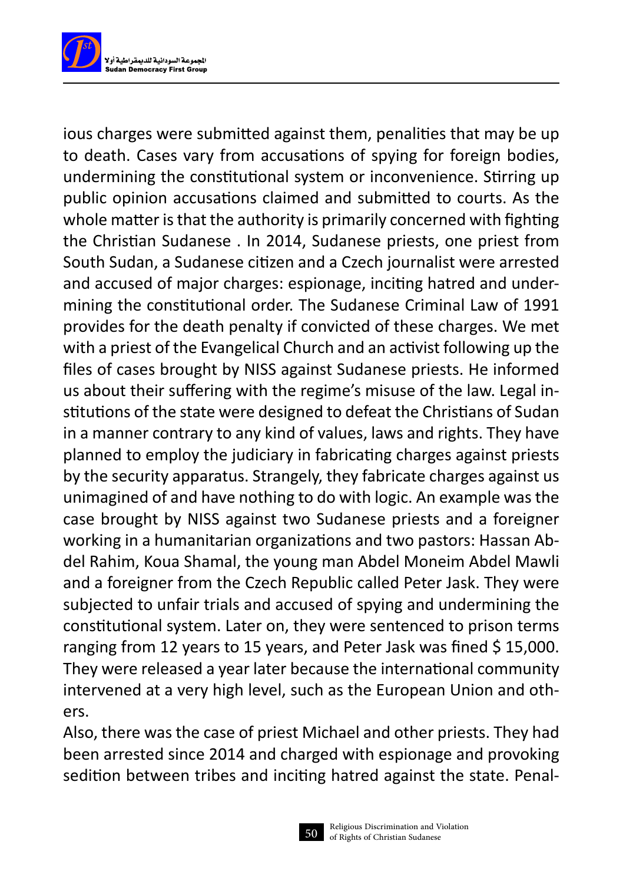ious charges were submitted against them, penalities that may be up to death. Cases vary from accusations of spying for foreign bodies, undermining the constitutional system or inconvenience. Stirring up public opinion accusations claimed and submitted to courts. As the whole matter is that the authority is primarily concerned with fighting the Christian Sudanese . In 2014, Sudanese priests, one priest from South Sudan, a Sudanese citizen and a Czech journalist were arrested and accused of major charges: espionage, inciting hatred and undermining the constitutional order. The Sudanese Criminal Law of 1991 provides for the death penalty if convicted of these charges. We met with a priest of the Evangelical Church and an activist following up the files of cases brought by NISS against Sudanese priests. He informed us about their suffering with the regime's misuse of the law. Legal institutions of the state were designed to defeat the Christians of Sudan in a manner contrary to any kind of values, laws and rights. They have planned to employ the judiciary in fabricating charges against priests by the security apparatus. Strangely, they fabricate charges against us unimagined of and have nothing to do with logic. An example was the case brought by NISS against two Sudanese priests and a foreigner working in a humanitarian organizations and two pastors: Hassan Abdel Rahim, Koua Shamal, the young man Abdel Moneim Abdel Mawli and a foreigner from the Czech Republic called Peter Jask. They were subjected to unfair trials and accused of spying and undermining the constitutional system. Later on, they were sentenced to prison terms ranging from 12 years to 15 years, and Peter Jask was fined $ 15,000. They were released a year later because the international community intervened at a very high level, such as the European Union and others.

Also, there was the case of priest Michael and other priests. They had been arrested since 2014 and charged with espionage and provoking sedition between tribes and inciting hatred against the state. Penal-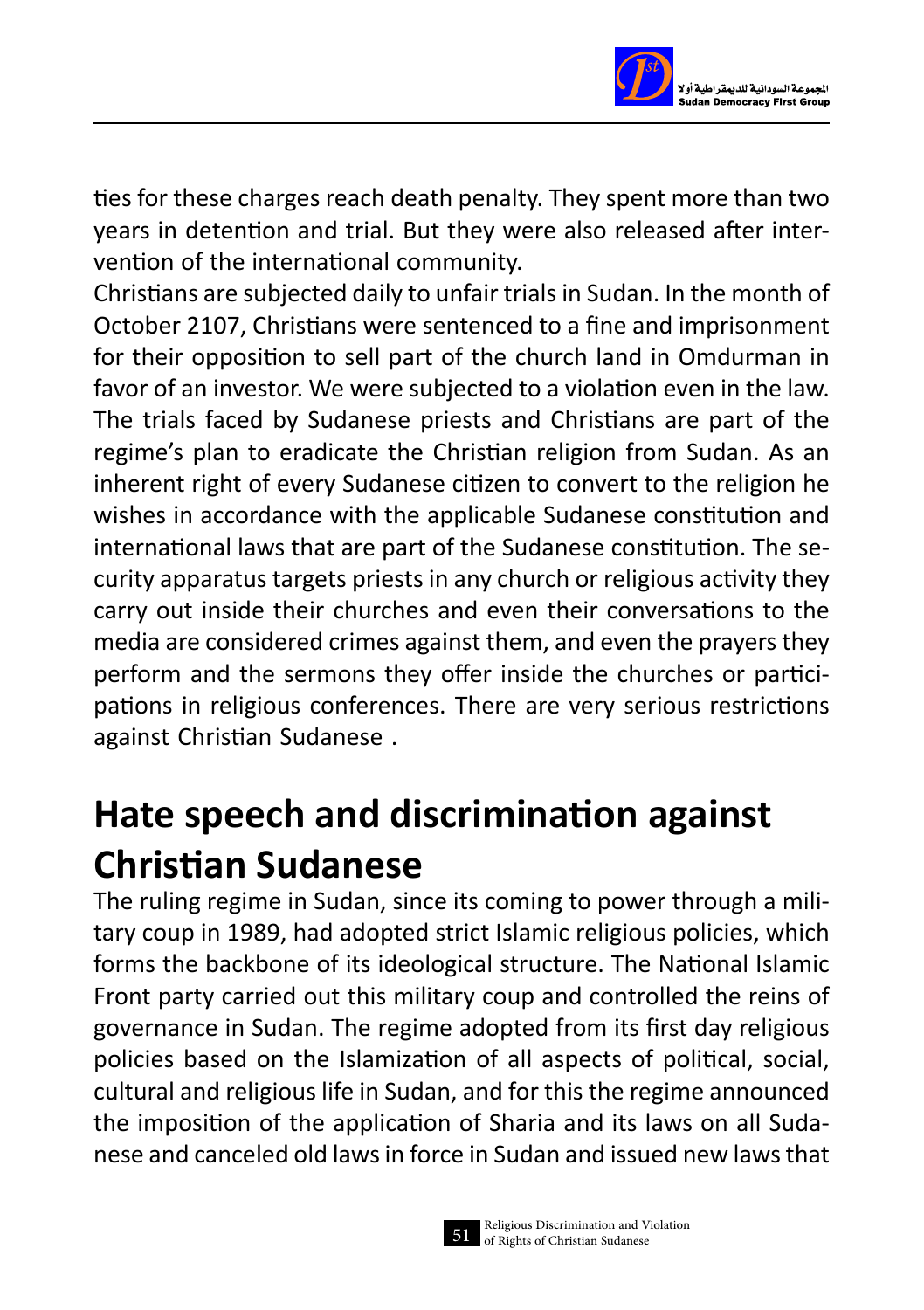ties for these charges reach death penalty. They spent more than two years in detention and trial. But they were also released after intervention of the international community.

Christians are subjected daily to unfair trials in Sudan. In the month of October 2107, Christians were sentenced to a fine and imprisonment for their opposition to sell part of the church land in Omdurman in favor of an investor. We were subjected to a violation even in the law. The trials faced by Sudanese priests and Christians are part of the regime's plan to eradicate the Christian religion from Sudan. As an inherent right of every Sudanese citizen to convert to the religion he wishes in accordance with the applicable Sudanese constitution and international laws that are part of the Sudanese constitution. The security apparatus targets priests in any church or religious activity they carry out inside their churches and even their conversations to the media are considered crimes against them, and even the prayers they perform and the sermons they offer inside the churches or participations in religious conferences. There are very serious restrictions against Christian Sudanese .

## Hate speech and discrimination against Christian Sudanese

The ruling regime in Sudan, since its coming to power through a military coup in 1989, had adopted strict Islamic religious policies, which forms the backbone of its ideological structure. The National Islamic Front party carried out this military coup and controlled the reins of governance in Sudan. The regime adopted from its first day religious policies based on the Islamization of all aspects of political, social, cultural and religious life in Sudan, and for this the regime announced the imposition of the application of Sharia and its laws on all Sudanese and canceled old laws in force in Sudan and issued new laws that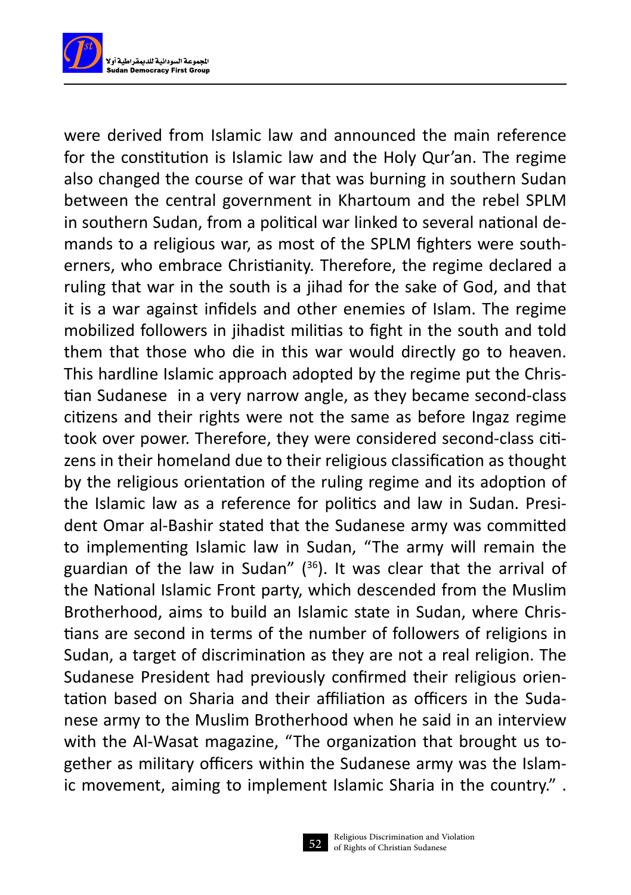were derived from Islamic law and announced the main reference for the constitution is Islamic law and the Holy Qur'an. The regime also changed the course of war that was burning in southern Sudan between the central government in Khartoum and the rebel SPLM in southern Sudan, from a political war linked to several national demands to a religious war, as most of the SPLM fighters were southerners, who embrace Christianity. Therefore, the regime declared a ruling that war in the south is a jihad for the sake of God, and that it is a war against infidels and other enemies of Islam. The regime mobilized followers in jihadist militias to fight in the south and told them that those who die in this war would directly go to heaven. This hardline Islamic approach adopted by the regime put the Christian Sudanese in a very narrow angle, as they became second-class citizens and their rights were not the same as before Ingaz regime took over power. Therefore, they were considered second-class citizens in their homeland due to their religious classification as thought by the religious orientation of the ruling regime and its adoption of the Islamic law as a reference for politics and law in Sudan. President Omar al-Bashir stated that the Sudanese army was committed to implementing Islamic law in Sudan, "The army will remain the guardian of the law in Sudan" ([36]). It was clear that the arrival of the National Islamic Front party, which descended from the Muslim Brotherhood, aims to build an Islamic state in Sudan, where Christians are second in terms of the number of followers of religions in Sudan, a target of discrimination as they are not a real religion. The Sudanese President had previously confirmed their religious orientation based on Sharia and their affiliation as officers in the Sudanese army to the Muslim Brotherhood when he said in an interview with the Al-Wasat magazine, "The organization that brought us together as military officers within the Sudanese army was the Islamic movement, aiming to implement Islamic Sharia in the country." .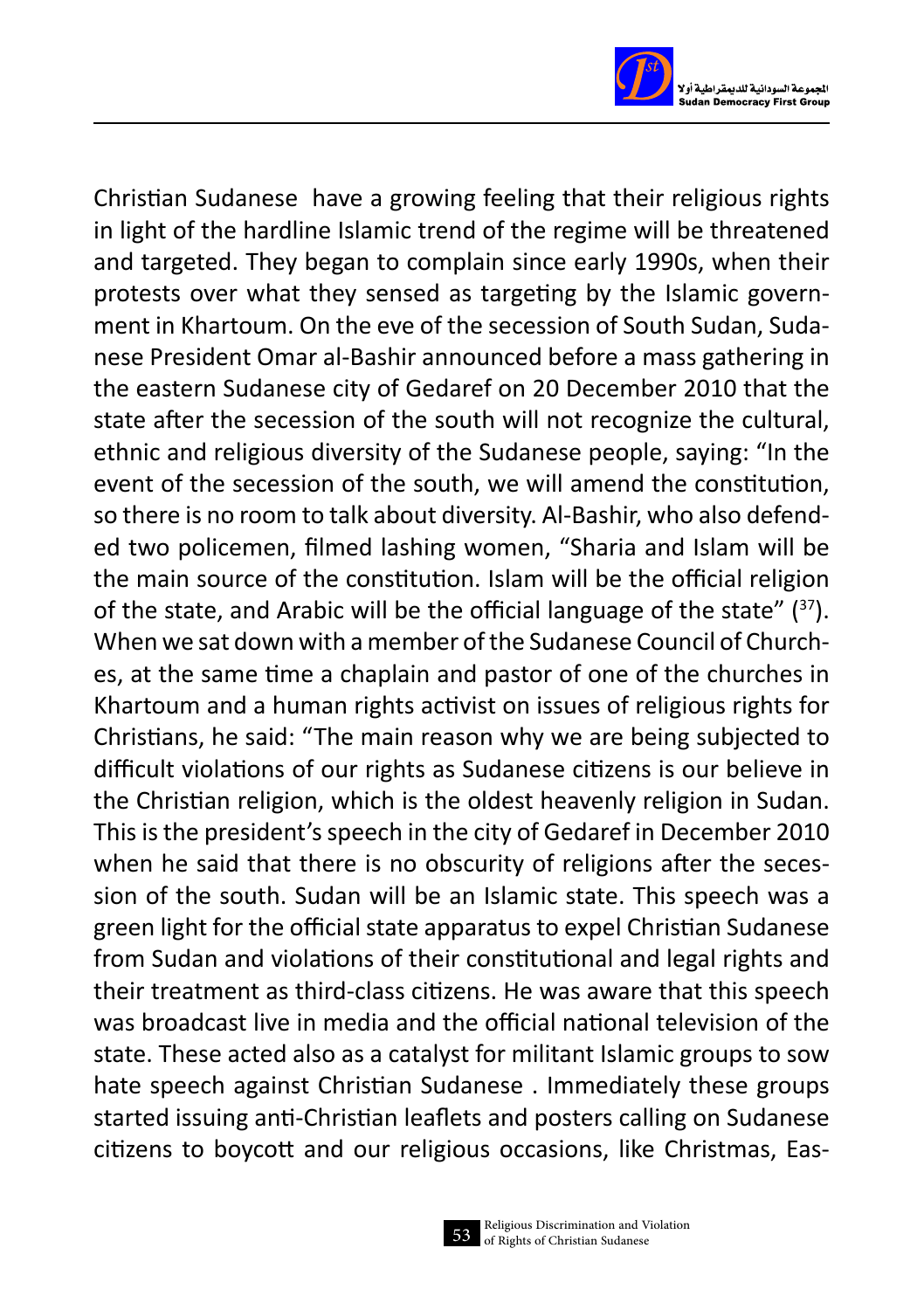Christian Sudanese  have a growing feeling that their religious rights in light of the hardline Islamic trend of the regime will be threatened and targeted. They began to complain since early 1990s, when their protests over what they sensed as targeting by the Islamic government in Khartoum. On the eve of the secession of South Sudan, Sudanese President Omar al-Bashir announced before a mass gathering in the eastern Sudanese city of Gedaref on 20 December 2010 that the state after the secession of the south will not recognize the cultural, ethnic and religious diversity of the Sudanese people, saying: "In the event of the secession of the south, we will amend the constitution, so there is no room to talk about diversity. Al-Bashir, who also defended two policemen, filmed lashing women, "Sharia and Islam will be the main source of the constitution. Islam will be the official religion of the state, and Arabic will be the official language of the state" ([37]). When we sat down with a member of the Sudanese Council of Churches, at the same time a chaplain and pastor of one of the churches in Khartoum and a human rights activist on issues of religious rights for Christians, he said: "The main reason why we are being subjected to difficult violations of our rights as Sudanese citizens is our believe in the Christian religion, which is the oldest heavenly religion in Sudan. This is the president's speech in the city of Gedaref in December 2010 when he said that there is no obscurity of religions after the secession of the south. Sudan will be an Islamic state. This speech was a green light for the official state apparatus to expel Christian Sudanese from Sudan and violations of their constitutional and legal rights and their treatment as third-class citizens. He was aware that this speech was broadcast live in media and the official national television of the state. These acted also as a catalyst for militant Islamic groups to sow hate speech against Christian Sudanese . Immediately these groups started issuing anti-Christian leaflets and posters calling on Sudanese citizens to boycott and our religious occasions, like Christmas, Eas-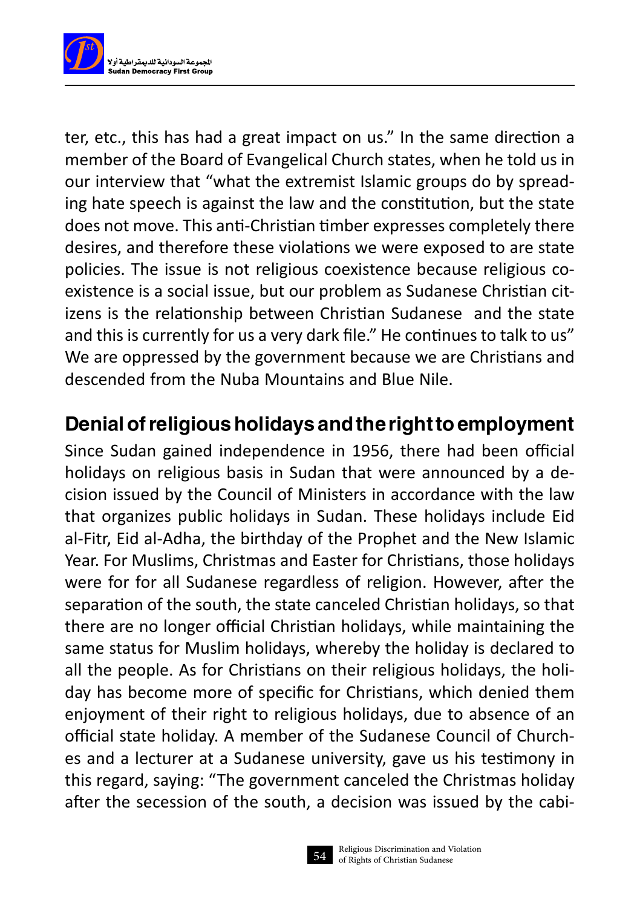ter, etc., this has had a great impact on us." In the same direction a member of the Board of Evangelical Church states, when he told us in our interview that "what the extremist Islamic groups do by spreading hate speech is against the law and the constitution, but the state does not move. This anti-Christian timber expresses completely there desires, and therefore these violations we were exposed to are state policies. The issue is not religious coexistence because religious coexistence is a social issue, but our problem as Sudanese Christian citizens is the relationship between Christian Sudanese  and the state and this is currently for us a very dark file." He continues to talk to us" We are oppressed by the government because we are Christians and descended from the Nuba Mountains and Blue Nile.

## Denial of religious holidays and the right to employment

Since Sudan gained independence in 1956, there had been official holidays on religious basis in Sudan that were announced by a decision issued by the Council of Ministers in accordance with the law that organizes public holidays in Sudan. These holidays include Eid al-Fitr, Eid al-Adha, the birthday of the Prophet and the New Islamic Year. For Muslims, Christmas and Easter for Christians, those holidays were for for all Sudanese regardless of religion. However, after the separation of the south, the state canceled Christian holidays, so that there are no longer official Christian holidays, while maintaining the same status for Muslim holidays, whereby the holiday is declared to all the people. As for Christians on their religious holidays, the holiday has become more of specific for Christians, which denied them enjoyment of their right to religious holidays, due to absence of an official state holiday. A member of the Sudanese Council of Churches and a lecturer at a Sudanese university, gave us his testimony in this regard, saying: "The government canceled the Christmas holiday after the secession of the south, a decision was issued by the cabi-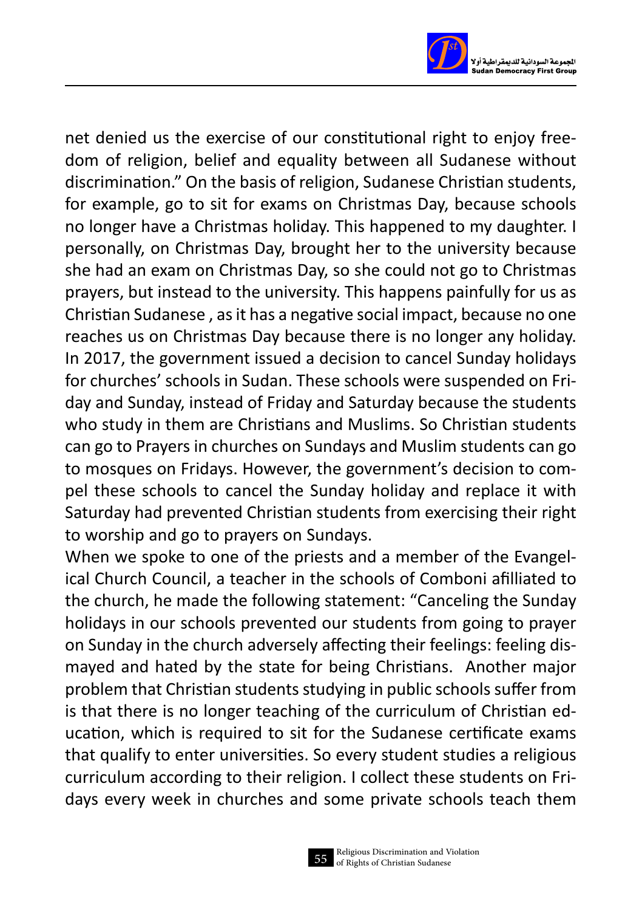net denied us the exercise of our constitutional right to enjoy freedom of religion, belief and equality between all Sudanese without discrimination." On the basis of religion, Sudanese Christian students, for example, go to sit for exams on Christmas Day, because schools no longer have a Christmas holiday. This happened to my daughter. I personally, on Christmas Day, brought her to the university because she had an exam on Christmas Day, so she could not go to Christmas prayers, but instead to the university. This happens painfully for us as Christian Sudanese , as it has a negative social impact, because no one reaches us on Christmas Day because there is no longer any holiday. In 2017, the government issued a decision to cancel Sunday holidays for churches' schools in Sudan. These schools were suspended on Friday and Sunday, instead of Friday and Saturday because the students who study in them are Christians and Muslims. So Christian students can go to Prayers in churches on Sundays and Muslim students can go to mosques on Fridays. However, the government's decision to compel these schools to cancel the Sunday holiday and replace it with Saturday had prevented Christian students from exercising their right to worship and go to prayers on Sundays.

When we spoke to one of the priests and a member of the Evangelical Church Council, a teacher in the schools of Comboni afilliated to the church, he made the following statement: "Canceling the Sunday holidays in our schools prevented our students from going to prayer on Sunday in the church adversely affecting their feelings: feeling dismayed and hated by the state for being Christians. Another major problem that Christian students studying in public schools suffer from is that there is no longer teaching of the curriculum of Christian education, which is required to sit for the Sudanese certificate exams that qualify to enter universities. So every student studies a religious curriculum according to their religion. I collect these students on Fridays every week in churches and some private schools teach them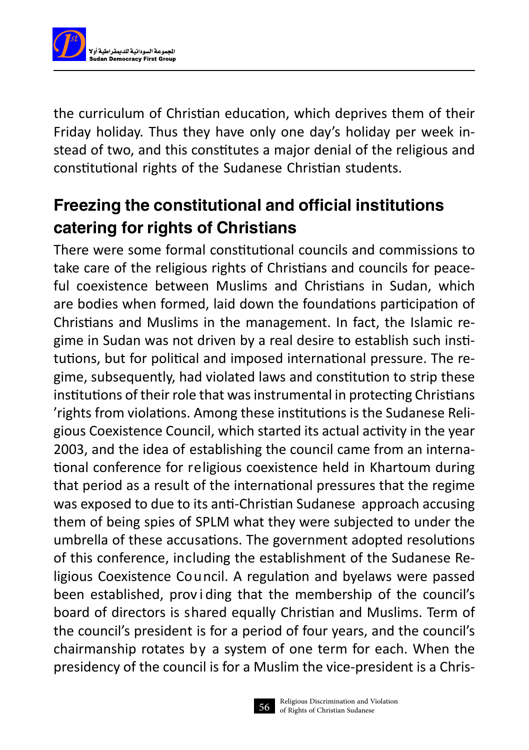the curriculum of Christian education, which deprives them of their Friday holiday. Thus they have only one day's holiday per week instead of two, and this constitutes a major denial of the religious and constitutional rights of the Sudanese Christian students.

## Freezing the constitutional and official institutions catering for rights of Christians

There were some formal constitutional councils and commissions to take care of the religious rights of Christians and councils for peaceful coexistence between Muslims and Christians in Sudan, which are bodies when formed, laid down the foundations participation of Christians and Muslims in the management. In fact, the Islamic regime in Sudan was not driven by a real desire to establish such institutions, but for political and imposed international pressure. The regime, subsequently, had violated laws and constitution to strip these institutions of their role that was instrumental in protecting Christians 'rights from violations. Among these institutions is the Sudanese Religious Coexistence Council, which started its actual activity in the year 2003, and the idea of establishing the council came from an international conference for religious coexistence held in Khartoum during that period as a result of the international pressures that the regime was exposed to due to its anti-Christian Sudanese approach accusing them of being spies of SPLM what they were subjected to under the umbrella of these accusations. The government adopted resolutions of this conference, including the establishment of the Sudanese Religious Coexistence Council. A regulation and byelaws were passed been established, providing that the membership of the council's board of directors is shared equally Christian and Muslims. Term of the council's president is for a period of four years, and the council's chairmanship rotates by a system of one term for each. When the presidency of the council is for a Muslim the vice-president is a Chris-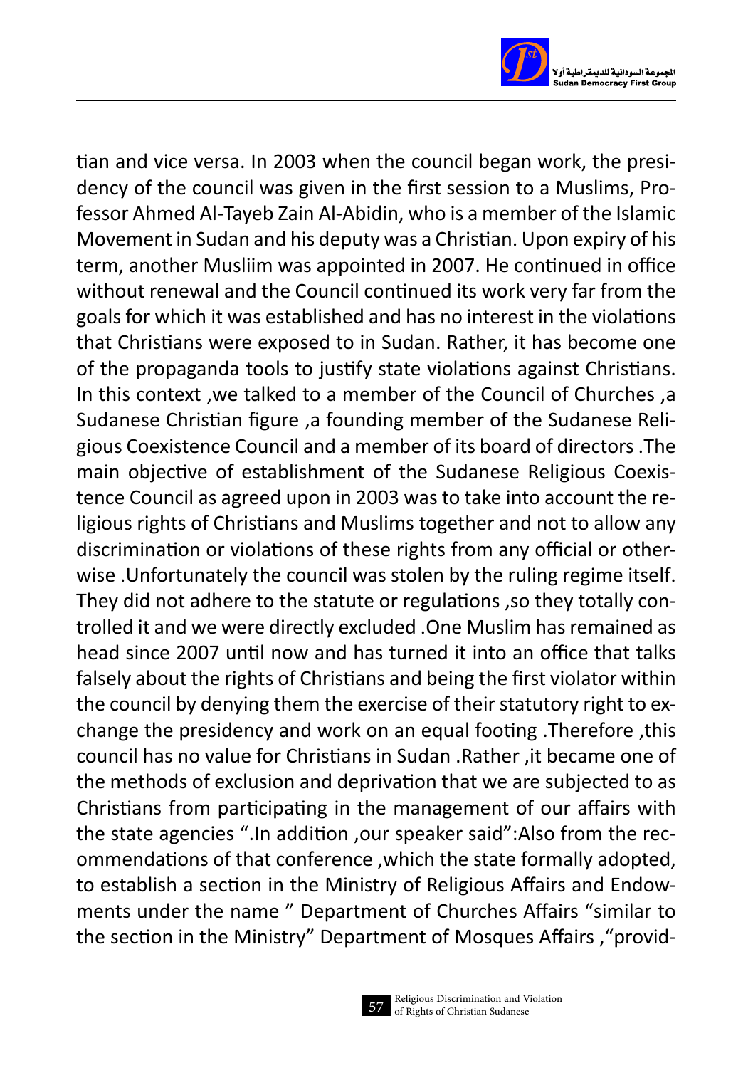tian and vice versa. In 2003 when the council began work, the presidency of the council was given in the first session to a Muslims, Professor Ahmed Al-Tayeb Zain Al-Abidin, who is a member of the Islamic Movement in Sudan and his deputy was a Christian. Upon expiry of his term, another Musliim was appointed in 2007. He continued in office without renewal and the Council continued its work very far from the goals for which it was established and has no interest in the violations that Christians were exposed to in Sudan. Rather, it has become one of the propaganda tools to justify state violations against Christians. In this context ,we talked to a member of the Council of Churches ,a Sudanese Christian figure ,a founding member of the Sudanese Religious Coexistence Council and a member of its board of directors .The main objective of establishment of the Sudanese Religious Coexistence Council as agreed upon in 2003 was to take into account the religious rights of Christians and Muslims together and not to allow any discrimination or violations of these rights from any official or otherwise .Unfortunately the council was stolen by the ruling regime itself. They did not adhere to the statute or regulations ,so they totally controlled it and we were directly excluded .One Muslim has remained as head since 2007 until now and has turned it into an office that talks falsely about the rights of Christians and being the first violator within the council by denying them the exercise of their statutory right to exchange the presidency and work on an equal footing .Therefore ,this council has no value for Christians in Sudan .Rather ,it became one of the methods of exclusion and deprivation that we are subjected to as Christians from participating in the management of our affairs with the state agencies ".In addition ,our speaker said":Also from the recommendations of that conference ,which the state formally adopted, to establish a section in the Ministry of Religious Affairs and Endowments under the name " Department of Churches Affairs "similar to the section in the Ministry" Department of Mosques Affairs ,"provid-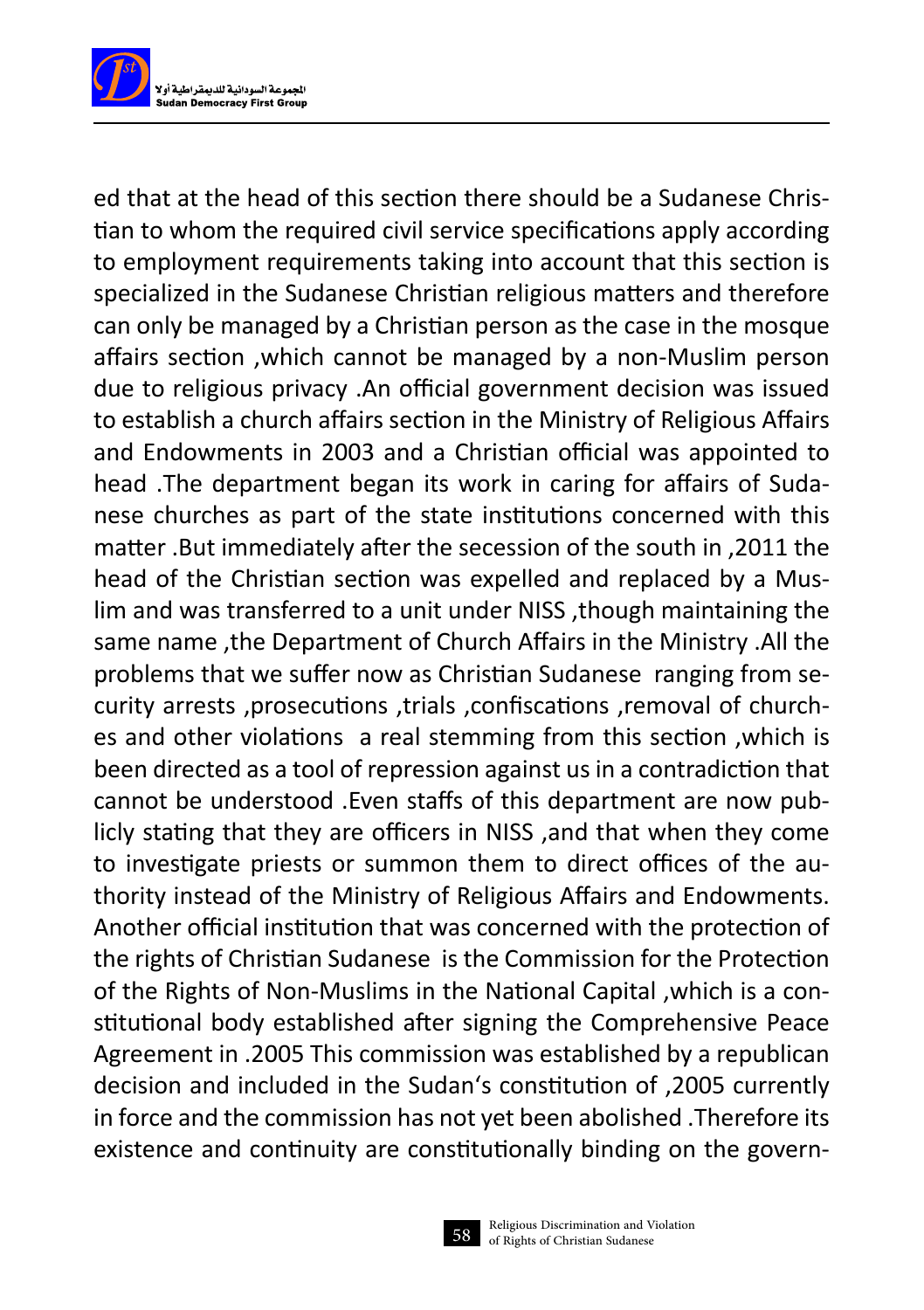ed that at the head of this section there should be a Sudanese Christian to whom the required civil service specifications apply according to employment requirements taking into account that this section is specialized in the Sudanese Christian religious matters and therefore can only be managed by a Christian person as the case in the mosque affairs section ,which cannot be managed by a non-Muslim person due to religious privacy .An official government decision was issued to establish a church affairs section in the Ministry of Religious Affairs and Endowments in 2003 and a Christian official was appointed to head .The department began its work in caring for affairs of Sudanese churches as part of the state institutions concerned with this matter .But immediately after the secession of the south in ,2011 the head of the Christian section was expelled and replaced by a Muslim and was transferred to a unit under NISS ,though maintaining the same name ,the Department of Church Affairs in the Ministry .All the problems that we suffer now as Christian Sudanese ranging from security arrests ,prosecutions ,trials ,confiscations ,removal of churches and other violations a real stemming from this section ,which is been directed as a tool of repression against us in a contradiction that cannot be understood .Even staffs of this department are now publicly stating that they are officers in NISS ,and that when they come to investigate priests or summon them to direct offices of the authority instead of the Ministry of Religious Affairs and Endowments. Another official institution that was concerned with the protection of the rights of Christian Sudanese is the Commission for the Protection of the Rights of Non-Muslims in the National Capital ,which is a constitutional body established after signing the Comprehensive Peace Agreement in .2005 This commission was established by a republican decision and included in the Sudan's constitution of ,2005 currently in force and the commission has not yet been abolished .Therefore its existence and continuity are constitutionally binding on the govern-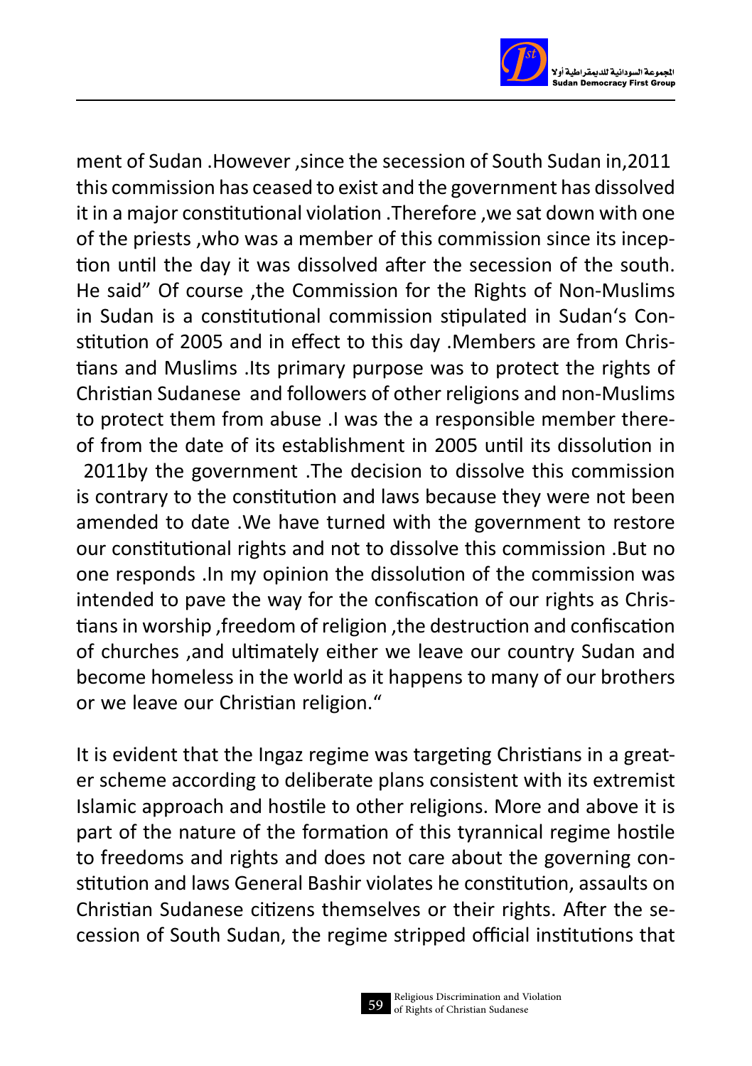ment of Sudan .However ,since the secession of South Sudan in,2011 this commission has ceased to exist and the government has dissolved it in a major constitutional violation .Therefore ,we sat down with one of the priests ,who was a member of this commission since its inception until the day it was dissolved after the secession of the south. He said" Of course ,the Commission for the Rights of Non-Muslims in Sudan is a constitutional commission stipulated in Sudan's Constitution of 2005 and in effect to this day .Members are from Christians and Muslims .Its primary purpose was to protect the rights of Christian Sudanese and followers of other religions and non-Muslims to protect them from abuse .I was the a responsible member thereof from the date of its establishment in 2005 until its dissolution in 2011by the government .The decision to dissolve this commission is contrary to the constitution and laws because they were not been amended to date .We have turned with the government to restore our constitutional rights and not to dissolve this commission .But no one responds .In my opinion the dissolution of the commission was intended to pave the way for the confiscation of our rights as Christians in worship ,freedom of religion ,the destruction and confiscation of churches ,and ultimately either we leave our country Sudan and become homeless in the world as it happens to many of our brothers or we leave our Christian religion."

It is evident that the Ingaz regime was targeting Christians in a greater scheme according to deliberate plans consistent with its extremist Islamic approach and hostile to other religions. More and above it is part of the nature of the formation of this tyrannical regime hostile to freedoms and rights and does not care about the governing constitution and laws General Bashir violates he constitution, assaults on Christian Sudanese citizens themselves or their rights. After the secession of South Sudan, the regime stripped official institutions that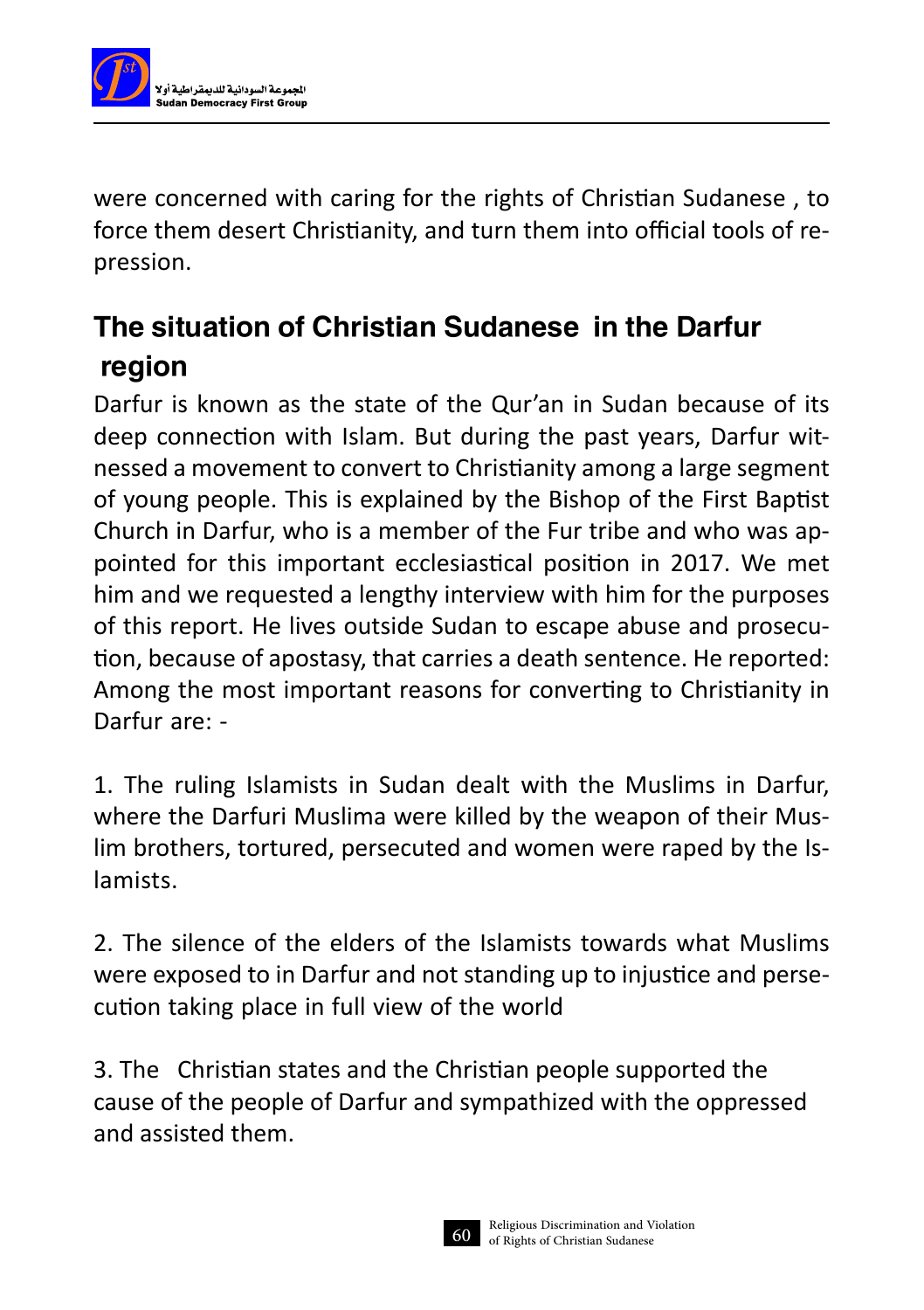were concerned with caring for the rights of Christian Sudanese , to force them desert Christianity, and turn them into official tools of repression.

## The situation of Christian Sudanese in the Darfur region

Darfur is known as the state of the Qur'an in Sudan because of its deep connection with Islam. But during the past years, Darfur witnessed a movement to convert to Christianity among a large segment of young people. This is explained by the Bishop of the First Baptist Church in Darfur, who is a member of the Fur tribe and who was appointed for this important ecclesiastical position in 2017. We met him and we requested a lengthy interview with him for the purposes of this report. He lives outside Sudan to escape abuse and prosecution, because of apostasy, that carries a death sentence. He reported: Among the most important reasons for converting to Christianity in Darfur are: -

1. The ruling Islamists in Sudan dealt with the Muslims in Darfur, where the Darfuri Muslima were killed by the weapon of their Muslim brothers, tortured, persecuted and women were raped by the Islamists.

2. The silence of the elders of the Islamists towards what Muslims were exposed to in Darfur and not standing up to injustice and persecution taking place in full view of the world

3. The Christian states and the Christian people supported the cause of the people of Darfur and sympathized with the oppressed and assisted them.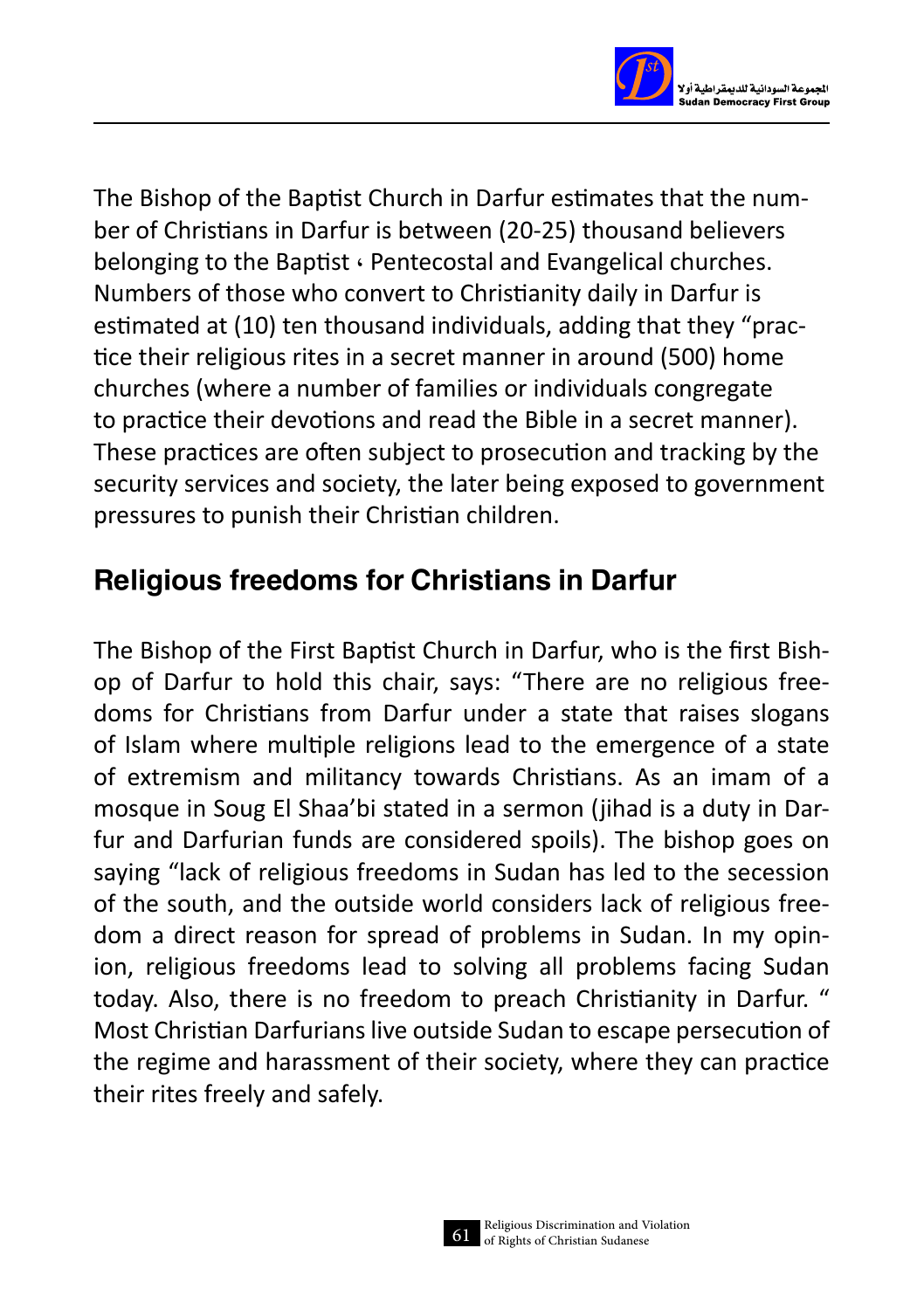The Bishop of the Baptist Church in Darfur estimates that the number of Christians in Darfur is between (20-25) thousand believers belonging to the Baptist ، Pentecostal and Evangelical churches. Numbers of those who convert to Christianity daily in Darfur is estimated at (10) ten thousand individuals, adding that they "practice their religious rites in a secret manner in around (500) home churches (where a number of families or individuals congregate to practice their devotions and read the Bible in a secret manner). These practices are often subject to prosecution and tracking by the security services and society, the later being exposed to government pressures to punish their Christian children.

## Religious freedoms for Christians in Darfur

The Bishop of the First Baptist Church in Darfur, who is the first Bishop of Darfur to hold this chair, says: "There are no religious freedoms for Christians from Darfur under a state that raises slogans of Islam where multiple religions lead to the emergence of a state of extremism and militancy towards Christians. As an imam of a mosque in Soug El Shaa'bi stated in a sermon (jihad is a duty in Darfur and Darfurian funds are considered spoils). The bishop goes on saying "lack of religious freedoms in Sudan has led to the secession of the south, and the outside world considers lack of religious freedom a direct reason for spread of problems in Sudan. In my opinion, religious freedoms lead to solving all problems facing Sudan today. Also, there is no freedom to preach Christianity in Darfur. " Most Christian Darfurians live outside Sudan to escape persecution of the regime and harassment of their society, where they can practice their rites freely and safely.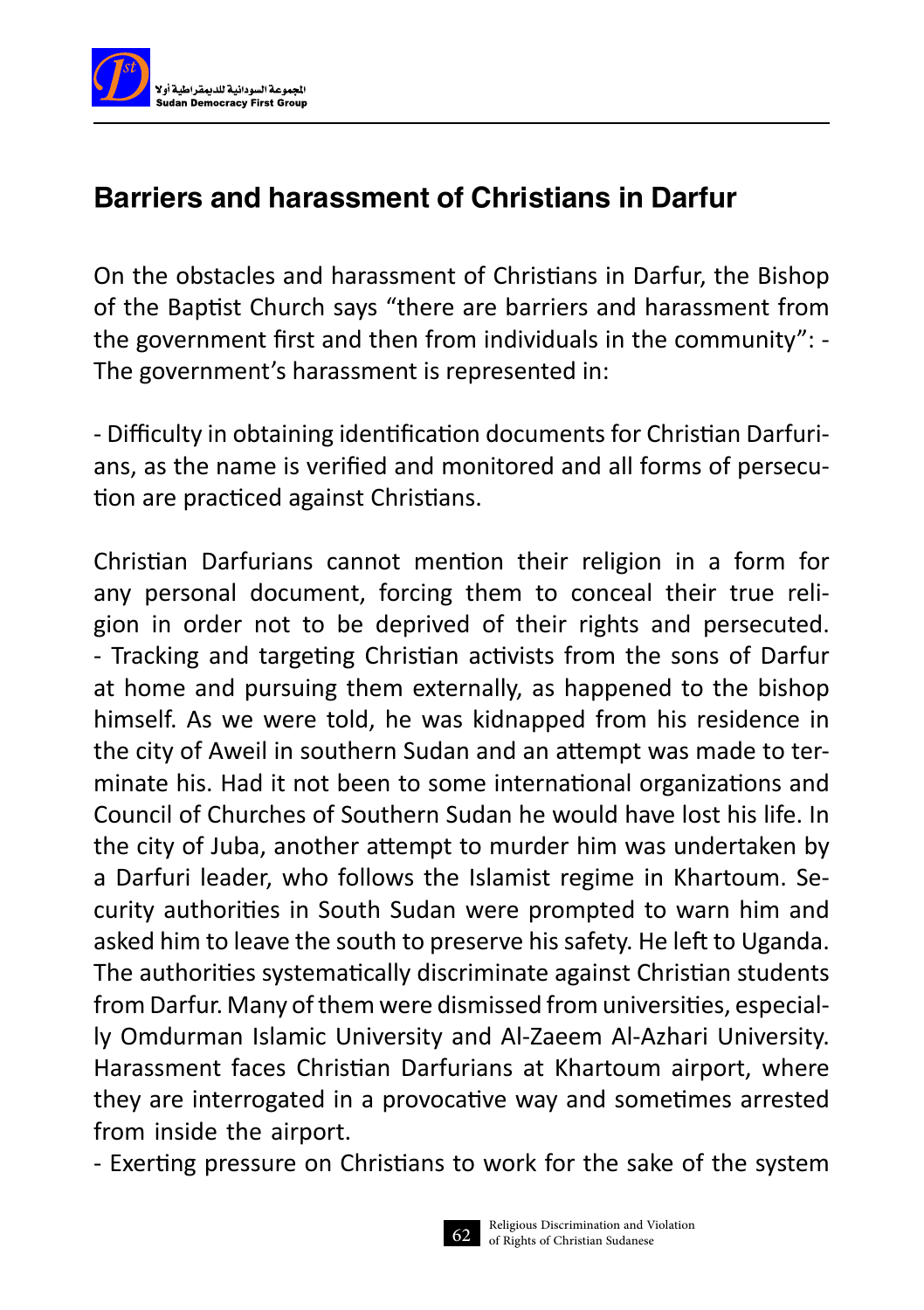## Barriers and harassment of Christians in Darfur

On the obstacles and harassment of Christians in Darfur, the Bishop of the Baptist Church says "there are barriers and harassment from the government first and then from individuals in the community": - The government's harassment is represented in:

- Difficulty in obtaining identification documents for Christian Darfurians, as the name is verified and monitored and all forms of persecution are practiced against Christians.

Christian Darfurians cannot mention their religion in a form for any personal document, forcing them to conceal their true religion in order not to be deprived of their rights and persecuted.
- Tracking and targeting Christian activists from the sons of Darfur at home and pursuing them externally, as happened to the bishop himself. As we were told, he was kidnapped from his residence in the city of Aweil in southern Sudan and an attempt was made to terminate his. Had it not been to some international organizations and Council of Churches of Southern Sudan he would have lost his life. In the city of Juba, another attempt to murder him was undertaken by a Darfuri leader, who follows the Islamist regime in Khartoum. Security authorities in South Sudan were prompted to warn him and asked him to leave the south to preserve his safety. He left to Uganda. The authorities systematically discriminate against Christian students from Darfur. Many of them were dismissed from universities, especially Omdurman Islamic University and Al-Zaeem Al-Azhari University. Harassment faces Christian Darfurians at Khartoum airport, where they are interrogated in a provocative way and sometimes arrested from inside the airport.
- Exerting pressure on Christians to work for the sake of the system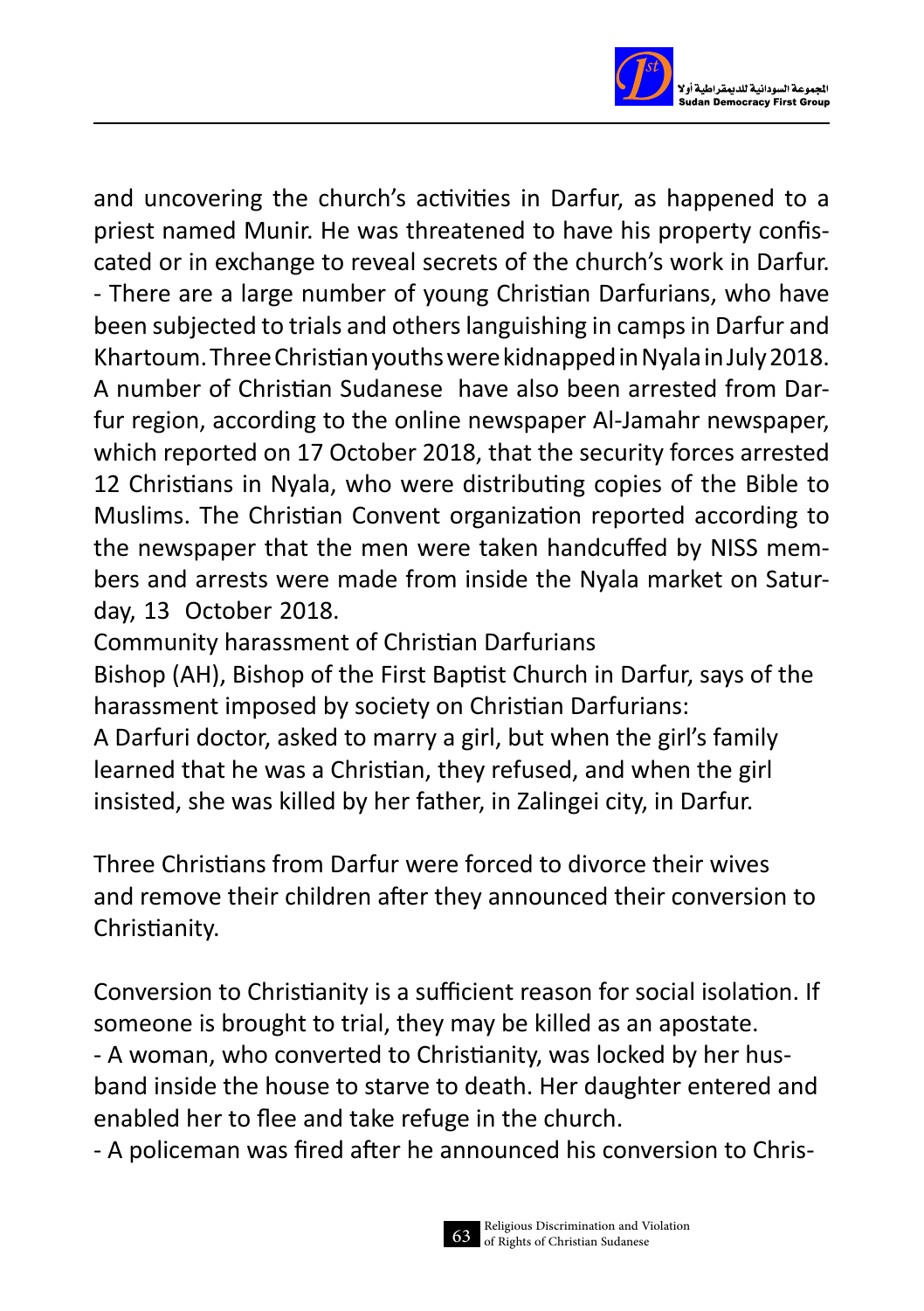and uncovering the church's activities in Darfur, as happened to a priest named Munir. He was threatened to have his property confiscated or in exchange to reveal secrets of the church's work in Darfur.

- There are a large number of young Christian Darfurians, who have been subjected to trials and others languishing in camps in Darfur and Khartoum. Three Christian youths were kidnapped in Nyala in July 2018. A number of Christian Sudanese have also been arrested from Darfur region, according to the online newspaper Al-Jamahr newspaper, which reported on 17 October 2018, that the security forces arrested 12 Christians in Nyala, who were distributing copies of the Bible to Muslims. The Christian Convent organization reported according to the newspaper that the men were taken handcuffed by NISS members and arrests were made from inside the Nyala market on Saturday, 13 October 2018.

Community harassment of Christian Darfurians

Bishop (AH), Bishop of the First Baptist Church in Darfur, says of the harassment imposed by society on Christian Darfurians:

A Darfuri doctor, asked to marry a girl, but when the girl's family learned that he was a Christian, they refused, and when the girl insisted, she was killed by her father, in Zalingei city, in Darfur.

Three Christians from Darfur were forced to divorce their wives and remove their children after they announced their conversion to Christianity.

Conversion to Christianity is a sufficient reason for social isolation. If someone is brought to trial, they may be killed as an apostate.

- A woman, who converted to Christianity, was locked by her husband inside the house to starve to death. Her daughter entered and enabled her to flee and take refuge in the church.
- A policeman was fired after he announced his conversion to Chris-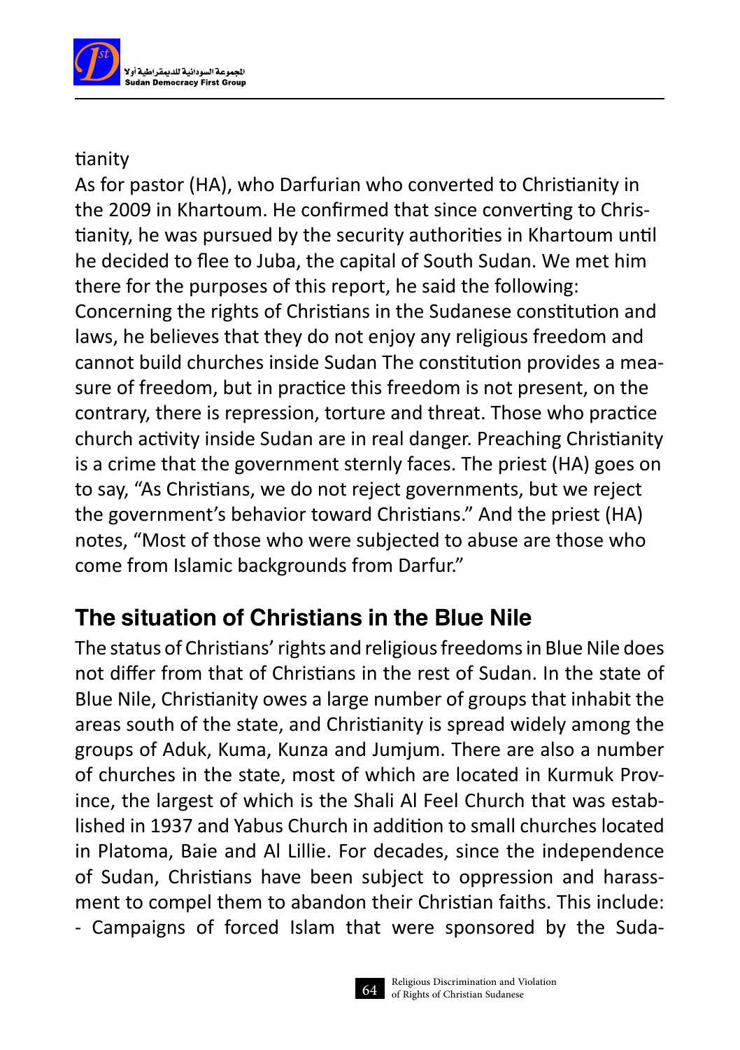tianity

As for pastor (HA), who Darfurian who converted to Christianity in the 2009 in Khartoum. He confirmed that since converting to Christianity, he was pursued by the security authorities in Khartoum until he decided to flee to Juba, the capital of South Sudan. We met him there for the purposes of this report, he said the following:
Concerning the rights of Christians in the Sudanese constitution and laws, he believes that they do not enjoy any religious freedom and cannot build churches inside Sudan The constitution provides a measure of freedom, but in practice this freedom is not present, on the contrary, there is repression, torture and threat. Those who practice church activity inside Sudan are in real danger. Preaching Christianity is a crime that the government sternly faces. The priest (HA) goes on to say, "As Christians, we do not reject governments, but we reject the government's behavior toward Christians." And the priest (HA) notes, "Most of those who were subjected to abuse are those who come from Islamic backgrounds from Darfur."

## The situation of Christians in the Blue Nile

The status of Christians' rights and religious freedoms in Blue Nile does not differ from that of Christians in the rest of Sudan. In the state of Blue Nile, Christianity owes a large number of groups that inhabit the areas south of the state, and Christianity is spread widely among the groups of Aduk, Kuma, Kunza and Jumjum. There are also a number of churches in the state, most of which are located in Kurmuk Province, the largest of which is the Shali Al Feel Church that was established in 1937 and Yabus Church in addition to small churches located in Platoma, Baie and Al Lillie. For decades, since the independence of Sudan, Christians have been subject to oppression and harassment to compel them to abandon their Christian faiths. This include:
- Campaigns of forced Islam that were sponsored by the Suda-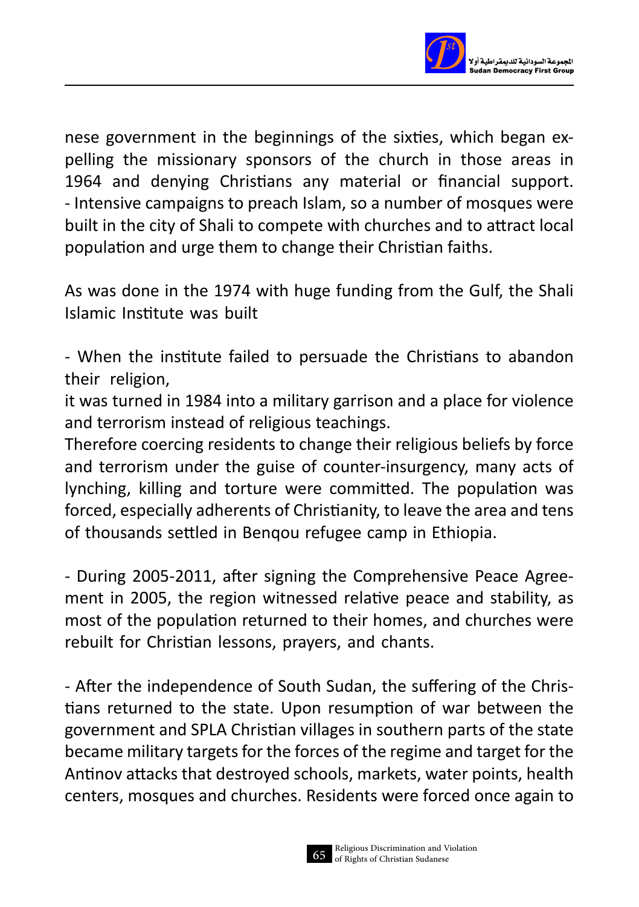nese government in the beginnings of the sixties, which began expelling the missionary sponsors of the church in those areas in 1964 and denying Christians any material or financial support.
- Intensive campaigns to preach Islam, so a number of mosques were built in the city of Shali to compete with churches and to attract local population and urge them to change their Christian faiths.

As was done in the 1974 with huge funding from the Gulf, the Shali Islamic Institute was built

- When the institute failed to persuade the Christians to abandon their religion,
it was turned in 1984 into a military garrison and a place for violence and terrorism instead of religious teachings.
Therefore coercing residents to change their religious beliefs by force and terrorism under the guise of counter-insurgency, many acts of lynching, killing and torture were committed. The population was forced, especially adherents of Christianity, to leave the area and tens of thousands settled in Benqou refugee camp in Ethiopia.

- During 2005-2011, after signing the Comprehensive Peace Agreement in 2005, the region witnessed relative peace and stability, as most of the population returned to their homes, and churches were rebuilt for Christian lessons, prayers, and chants.

- After the independence of South Sudan, the suffering of the Christians returned to the state. Upon resumption of war between the government and SPLA Christian villages in southern parts of the state became military targets for the forces of the regime and target for the Antinov attacks that destroyed schools, markets, water points, health centers, mosques and churches. Residents were forced once again to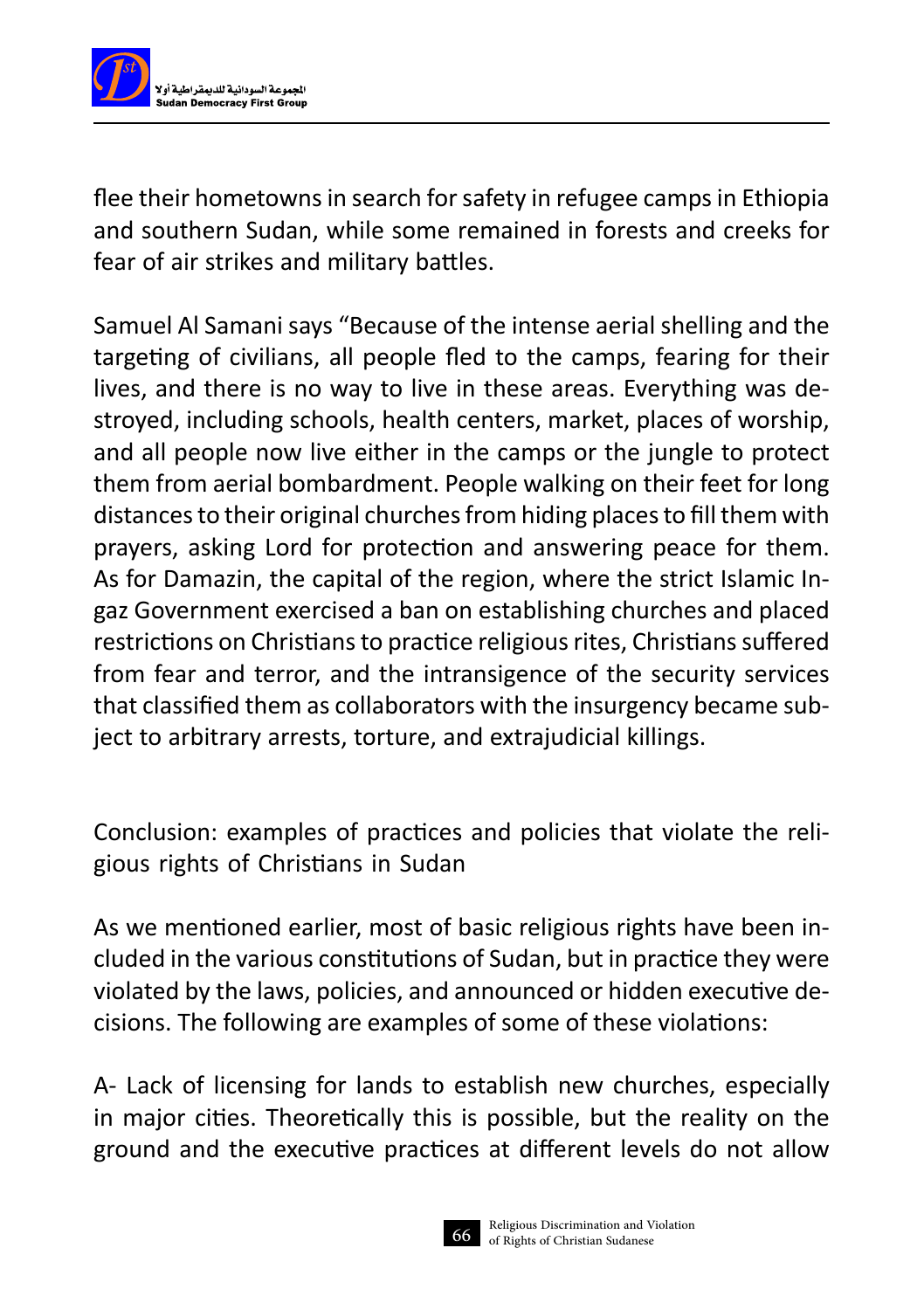flee their hometowns in search for safety in refugee camps in Ethiopia and southern Sudan, while some remained in forests and creeks for fear of air strikes and military battles.

Samuel Al Samani says "Because of the intense aerial shelling and the targeting of civilians, all people fled to the camps, fearing for their lives, and there is no way to live in these areas. Everything was destroyed, including schools, health centers, market, places of worship, and all people now live either in the camps or the jungle to protect them from aerial bombardment. People walking on their feet for long distances to their original churches from hiding places to fill them with prayers, asking Lord for protection and answering peace for them. As for Damazin, the capital of the region, where the strict Islamic Ingaz Government exercised a ban on establishing churches and placed restrictions on Christians to practice religious rites, Christians suffered from fear and terror, and the intransigence of the security services that classified them as collaborators with the insurgency became subject to arbitrary arrests, torture, and extrajudicial killings.

## Conclusion: examples of practices and policies that violate the religious rights of Christians in Sudan

As we mentioned earlier, most of basic religious rights have been included in the various constitutions of Sudan, but in practice they were violated by the laws, policies, and announced or hidden executive decisions. The following are examples of some of these violations:

A- Lack of licensing for lands to establish new churches, especially in major cities. Theoretically this is possible, but the reality on the ground and the executive practices at different levels do not allow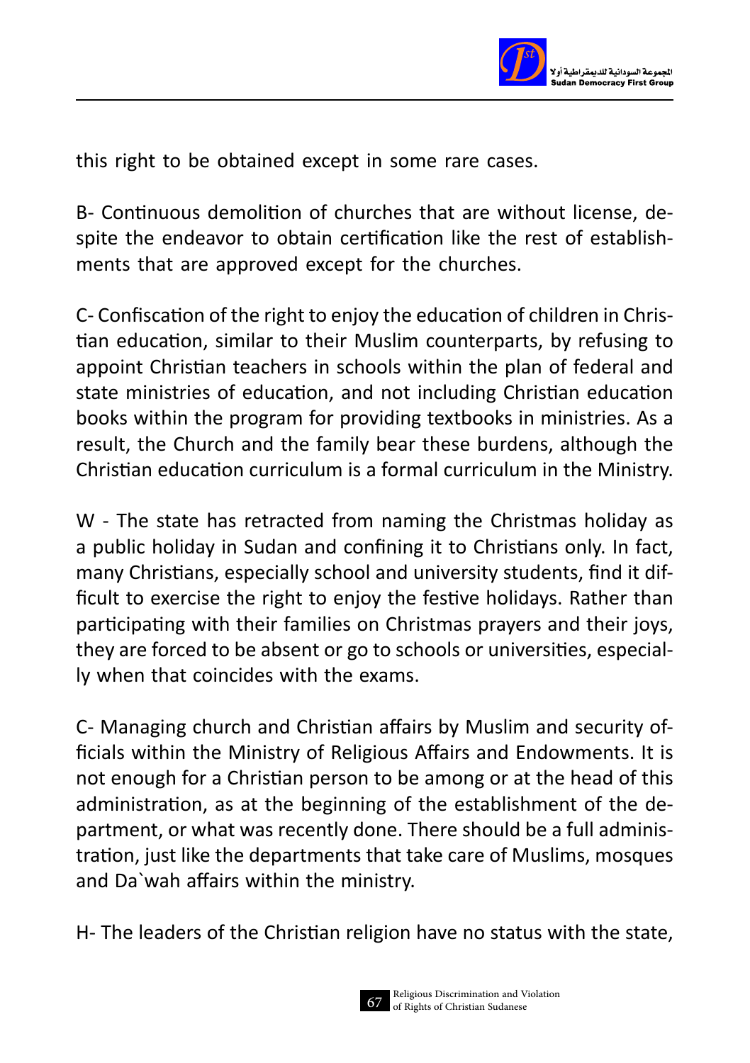this right to be obtained except in some rare cases.

B- Continuous demolition of churches that are without license, despite the endeavor to obtain certification like the rest of establishments that are approved except for the churches.

C- Confiscation of the right to enjoy the education of children in Christian education, similar to their Muslim counterparts, by refusing to appoint Christian teachers in schools within the plan of federal and state ministries of education, and not including Christian education books within the program for providing textbooks in ministries. As a result, the Church and the family bear these burdens, although the Christian education curriculum is a formal curriculum in the Ministry.

W - The state has retracted from naming the Christmas holiday as a public holiday in Sudan and confining it to Christians only. In fact, many Christians, especially school and university students, find it difficult to exercise the right to enjoy the festive holidays. Rather than participating with their families on Christmas prayers and their joys, they are forced to be absent or go to schools or universities, especially when that coincides with the exams.

C- Managing church and Christian affairs by Muslim and security officials within the Ministry of Religious Affairs and Endowments. It is not enough for a Christian person to be among or at the head of this administration, as at the beginning of the establishment of the department, or what was recently done. There should be a full administration, just like the departments that take care of Muslims, mosques and Da`wah affairs within the ministry.

H- The leaders of the Christian religion have no status with the state,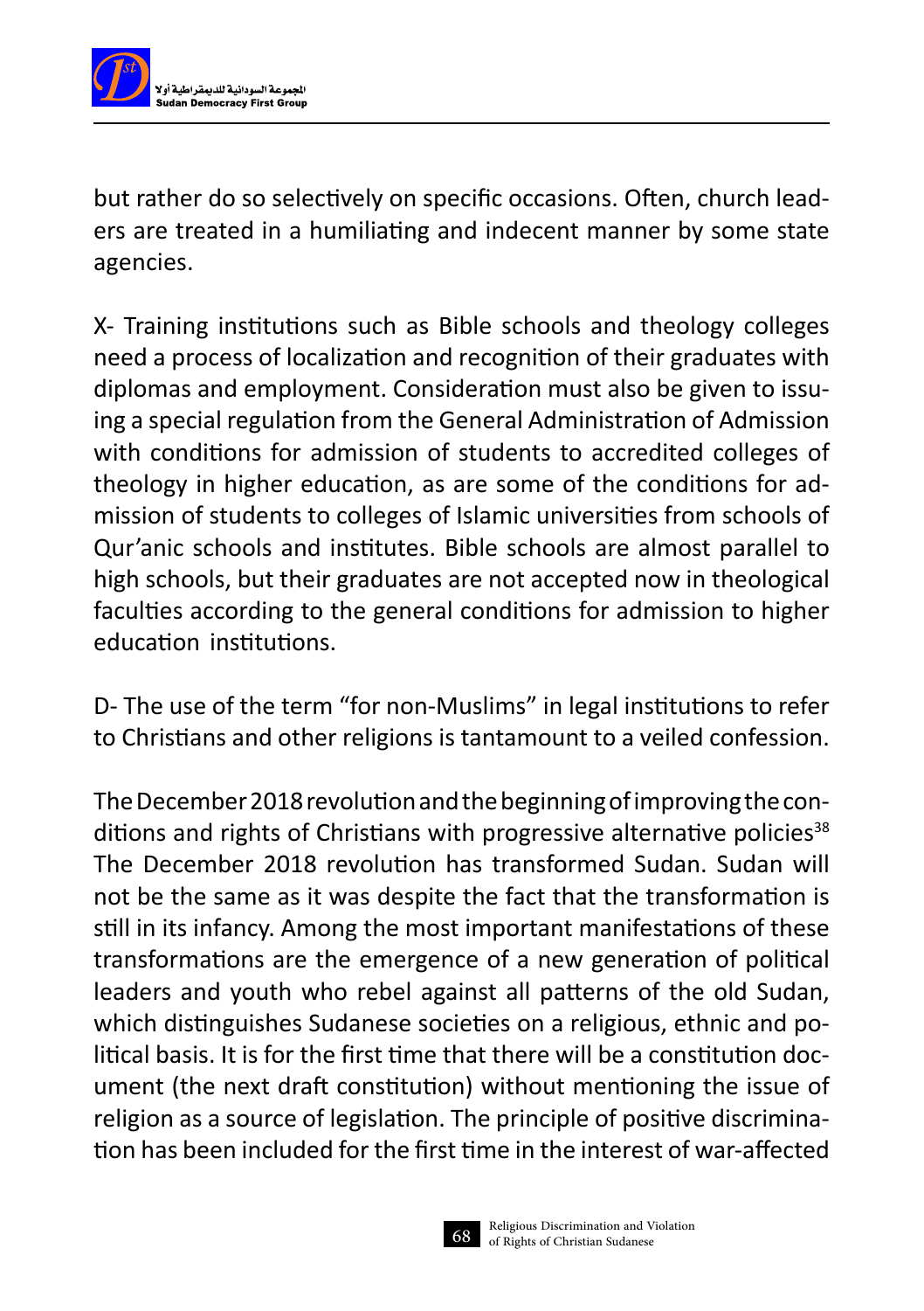but rather do so selectively on specific occasions. Often, church leaders are treated in a humiliating and indecent manner by some state agencies.

X- Training institutions such as Bible schools and theology colleges need a process of localization and recognition of their graduates with diplomas and employment. Consideration must also be given to issuing a special regulation from the General Administration of Admission with conditions for admission of students to accredited colleges of theology in higher education, as are some of the conditions for admission of students to colleges of Islamic universities from schools of Qur'anic schools and institutes. Bible schools are almost parallel to high schools, but their graduates are not accepted now in theological faculties according to the general conditions for admission to higher education institutions.

D- The use of the term "for non-Muslims" in legal institutions to refer to Christians and other religions is tantamount to a veiled confession.

**The December 2018 revolution and the beginning of improving the conditions and rights of Christians with progressive alternative policies[38]**

The December 2018 revolution has transformed Sudan. Sudan will not be the same as it was despite the fact that the transformation is still in its infancy. Among the most important manifestations of these transformations are the emergence of a new generation of political leaders and youth who rebel against all patterns of the old Sudan, which distinguishes Sudanese societies on a religious, ethnic and political basis. It is for the first time that there will be a constitution document (the next draft constitution) without mentioning the issue of religion as a source of legislation. The principle of positive discrimination has been included for the first time in the interest of war-affected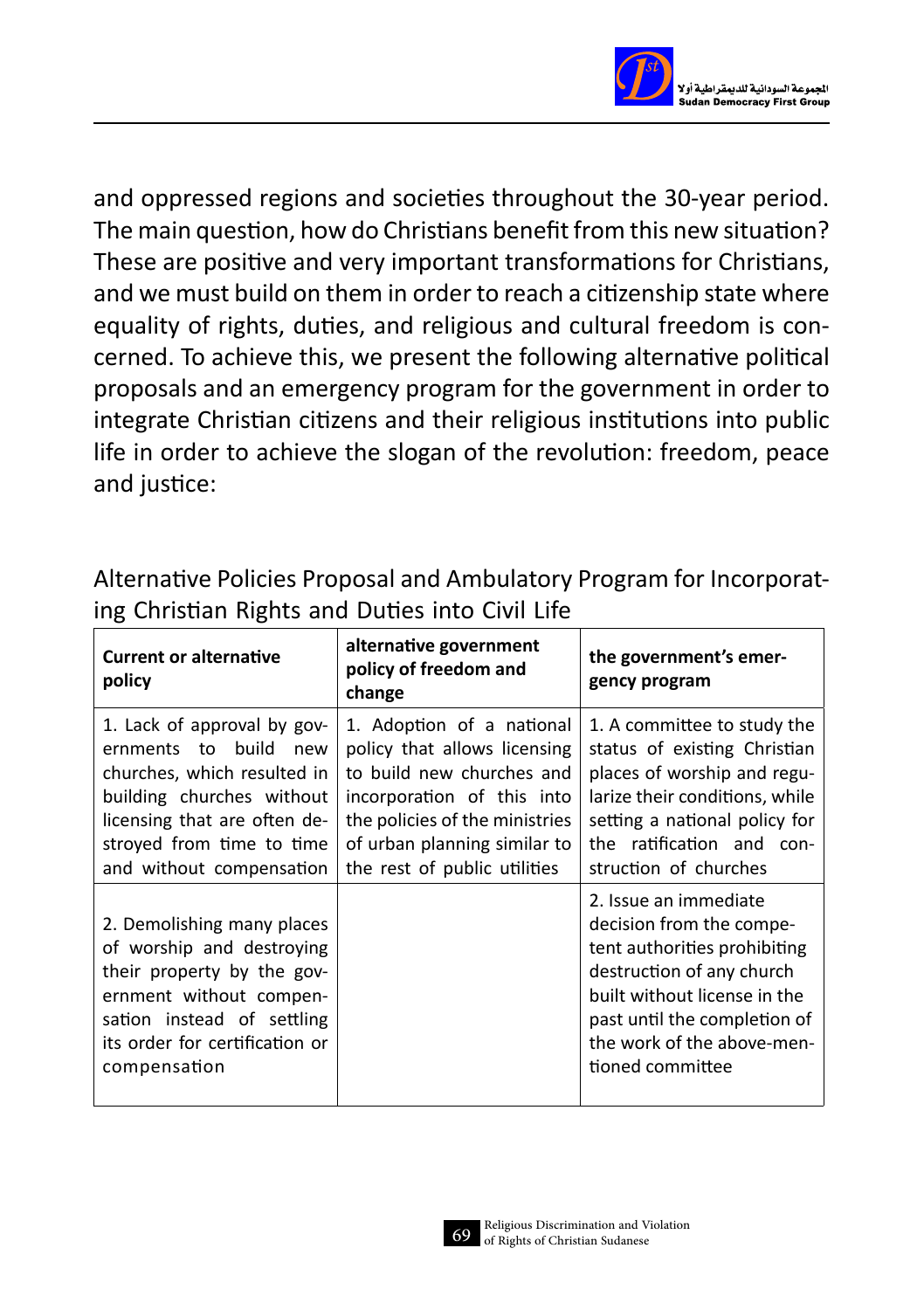and oppressed regions and societies throughout the 30-year period. The main question, how do Christians benefit from this new situation? These are positive and very important transformations for Christians, and we must build on them in order to reach a citizenship state where equality of rights, duties, and religious and cultural freedom is concerned. To achieve this, we present the following alternative political proposals and an emergency program for the government in order to integrate Christian citizens and their religious institutions into public life in order to achieve the slogan of the revolution: freedom, peace and justice:

Alternative Policies Proposal and Ambulatory Program for Incorporating Christian Rights and Duties into Civil Life

| Current or alternative policy | alternative government policy of freedom and change | the government's emergency program |
|---|---|---|
| 1. Lack of approval by governments to build new churches, which resulted in building churches without licensing that are often destroyed from time to time and without compensation | 1. Adoption of a national policy that allows licensing to build new churches and incorporation of this into the policies of the ministries of urban planning similar to the rest of public utilities | 1. A committee to study the status of existing Christian places of worship and regularize their conditions, while setting a national policy for the ratification and construction of churches |
| 2. Demolishing many places of worship and destroying their property by the government without compensation instead of settling its order for certification or compensation | | 2. Issue an immediate decision from the competent authorities prohibiting destruction of any church built without license in the past until the completion of the work of the above-mentioned committee |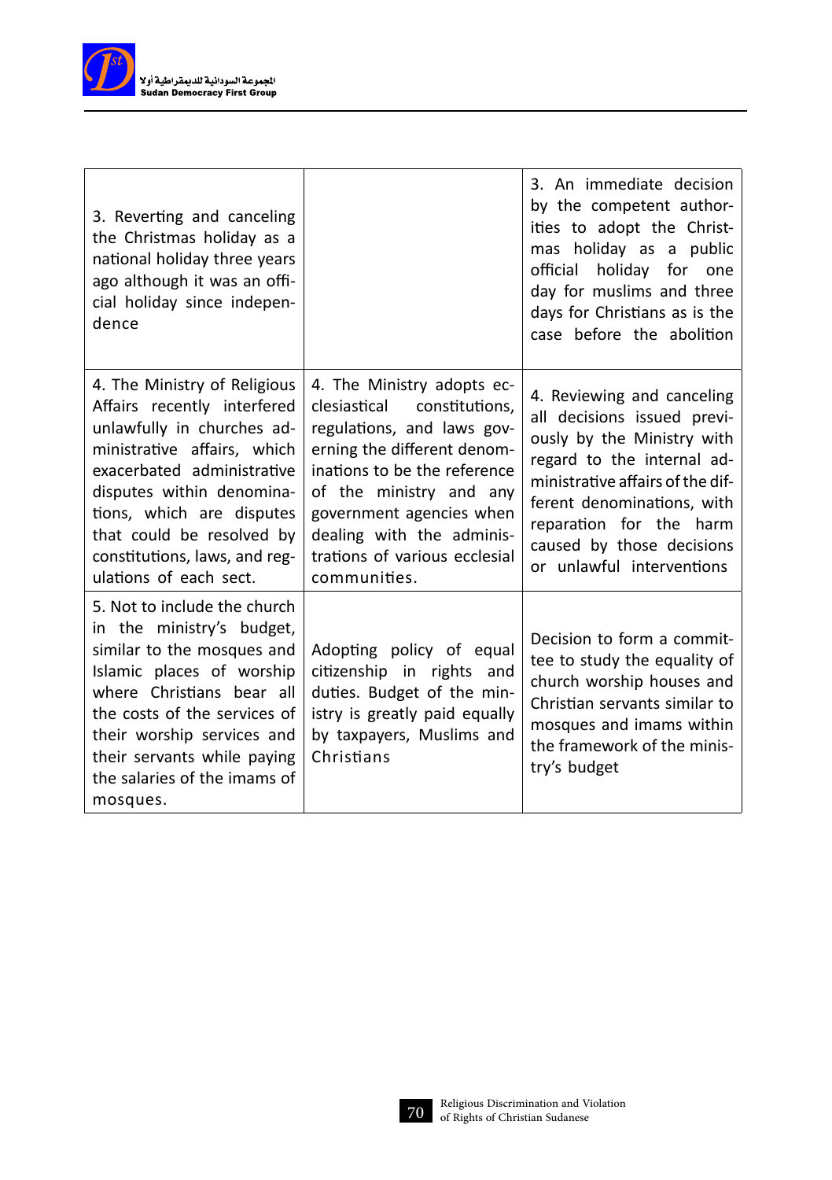| | | |
|---|---|---|
| 3. Reverting and canceling the Christmas holiday as a national holiday three years ago although it was an official holiday since independence | | 3. An immediate decision by the competent authorities to adopt the Christmas holiday as a public official holiday for one day for muslims and three days for Christians as is the case before the abolition |
| 4. The Ministry of Religious Affairs recently interfered unlawfully in churches administrative affairs, which exacerbated administrative disputes within denominations, which are disputes that could be resolved by constitutions, laws, and regulations of each sect. | 4. The Ministry adopts ecclesiastical constitutions, regulations, and laws governing the different denominations to be the reference of the ministry and any government agencies when dealing with the administrations of various ecclesial communities. | 4. Reviewing and canceling all decisions issued previously by the Ministry with regard to the internal administrative affairs of the different denominations, with reparation for the harm caused by those decisions or unlawful interventions |
| 5. Not to include the church in the ministry's budget, similar to the mosques and Islamic places of worship where Christians bear all the costs of the services of their worship services and their servants while paying the salaries of the imams of mosques. | Adopting policy of equal citizenship in rights and duties. Budget of the ministry is greatly paid equally by taxpayers, Muslims and Christians | Decision to form a committee to study the equality of church worship houses and Christian servants similar to mosques and imams within the framework of the ministry's budget |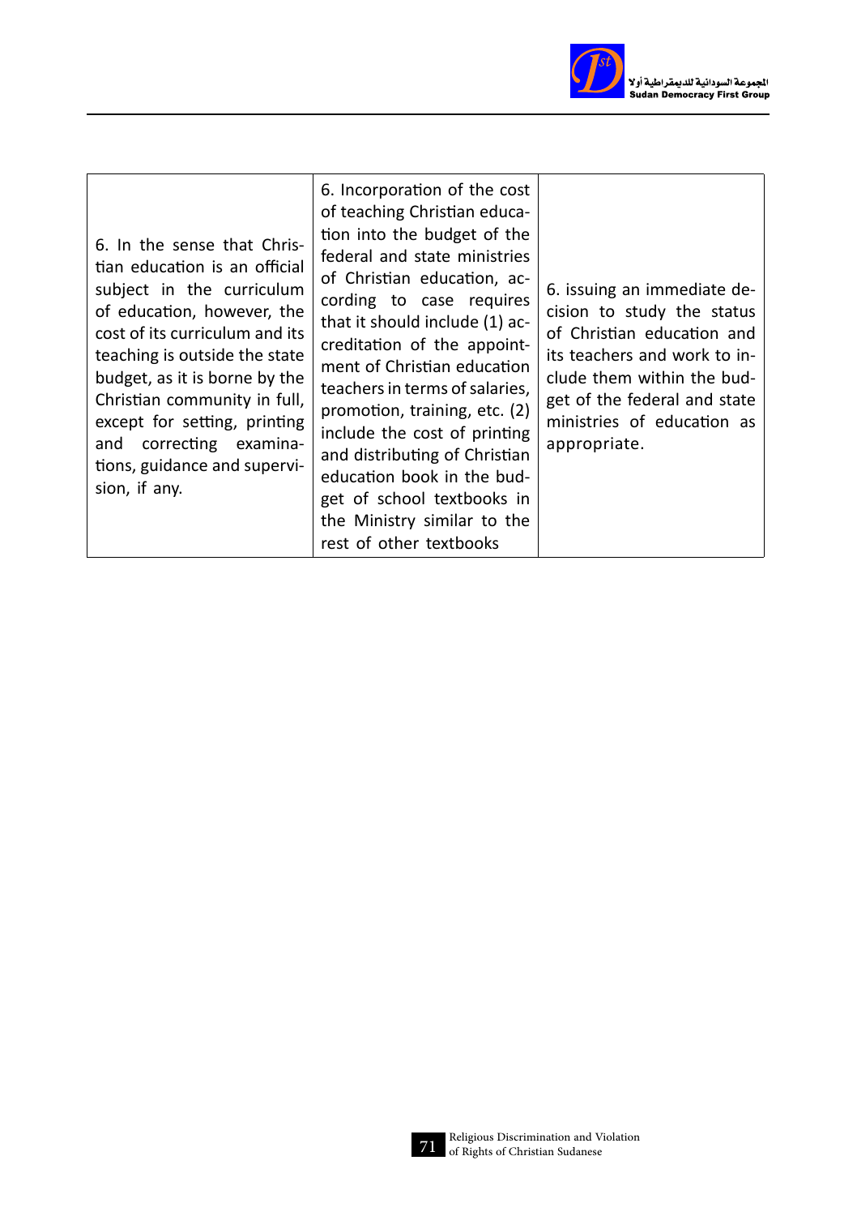| | | |
|---|---|---|
| 6. In the sense that Christian education is an official subject in the curriculum of education, however, the cost of its curriculum and its teaching is outside the state budget, as it is borne by the Christian community in full, except for setting, printing and correcting examinations, guidance and supervision, if any. | 6. Incorporation of the cost of teaching Christian education into the budget of the federal and state ministries of Christian education, according to case requires that it should include (1) accreditation of the appointment of Christian education teachers in terms of salaries, promotion, training, etc. (2) include the cost of printing and distributing of Christian education book in the budget of school textbooks in the Ministry similar to the rest of other textbooks | 6. issuing an immediate decision to study the status of Christian education and its teachers and work to include them within the budget of the federal and state ministries of education as appropriate. |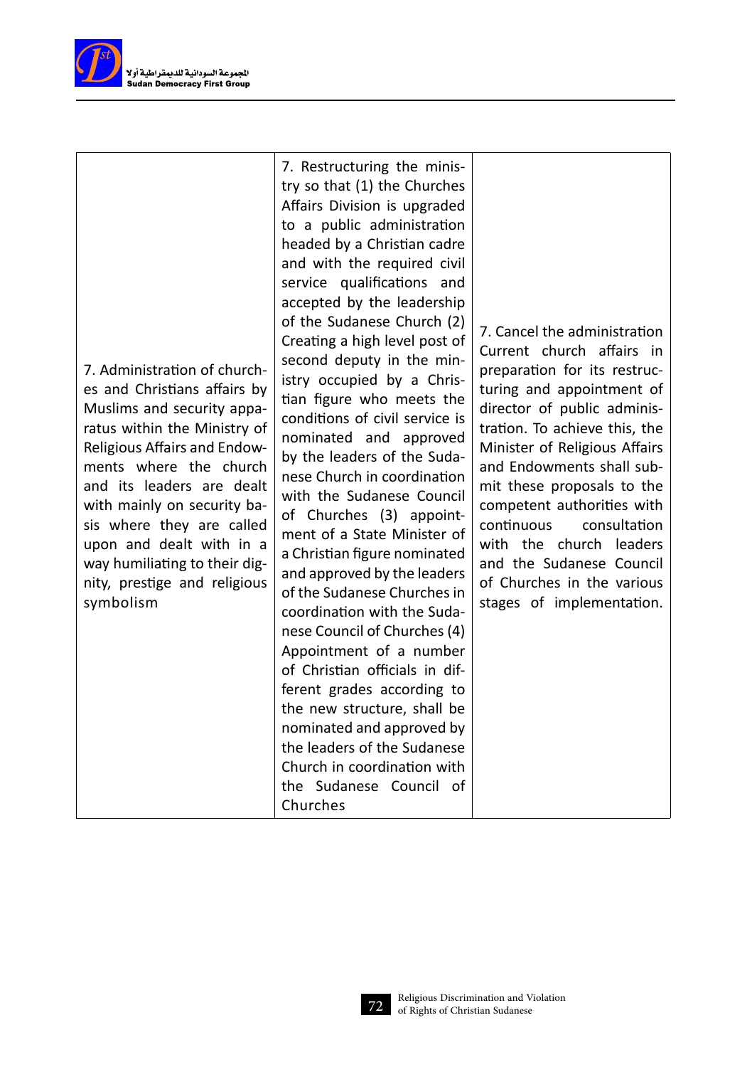| | | |
|---|---|---|
| 7. Administration of churches and Christians affairs by Muslims and security apparatus within the Ministry of Religious Affairs and Endowments where the church and its leaders are dealt with mainly on security basis where they are called upon and dealt with in a way humiliating to their dignity, prestige and religious symbolism | 7. Restructuring the ministry so that (1) the Churches Affairs Division is upgraded to a public administration headed by a Christian cadre and with the required civil service qualifications and accepted by the leadership of the Sudanese Church (2) Creating a high level post of second deputy in the ministry occupied by a Christian figure who meets the conditions of civil service is nominated and approved by the leaders of the Sudanese Church in coordination with the Sudanese Council of Churches (3) appointment of a State Minister of a Christian figure nominated and approved by the leaders of the Sudanese Churches in coordination with the Sudanese Council of Churches (4) Appointment of a number of Christian officials in different grades according to the new structure, shall be nominated and approved by the leaders of the Sudanese Church in coordination with the Sudanese Council of Churches | 7. Cancel the administration Current church affairs in preparation for its restructuring and appointment of director of public administration. To achieve this, the Minister of Religious Affairs and Endowments shall submit these proposals to the competent authorities with continuous consultation with the church leaders and the Sudanese Council of Churches in the various stages of implementation. |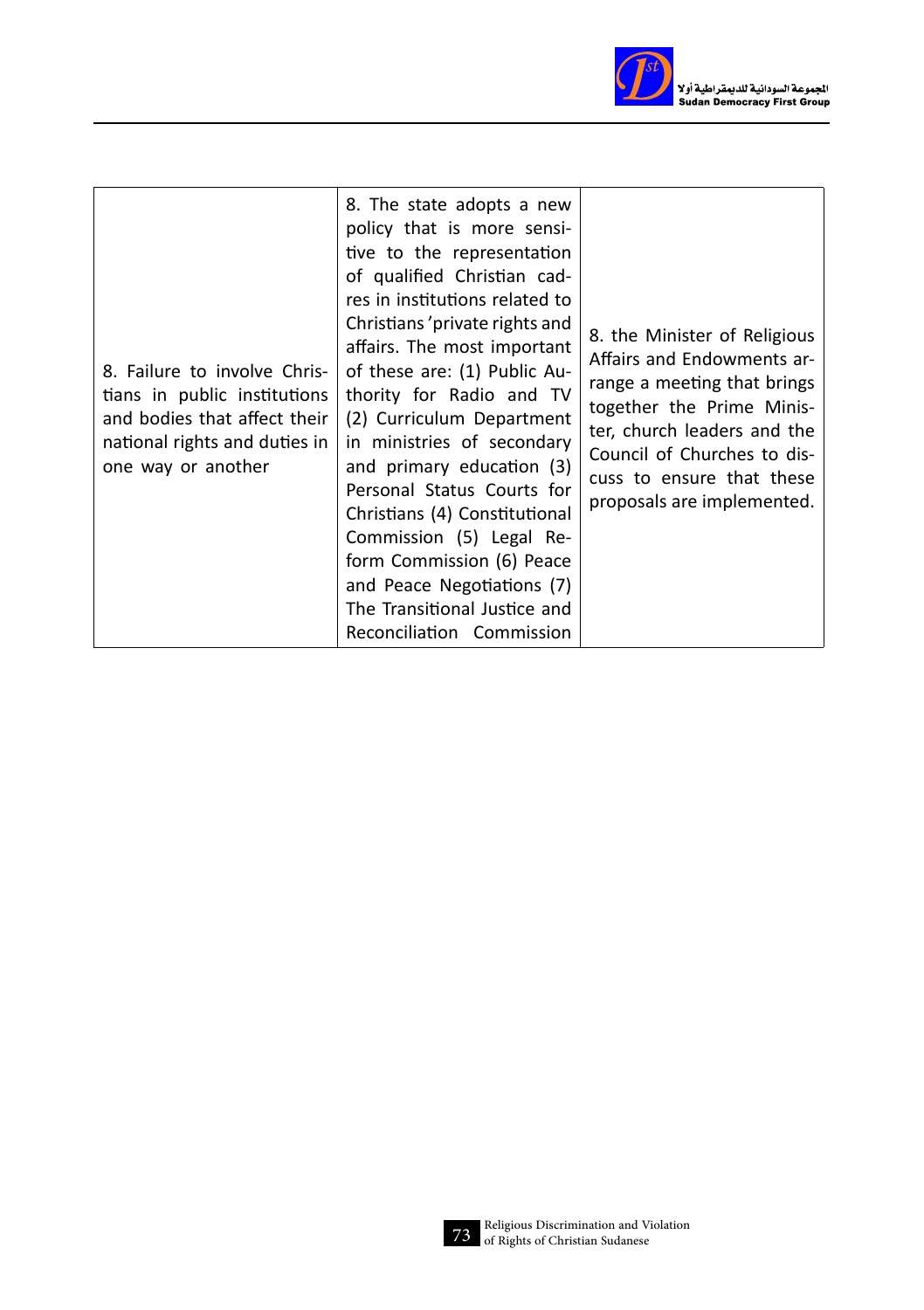| | | |
|---|---|---|
| 8. Failure to involve Christians in public institutions and bodies that affect their national rights and duties in one way or another | 8. The state adopts a new policy that is more sensitive to the representation of qualified Christian cadres in institutions related to Christians 'private rights and affairs. The most important of these are: (1) Public Authority for Radio and TV (2) Curriculum Department in ministries of secondary and primary education (3) Personal Status Courts for Christians (4) Constitutional Commission (5) Legal Reform Commission (6) Peace and Peace Negotiations (7) The Transitional Justice and Reconciliation Commission | 8. the Minister of Religious Affairs and Endowments arrange a meeting that brings together the Prime Minister, church leaders and the Council of Churches to discuss to ensure that these proposals are implemented. |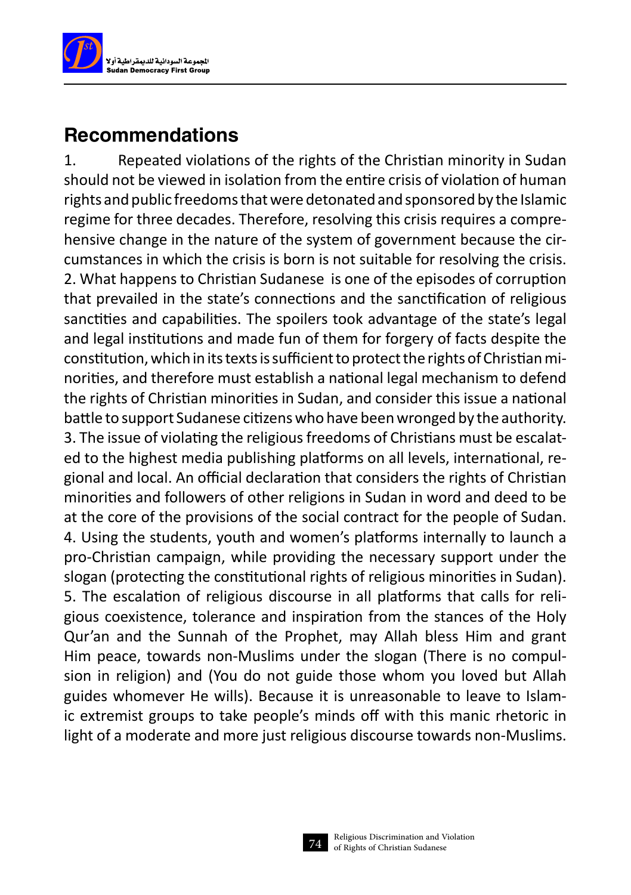## Recommendations

1. Repeated violations of the rights of the Christian minority in Sudan should not be viewed in isolation from the entire crisis of violation of human rights and public freedoms that were detonated and sponsored by the Islamic regime for three decades. Therefore, resolving this crisis requires a comprehensive change in the nature of the system of government because the circumstances in which the crisis is born is not suitable for resolving the crisis.

2. What happens to Christian Sudanese is one of the episodes of corruption that prevailed in the state's connections and the sanctification of religious sanctities and capabilities. The spoilers took advantage of the state's legal and legal institutions and made fun of them for forgery of facts despite the constitution, which in its texts is sufficient to protect the rights of Christian minorities, and therefore must establish a national legal mechanism to defend the rights of Christian minorities in Sudan, and consider this issue a national battle to support Sudanese citizens who have been wronged by the authority.

3. The issue of violating the religious freedoms of Christians must be escalated to the highest media publishing platforms on all levels, international, regional and local. An official declaration that considers the rights of Christian minorities and followers of other religions in Sudan in word and deed to be at the core of the provisions of the social contract for the people of Sudan.

4. Using the students, youth and women's platforms internally to launch a pro-Christian campaign, while providing the necessary support under the slogan (protecting the constitutional rights of religious minorities in Sudan).

5. The escalation of religious discourse in all platforms that calls for religious coexistence, tolerance and inspiration from the stances of the Holy Qur'an and the Sunnah of the Prophet, may Allah bless Him and grant Him peace, towards non-Muslims under the slogan (There is no compulsion in religion) and (You do not guide those whom you loved but Allah guides whomever He wills). Because it is unreasonable to leave to Islamic extremist groups to take people's minds off with this manic rhetoric in light of a moderate and more just religious discourse towards non-Muslims.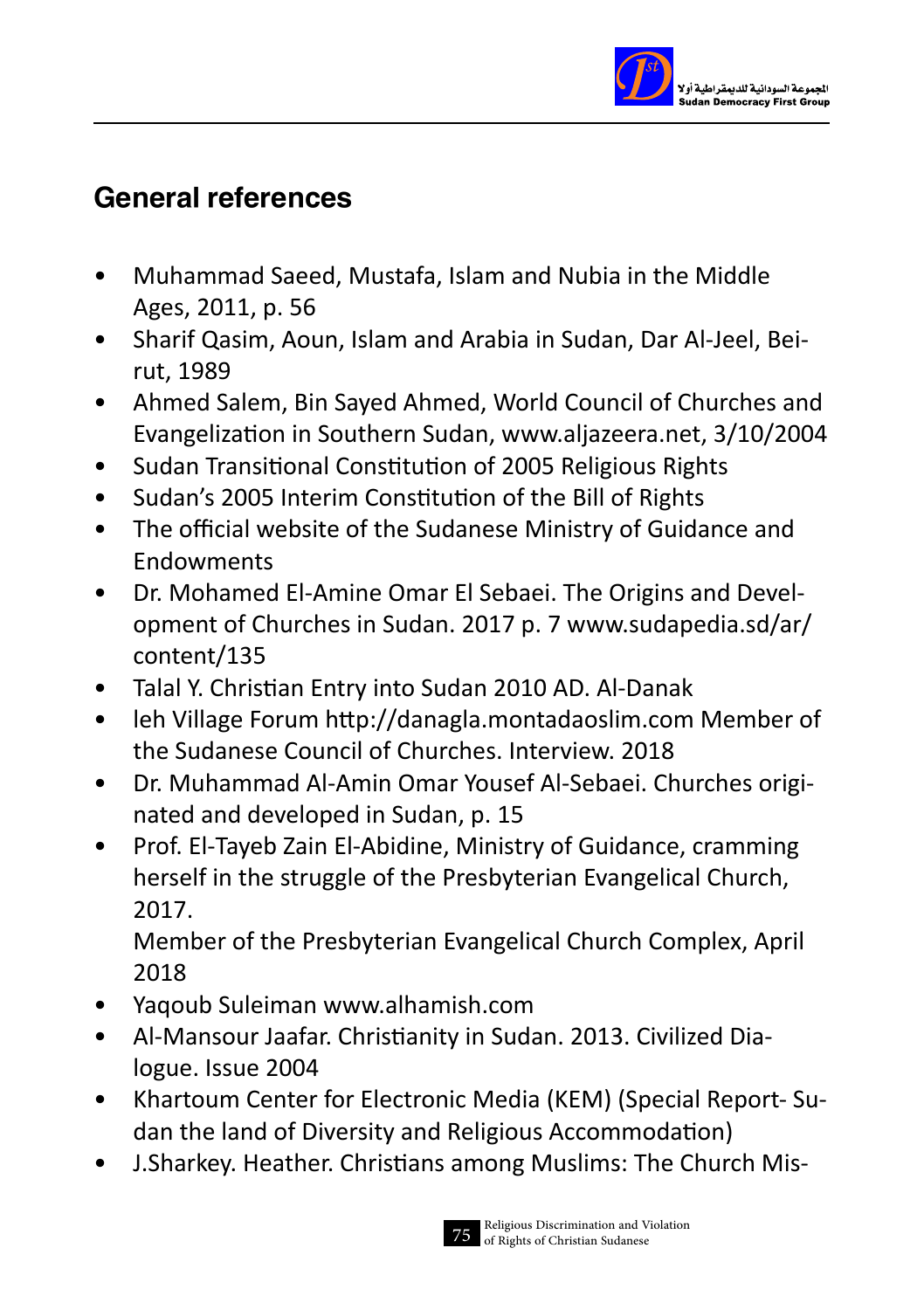## General references

- Muhammad Saeed, Mustafa, Islam and Nubia in the Middle Ages, 2011, p. 56
- Sharif Qasim, Aoun, Islam and Arabia in Sudan, Dar Al-Jeel, Beirut, 1989
- Ahmed Salem, Bin Sayed Ahmed, World Council of Churches and Evangelization in Southern Sudan, www.aljazeera.net, 3/10/2004
- Sudan Transitional Constitution of 2005 Religious Rights
- Sudan's 2005 Interim Constitution of the Bill of Rights
- The official website of the Sudanese Ministry of Guidance and Endowments
- Dr. Mohamed El-Amine Omar El Sebaei. The Origins and Development of Churches in Sudan. 2017 p. 7 www.sudapedia.sd/ar/content/135
- Talal Y. Christian Entry into Sudan 2010 AD. Al-Danak
- leh Village Forum http://danagla.montadaoslim.com Member of the Sudanese Council of Churches. Interview. 2018
- Dr. Muhammad Al-Amin Omar Yousef Al-Sebaei. Churches originated and developed in Sudan, p. 15
- Prof. El-Tayeb Zain El-Abidine, Ministry of Guidance, cramming herself in the struggle of the Presbyterian Evangelical Church, 2017.

  Member of the Presbyterian Evangelical Church Complex, April 2018
- Yaqoub Suleiman www.alhamish.com
- Al-Mansour Jaafar. Christianity in Sudan. 2013. Civilized Dialogue. Issue 2004
- Khartoum Center for Electronic Media (KEM) (Special Report- Sudan the land of Diversity and Religious Accommodation)
- J.Sharkey. Heather. Christians among Muslims: The Church Mis-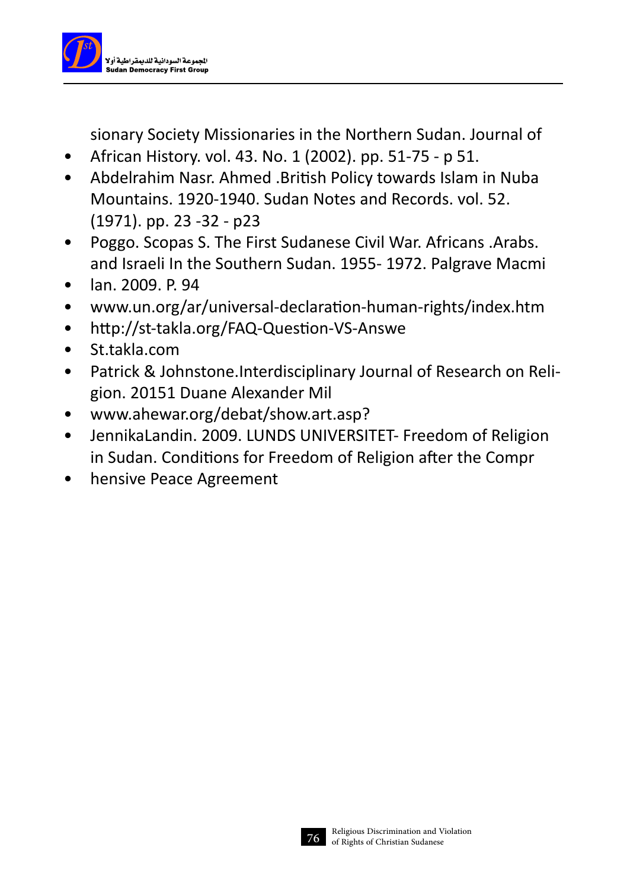sionary Society Missionaries in the Northern Sudan. Journal of

- African History. vol. 43. No. 1 (2002). pp. 51-75 - p 51.
- Abdelrahim Nasr. Ahmed .British Policy towards Islam in Nuba Mountains. 1920-1940. Sudan Notes and Records. vol. 52. (1971). pp. 23 -32 - p23
- Poggo. Scopas S. The First Sudanese Civil War. Africans .Arabs. and Israeli In the Southern Sudan. 1955- 1972. Palgrave Macmi
- lan. 2009. P. 94
- www.un.org/ar/universal-declaration-human-rights/index.htm
- http://st-takla.org/FAQ-Question-VS-Answe
- St.takla.com
- Patrick & Johnstone.Interdisciplinary Journal of Research on Religion. 20151 Duane Alexander Mil
- www.ahewar.org/debat/show.art.asp?
- JennikaLandin. 2009. LUNDS UNIVERSITET- Freedom of Religion in Sudan. Conditions for Freedom of Religion after the Compr
- hensive Peace Agreement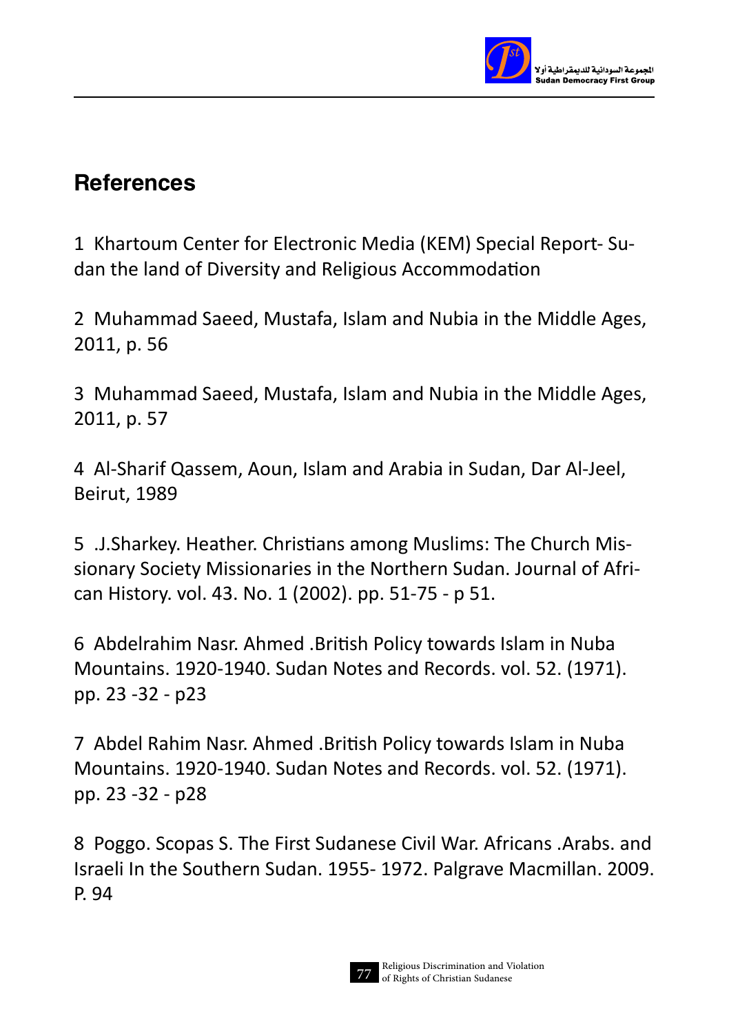## References

1 Khartoum Center for Electronic Media (KEM) Special Report- Sudan the land of Diversity and Religious Accommodation

2 Muhammad Saeed, Mustafa, Islam and Nubia in the Middle Ages, 2011, p. 56

3 Muhammad Saeed, Mustafa, Islam and Nubia in the Middle Ages, 2011, p. 57

4 Al-Sharif Qassem, Aoun, Islam and Arabia in Sudan, Dar Al-Jeel, Beirut, 1989

5 .J.Sharkey. Heather. Christians among Muslims: The Church Missionary Society Missionaries in the Northern Sudan. Journal of African History. vol. 43. No. 1 (2002). pp. 51-75 - p 51.

6 Abdelrahim Nasr. Ahmed .British Policy towards Islam in Nuba Mountains. 1920-1940. Sudan Notes and Records. vol. 52. (1971). pp. 23 -32 - p23

7 Abdel Rahim Nasr. Ahmed .British Policy towards Islam in Nuba Mountains. 1920-1940. Sudan Notes and Records. vol. 52. (1971). pp. 23 -32 - p28

8 Poggo. Scopas S. The First Sudanese Civil War. Africans .Arabs. and Israeli In the Southern Sudan. 1955- 1972. Palgrave Macmillan. 2009. P. 94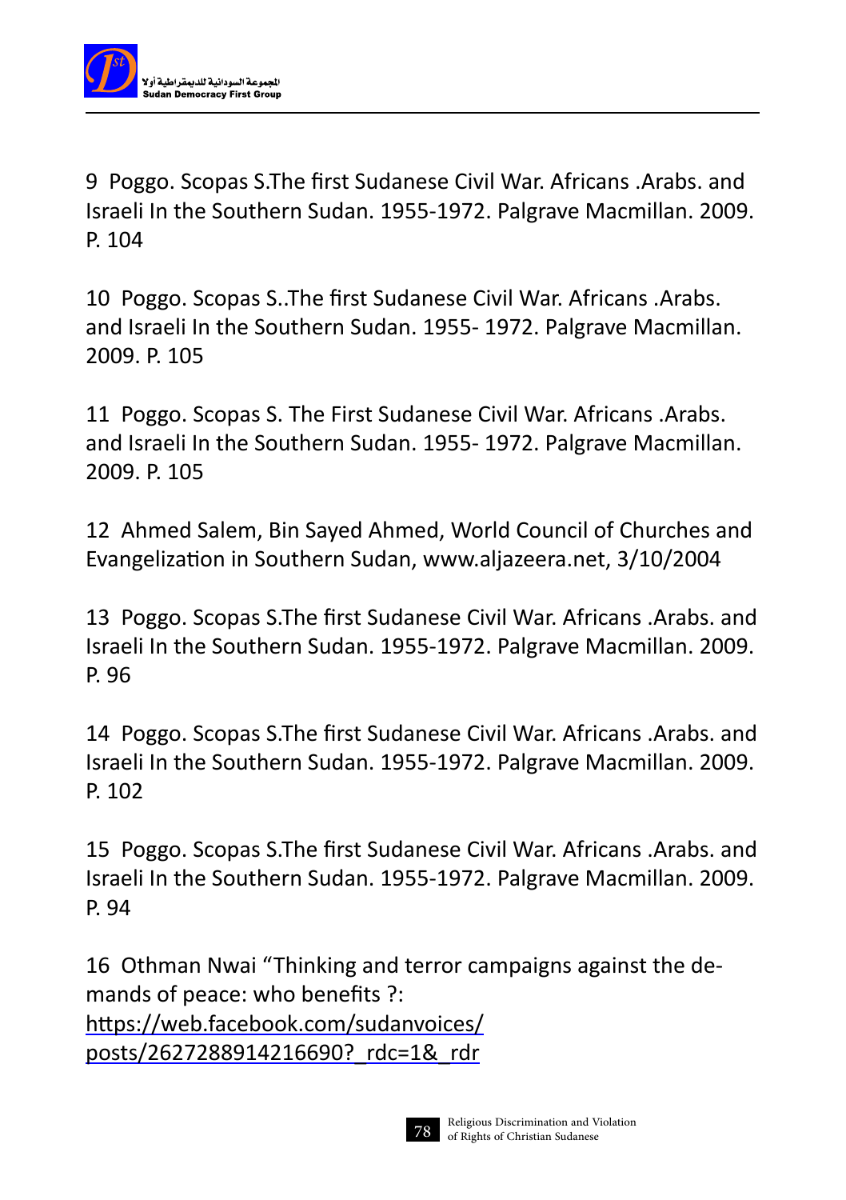9 Poggo. Scopas S.The first Sudanese Civil War. Africans .Arabs. and Israeli In the Southern Sudan. 1955-1972. Palgrave Macmillan. 2009. P. 104

10 Poggo. Scopas S..The first Sudanese Civil War. Africans .Arabs. and Israeli In the Southern Sudan. 1955- 1972. Palgrave Macmillan. 2009. P. 105

11 Poggo. Scopas S. The First Sudanese Civil War. Africans .Arabs. and Israeli In the Southern Sudan. 1955- 1972. Palgrave Macmillan. 2009. P. 105

12 Ahmed Salem, Bin Sayed Ahmed, World Council of Churches and Evangelization in Southern Sudan, www.aljazeera.net, 3/10/2004

13 Poggo. Scopas S.The first Sudanese Civil War. Africans .Arabs. and Israeli In the Southern Sudan. 1955-1972. Palgrave Macmillan. 2009. P. 96

14 Poggo. Scopas S.The first Sudanese Civil War. Africans .Arabs. and Israeli In the Southern Sudan. 1955-1972. Palgrave Macmillan. 2009. P. 102

15 Poggo. Scopas S.The first Sudanese Civil War. Africans .Arabs. and Israeli In the Southern Sudan. 1955-1972. Palgrave Macmillan. 2009. P. 94

16 Othman Nwai "Thinking and terror campaigns against the demands of peace: who benefits ?: https://web.facebook.com/sudanvoices/posts/2627288914216690?_rdc=1&_rdr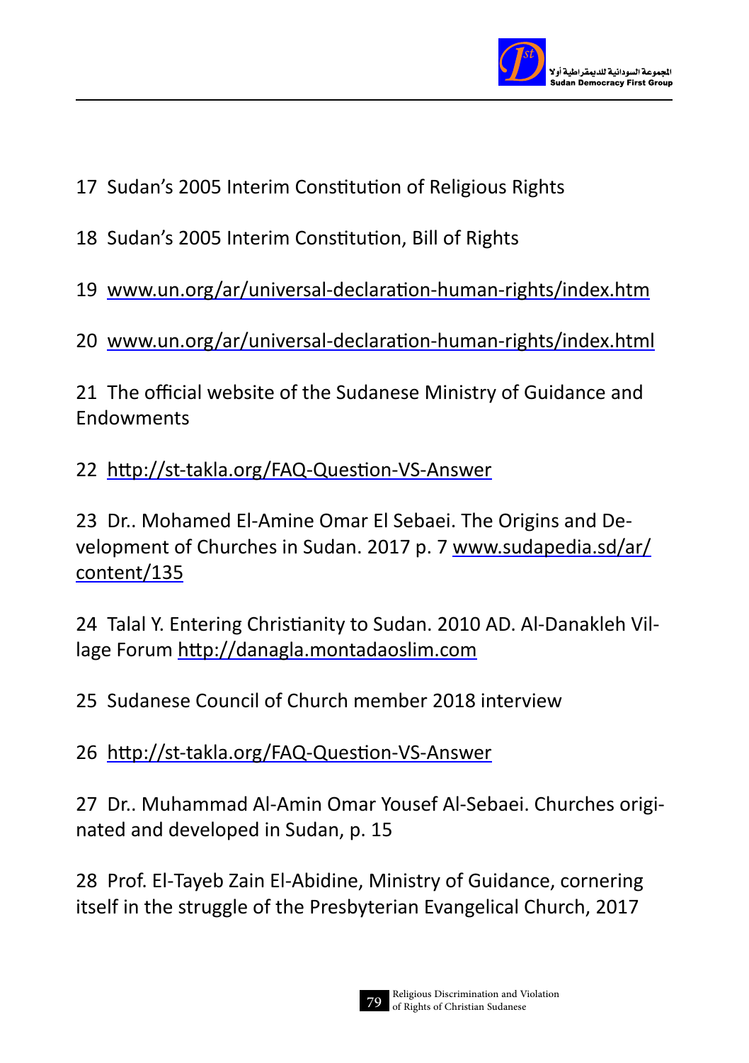17 Sudan's 2005 Interim Constitution of Religious Rights

18 Sudan's 2005 Interim Constitution, Bill of Rights

19 www.un.org/ar/universal-declaration-human-rights/index.htm

20 www.un.org/ar/universal-declaration-human-rights/index.html

21 The official website of the Sudanese Ministry of Guidance and Endowments

22 http://st-takla.org/FAQ-Question-VS-Answer

23 Dr.. Mohamed El-Amine Omar El Sebaei. The Origins and Development of Churches in Sudan. 2017 p. 7 www.sudapedia.sd/ar/content/135

24 Talal Y. Entering Christianity to Sudan. 2010 AD. Al-Danakleh Village Forum http://danagla.montadaoslim.com

25 Sudanese Council of Church member 2018 interview

26 http://st-takla.org/FAQ-Question-VS-Answer

27 Dr.. Muhammad Al-Amin Omar Yousef Al-Sebaei. Churches originated and developed in Sudan, p. 15

28 Prof. El-Tayeb Zain El-Abidine, Ministry of Guidance, cornering itself in the struggle of the Presbyterian Evangelical Church, 2017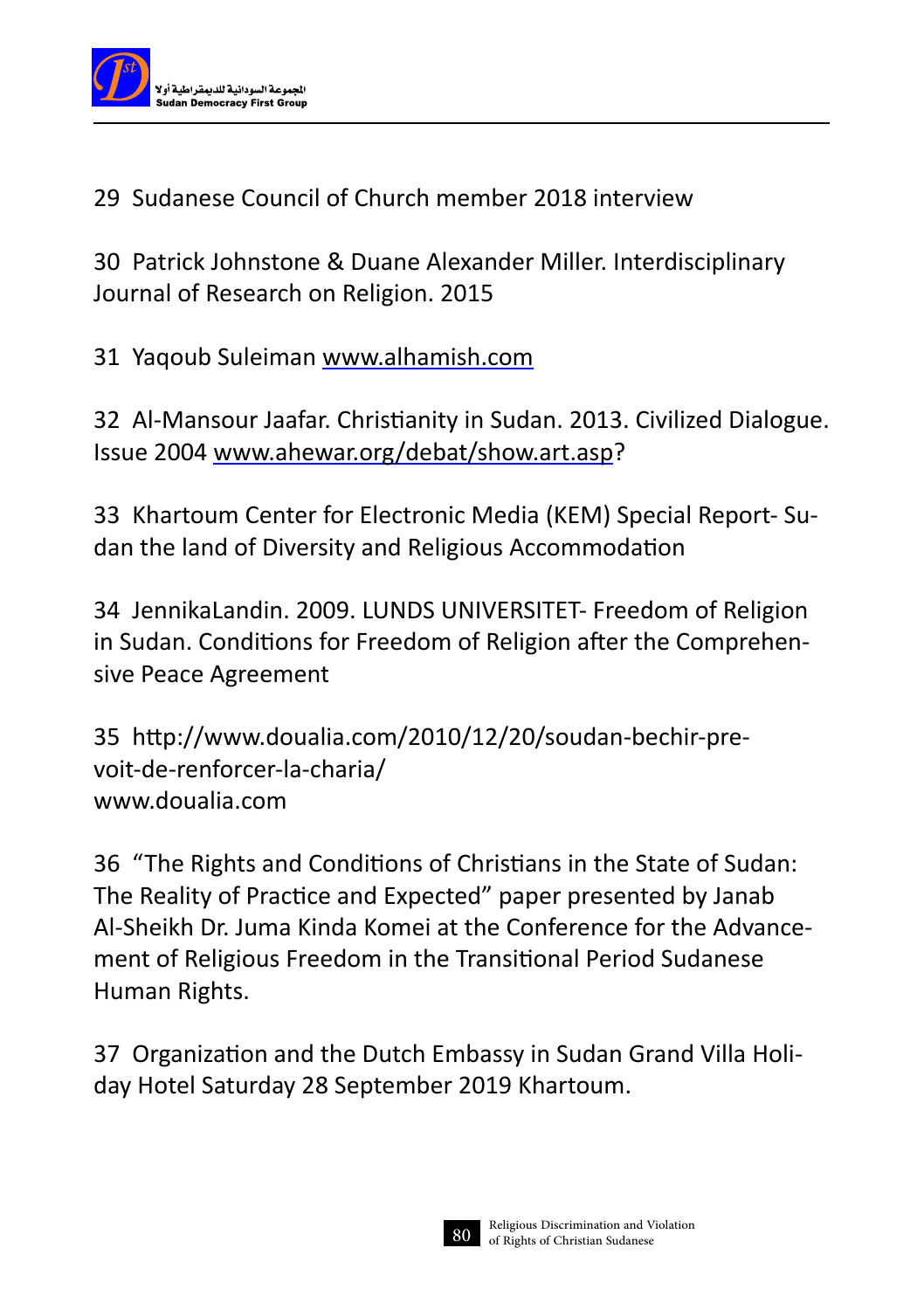29 Sudanese Council of Church member 2018 interview

30 Patrick Johnstone & Duane Alexander Miller. Interdisciplinary Journal of Research on Religion. 2015

31 Yaqoub Suleiman www.alhamish.com

32 Al-Mansour Jaafar. Christianity in Sudan. 2013. Civilized Dialogue. Issue 2004 www.ahewar.org/debat/show.art.asp?

33 Khartoum Center for Electronic Media (KEM) Special Report- Sudan the land of Diversity and Religious Accommodation

34 JennikaLandin. 2009. LUNDS UNIVERSITET- Freedom of Religion in Sudan. Conditions for Freedom of Religion after the Comprehensive Peace Agreement

35 http://www.doualia.com/2010/12/20/soudan-bechir-prevoit-de-renforcer-la-charia/
www.doualia.com

36 "The Rights and Conditions of Christians in the State of Sudan: The Reality of Practice and Expected" paper presented by Janab Al-Sheikh Dr. Juma Kinda Komei at the Conference for the Advancement of Religious Freedom in the Transitional Period Sudanese Human Rights.

37 Organization and the Dutch Embassy in Sudan Grand Villa Holiday Hotel Saturday 28 September 2019 Khartoum.